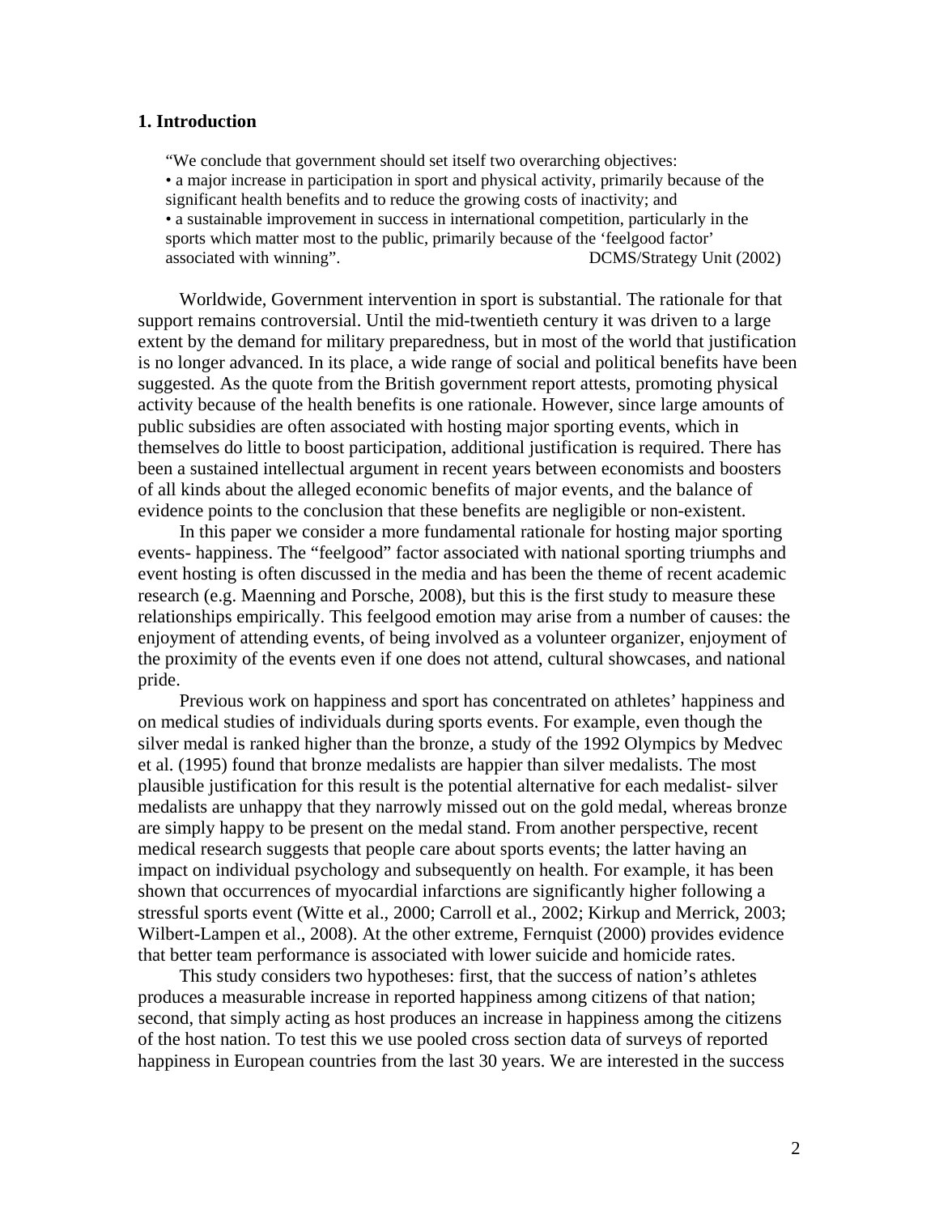## 1. Introduction

> "We conclude that government should set itself two overarching objectives:
> • a major increase in participation in sport and physical activity, primarily because of the significant health benefits and to reduce the growing costs of inactivity; and
> • a sustainable improvement in success in international competition, particularly in the sports which matter most to the public, primarily because of the 'feelgood factor' associated with winning". DCMS/Strategy Unit (2002)

Worldwide, Government intervention in sport is substantial. The rationale for that support remains controversial. Until the mid-twentieth century it was driven to a large extent by the demand for military preparedness, but in most of the world that justification is no longer advanced. In its place, a wide range of social and political benefits have been suggested. As the quote from the British government report attests, promoting physical activity because of the health benefits is one rationale. However, since large amounts of public subsidies are often associated with hosting major sporting events, which in themselves do little to boost participation, additional justification is required. There has been a sustained intellectual argument in recent years between economists and boosters of all kinds about the alleged economic benefits of major events, and the balance of evidence points to the conclusion that these benefits are negligible or non-existent.

In this paper we consider a more fundamental rationale for hosting major sporting events- happiness. The "feelgood" factor associated with national sporting triumphs and event hosting is often discussed in the media and has been the theme of recent academic research (e.g. Maenning and Porsche, 2008), but this is the first study to measure these relationships empirically. This feelgood emotion may arise from a number of causes: the enjoyment of attending events, of being involved as a volunteer organizer, enjoyment of the proximity of the events even if one does not attend, cultural showcases, and national pride.

Previous work on happiness and sport has concentrated on athletes' happiness and on medical studies of individuals during sports events. For example, even though the silver medal is ranked higher than the bronze, a study of the 1992 Olympics by Medvec et al. (1995) found that bronze medalists are happier than silver medalists. The most plausible justification for this result is the potential alternative for each medalist- silver medalists are unhappy that they narrowly missed out on the gold medal, whereas bronze are simply happy to be present on the medal stand. From another perspective, recent medical research suggests that people care about sports events; the latter having an impact on individual psychology and subsequently on health. For example, it has been shown that occurrences of myocardial infarctions are significantly higher following a stressful sports event (Witte et al., 2000; Carroll et al., 2002; Kirkup and Merrick, 2003; Wilbert-Lampen et al., 2008). At the other extreme, Fernquist (2000) provides evidence that better team performance is associated with lower suicide and homicide rates.

This study considers two hypotheses: first, that the success of nation's athletes produces a measurable increase in reported happiness among citizens of that nation; second, that simply acting as host produces an increase in happiness among the citizens of the host nation. To test this we use pooled cross section data of surveys of reported happiness in European countries from the last 30 years. We are interested in the success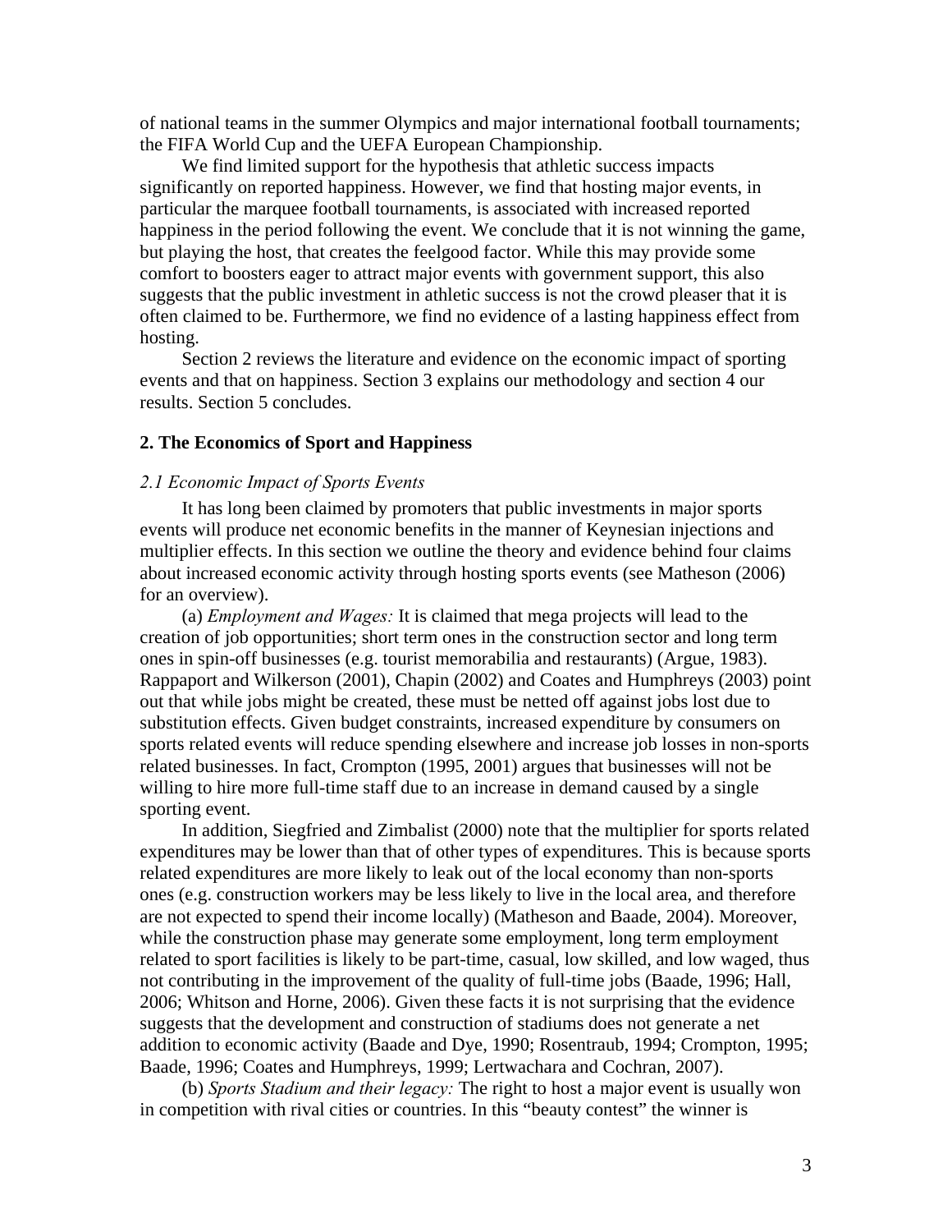of national teams in the summer Olympics and major international football tournaments; the FIFA World Cup and the UEFA European Championship.

We find limited support for the hypothesis that athletic success impacts significantly on reported happiness. However, we find that hosting major events, in particular the marquee football tournaments, is associated with increased reported happiness in the period following the event. We conclude that it is not winning the game, but playing the host, that creates the feelgood factor. While this may provide some comfort to boosters eager to attract major events with government support, this also suggests that the public investment in athletic success is not the crowd pleaser that it is often claimed to be. Furthermore, we find no evidence of a lasting happiness effect from hosting.

Section 2 reviews the literature and evidence on the economic impact of sporting events and that on happiness. Section 3 explains our methodology and section 4 our results. Section 5 concludes.

## 2. The Economics of Sport and Happiness

### *2.1 Economic Impact of Sports Events*

It has long been claimed by promoters that public investments in major sports events will produce net economic benefits in the manner of Keynesian injections and multiplier effects. In this section we outline the theory and evidence behind four claims about increased economic activity through hosting sports events (see Matheson (2006) for an overview).

(a) *Employment and Wages:* It is claimed that mega projects will lead to the creation of job opportunities; short term ones in the construction sector and long term ones in spin-off businesses (e.g. tourist memorabilia and restaurants) (Argue, 1983). Rappaport and Wilkerson (2001), Chapin (2002) and Coates and Humphreys (2003) point out that while jobs might be created, these must be netted off against jobs lost due to substitution effects. Given budget constraints, increased expenditure by consumers on sports related events will reduce spending elsewhere and increase job losses in non-sports related businesses. In fact, Crompton (1995, 2001) argues that businesses will not be willing to hire more full-time staff due to an increase in demand caused by a single sporting event.

In addition, Siegfried and Zimbalist (2000) note that the multiplier for sports related expenditures may be lower than that of other types of expenditures. This is because sports related expenditures are more likely to leak out of the local economy than non-sports ones (e.g. construction workers may be less likely to live in the local area, and therefore are not expected to spend their income locally) (Matheson and Baade, 2004). Moreover, while the construction phase may generate some employment, long term employment related to sport facilities is likely to be part-time, casual, low skilled, and low waged, thus not contributing in the improvement of the quality of full-time jobs (Baade, 1996; Hall, 2006; Whitson and Horne, 2006). Given these facts it is not surprising that the evidence suggests that the development and construction of stadiums does not generate a net addition to economic activity (Baade and Dye, 1990; Rosentraub, 1994; Crompton, 1995; Baade, 1996; Coates and Humphreys, 1999; Lertwachara and Cochran, 2007).

(b) *Sports Stadium and their legacy:* The right to host a major event is usually won in competition with rival cities or countries. In this "beauty contest" the winner is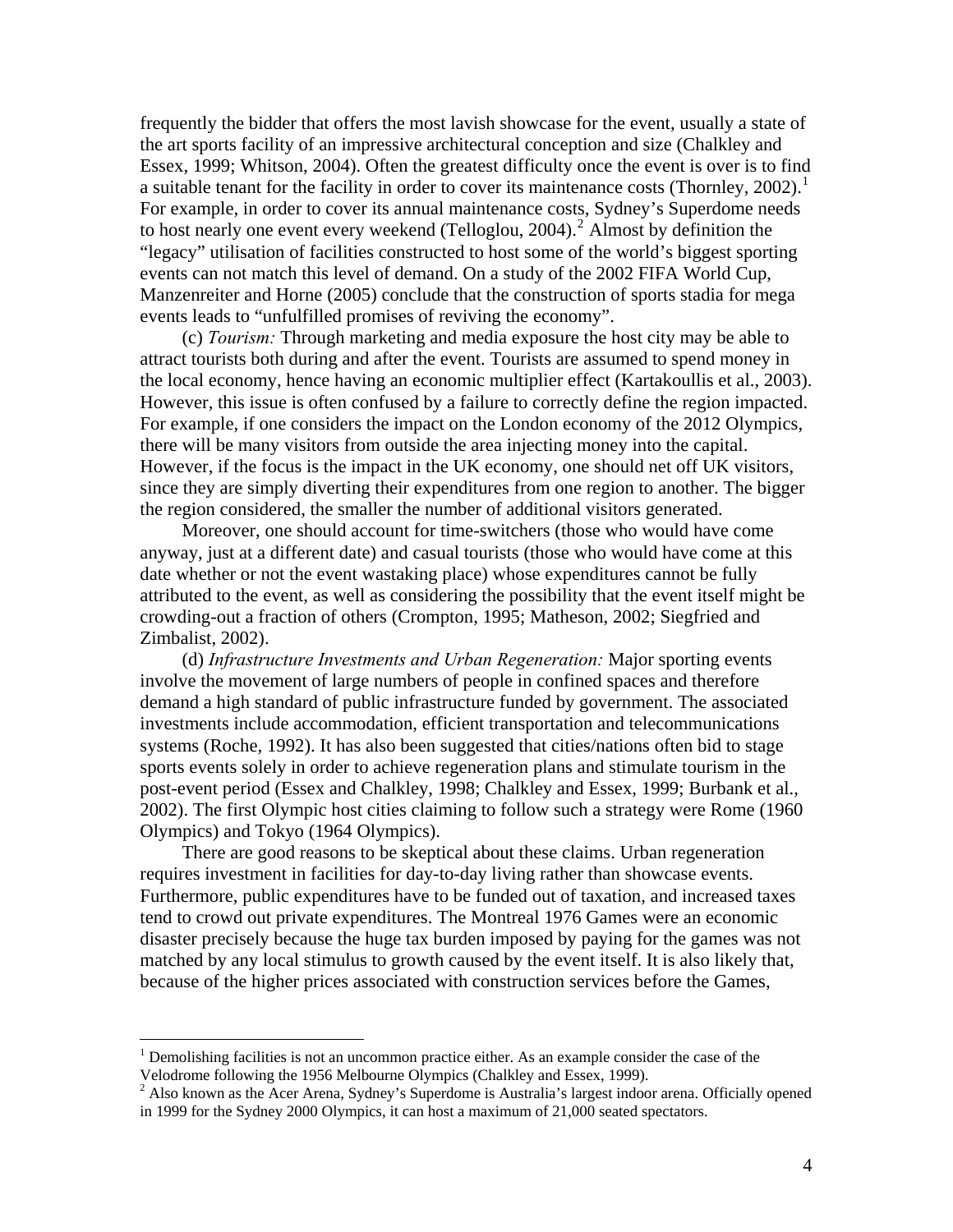frequently the bidder that offers the most lavish showcase for the event, usually a state of the art sports facility of an impressive architectural conception and size (Chalkley and Essex, 1999; Whitson, 2004). Often the greatest difficulty once the event is over is to find a suitable tenant for the facility in order to cover its maintenance costs (Thornley, 2002).[1] For example, in order to cover its annual maintenance costs, Sydney's Superdome needs to host nearly one event every weekend (Telloglou, 2004).[2] Almost by definition the "legacy" utilisation of facilities constructed to host some of the world's biggest sporting events can not match this level of demand. On a study of the 2002 FIFA World Cup, Manzenreiter and Horne (2005) conclude that the construction of sports stadia for mega events leads to "unfulfilled promises of reviving the economy".

(c) *Tourism:* Through marketing and media exposure the host city may be able to attract tourists both during and after the event. Tourists are assumed to spend money in the local economy, hence having an economic multiplier effect (Kartakoullis et al., 2003). However, this issue is often confused by a failure to correctly define the region impacted. For example, if one considers the impact on the London economy of the 2012 Olympics, there will be many visitors from outside the area injecting money into the capital. However, if the focus is the impact in the UK economy, one should net off UK visitors, since they are simply diverting their expenditures from one region to another. The bigger the region considered, the smaller the number of additional visitors generated.

Moreover, one should account for time-switchers (those who would have come anyway, just at a different date) and casual tourists (those who would have come at this date whether or not the event wastaking place) whose expenditures cannot be fully attributed to the event, as well as considering the possibility that the event itself might be crowding-out a fraction of others (Crompton, 1995; Matheson, 2002; Siegfried and Zimbalist, 2002).

(d) *Infrastructure Investments and Urban Regeneration:* Major sporting events involve the movement of large numbers of people in confined spaces and therefore demand a high standard of public infrastructure funded by government. The associated investments include accommodation, efficient transportation and telecommunications systems (Roche, 1992). It has also been suggested that cities/nations often bid to stage sports events solely in order to achieve regeneration plans and stimulate tourism in the post-event period (Essex and Chalkley, 1998; Chalkley and Essex, 1999; Burbank et al., 2002). The first Olympic host cities claiming to follow such a strategy were Rome (1960 Olympics) and Tokyo (1964 Olympics).

There are good reasons to be skeptical about these claims. Urban regeneration requires investment in facilities for day-to-day living rather than showcase events. Furthermore, public expenditures have to be funded out of taxation, and increased taxes tend to crowd out private expenditures. The Montreal 1976 Games were an economic disaster precisely because the huge tax burden imposed by paying for the games was not matched by any local stimulus to growth caused by the event itself. It is also likely that, because of the higher prices associated with construction services before the Games,

---

[1] Demolishing facilities is not an uncommon practice either. As an example consider the case of the Velodrome following the 1956 Melbourne Olympics (Chalkley and Essex, 1999).

[2] Also known as the Acer Arena, Sydney's Superdome is Australia's largest indoor arena. Officially opened in 1999 for the Sydney 2000 Olympics, it can host a maximum of 21,000 seated spectators.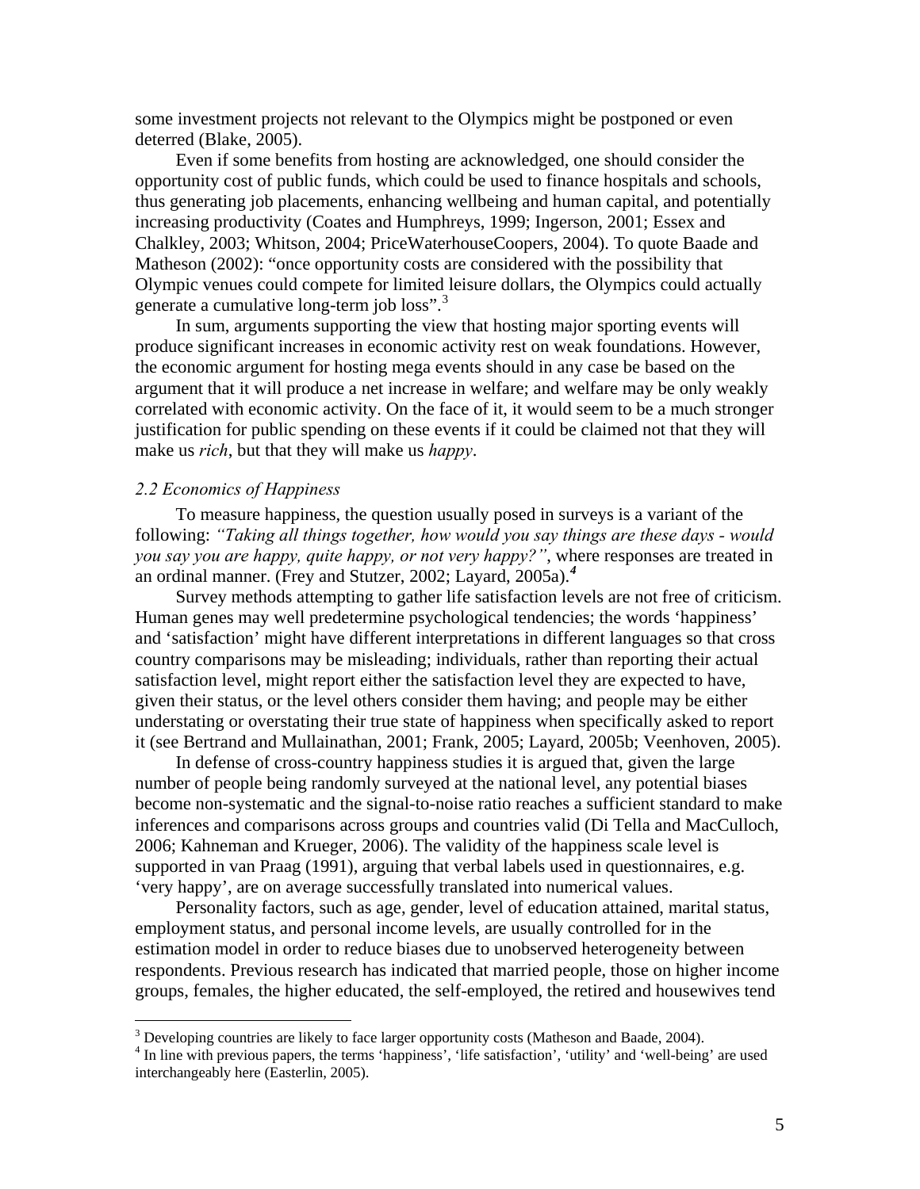some investment projects not relevant to the Olympics might be postponed or even deterred (Blake, 2005).

Even if some benefits from hosting are acknowledged, one should consider the opportunity cost of public funds, which could be used to finance hospitals and schools, thus generating job placements, enhancing wellbeing and human capital, and potentially increasing productivity (Coates and Humphreys, 1999; Ingerson, 2001; Essex and Chalkley, 2003; Whitson, 2004; PriceWaterhouseCoopers, 2004). To quote Baade and Matheson (2002): "once opportunity costs are considered with the possibility that Olympic venues could compete for limited leisure dollars, the Olympics could actually generate a cumulative long-term job loss".[3]

In sum, arguments supporting the view that hosting major sporting events will produce significant increases in economic activity rest on weak foundations. However, the economic argument for hosting mega events should in any case be based on the argument that it will produce a net increase in welfare; and welfare may be only weakly correlated with economic activity. On the face of it, it would seem to be a much stronger justification for public spending on these events if it could be claimed not that they will make us *rich*, but that they will make us *happy*.

### *2.2 Economics of Happiness*

To measure happiness, the question usually posed in surveys is a variant of the following: *"Taking all things together, how would you say things are these days - would you say you are happy, quite happy, or not very happy?"*, where responses are treated in an ordinal manner. (Frey and Stutzer, 2002; Layard, 2005a).[4]

Survey methods attempting to gather life satisfaction levels are not free of criticism. Human genes may well predetermine psychological tendencies; the words 'happiness' and 'satisfaction' might have different interpretations in different languages so that cross country comparisons may be misleading; individuals, rather than reporting their actual satisfaction level, might report either the satisfaction level they are expected to have, given their status, or the level others consider them having; and people may be either understating or overstating their true state of happiness when specifically asked to report it (see Bertrand and Mullainathan, 2001; Frank, 2005; Layard, 2005b; Veenhoven, 2005).

In defense of cross-country happiness studies it is argued that, given the large number of people being randomly surveyed at the national level, any potential biases become non-systematic and the signal-to-noise ratio reaches a sufficient standard to make inferences and comparisons across groups and countries valid (Di Tella and MacCulloch, 2006; Kahneman and Krueger, 2006). The validity of the happiness scale level is supported in van Praag (1991), arguing that verbal labels used in questionnaires, e.g. 'very happy', are on average successfully translated into numerical values.

Personality factors, such as age, gender, level of education attained, marital status, employment status, and personal income levels, are usually controlled for in the estimation model in order to reduce biases due to unobserved heterogeneity between respondents. Previous research has indicated that married people, those on higher income groups, females, the higher educated, the self-employed, the retired and housewives tend

---

[3] Developing countries are likely to face larger opportunity costs (Matheson and Baade, 2004).

[4] In line with previous papers, the terms 'happiness', 'life satisfaction', 'utility' and 'well-being' are used interchangeably here (Easterlin, 2005).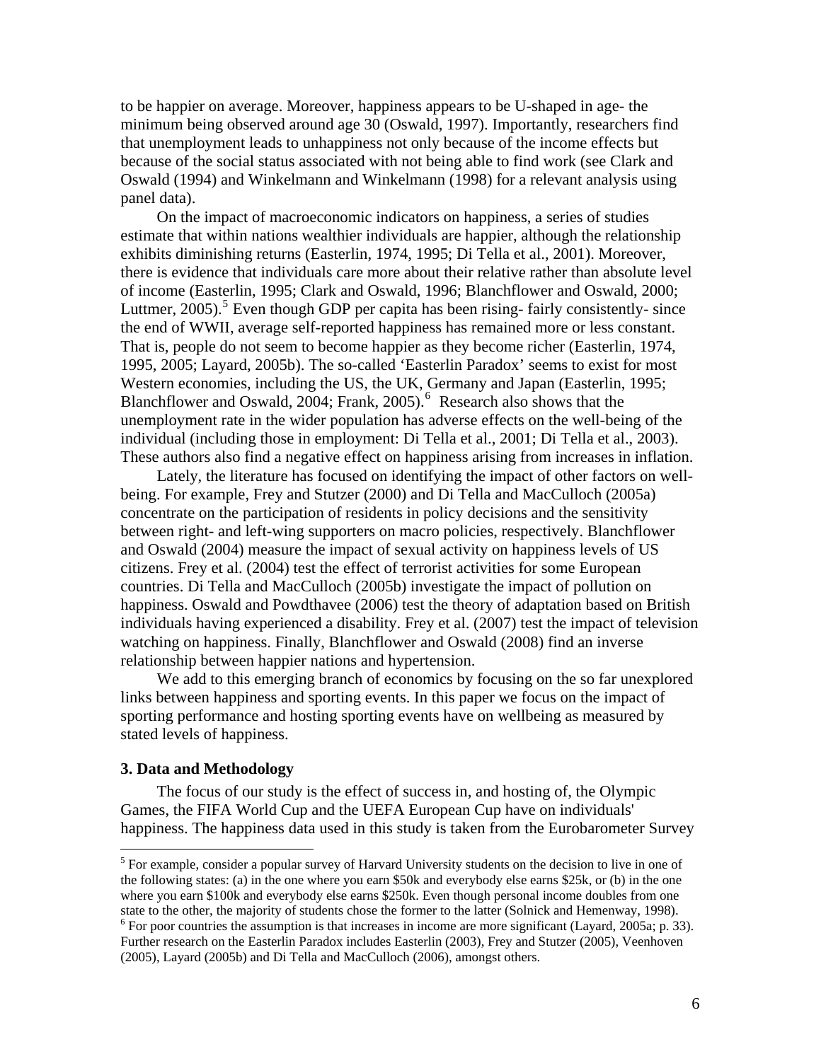to be happier on average. Moreover, happiness appears to be U-shaped in age- the minimum being observed around age 30 (Oswald, 1997). Importantly, researchers find that unemployment leads to unhappiness not only because of the income effects but because of the social status associated with not being able to find work (see Clark and Oswald (1994) and Winkelmann and Winkelmann (1998) for a relevant analysis using panel data).

On the impact of macroeconomic indicators on happiness, a series of studies estimate that within nations wealthier individuals are happier, although the relationship exhibits diminishing returns (Easterlin, 1974, 1995; Di Tella et al., 2001). Moreover, there is evidence that individuals care more about their relative rather than absolute level of income (Easterlin, 1995; Clark and Oswald, 1996; Blanchflower and Oswald, 2000; Luttmer, 2005).[5] Even though GDP per capita has been rising- fairly consistently- since the end of WWII, average self-reported happiness has remained more or less constant. That is, people do not seem to become happier as they become richer (Easterlin, 1974, 1995, 2005; Layard, 2005b). The so-called 'Easterlin Paradox' seems to exist for most Western economies, including the US, the UK, Germany and Japan (Easterlin, 1995; Blanchflower and Oswald, 2004; Frank, 2005).[6] Research also shows that the unemployment rate in the wider population has adverse effects on the well-being of the individual (including those in employment: Di Tella et al., 2001; Di Tella et al., 2003). These authors also find a negative effect on happiness arising from increases in inflation.

Lately, the literature has focused on identifying the impact of other factors on well-being. For example, Frey and Stutzer (2000) and Di Tella and MacCulloch (2005a) concentrate on the participation of residents in policy decisions and the sensitivity between right- and left-wing supporters on macro policies, respectively. Blanchflower and Oswald (2004) measure the impact of sexual activity on happiness levels of US citizens. Frey et al. (2004) test the effect of terrorist activities for some European countries. Di Tella and MacCulloch (2005b) investigate the impact of pollution on happiness. Oswald and Powdthavee (2006) test the theory of adaptation based on British individuals having experienced a disability. Frey et al. (2007) test the impact of television watching on happiness. Finally, Blanchflower and Oswald (2008) find an inverse relationship between happier nations and hypertension.

We add to this emerging branch of economics by focusing on the so far unexplored links between happiness and sporting events. In this paper we focus on the impact of sporting performance and hosting sporting events have on wellbeing as measured by stated levels of happiness.

### 3. Data and Methodology

The focus of our study is the effect of success in, and hosting of, the Olympic Games, the FIFA World Cup and the UEFA European Cup have on individuals' happiness. The happiness data used in this study is taken from the Eurobarometer Survey

[5] For example, consider a popular survey of Harvard University students on the decision to live in one of the following states: (a) in the one where you earn \$50k and everybody else earns \$25k, or (b) in the one where you earn \$100k and everybody else earns \$250k. Even though personal income doubles from one state to the other, the majority of students chose the former to the latter (Solnick and Hemenway, 1998).

[6] For poor countries the assumption is that increases in income are more significant (Layard, 2005a; p. 33). Further research on the Easterlin Paradox includes Easterlin (2003), Frey and Stutzer (2005), Veenhoven (2005), Layard (2005b) and Di Tella and MacCulloch (2006), amongst others.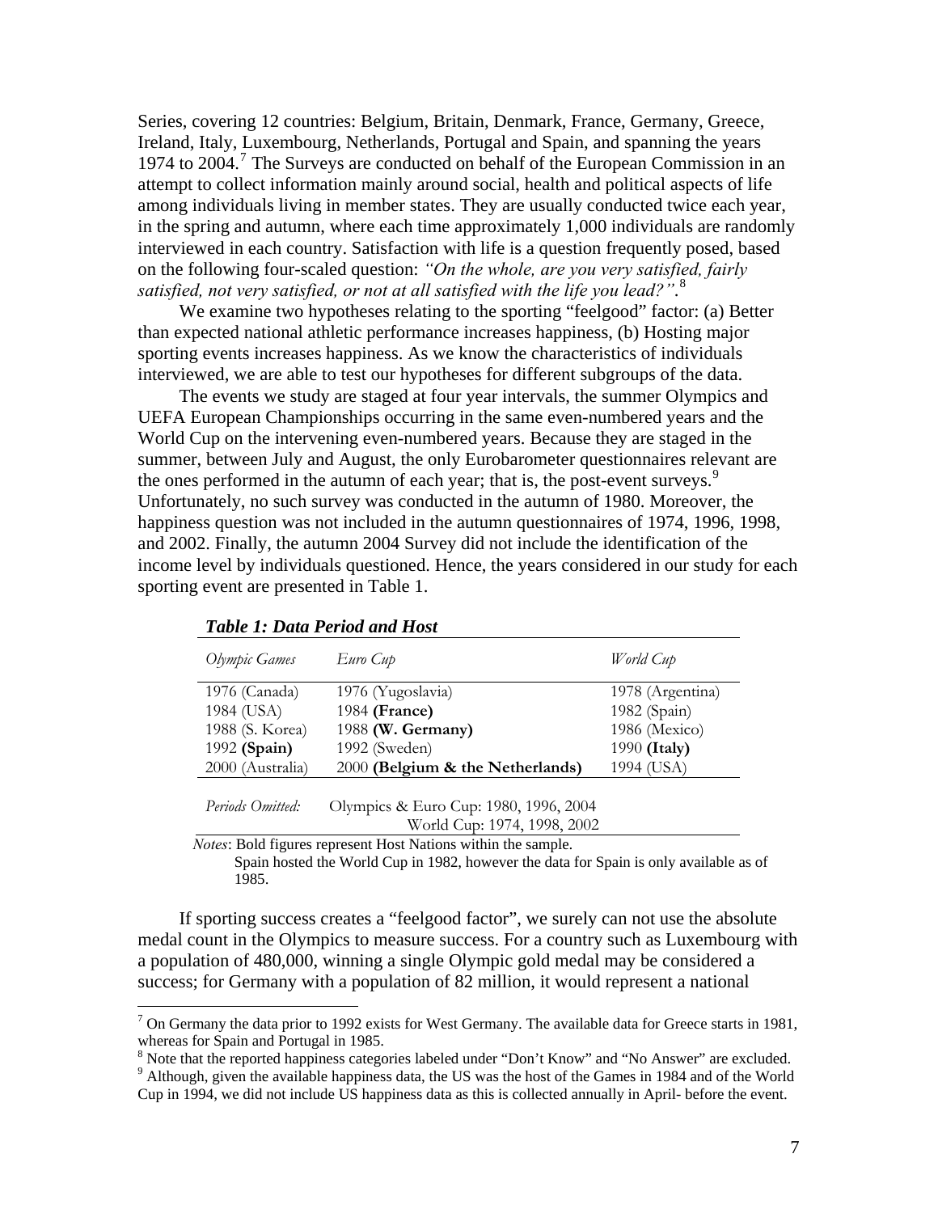Series, covering 12 countries: Belgium, Britain, Denmark, France, Germany, Greece, Ireland, Italy, Luxembourg, Netherlands, Portugal and Spain, and spanning the years 1974 to 2004.[7] The Surveys are conducted on behalf of the European Commission in an attempt to collect information mainly around social, health and political aspects of life among individuals living in member states. They are usually conducted twice each year, in the spring and autumn, where each time approximately 1,000 individuals are randomly interviewed in each country. Satisfaction with life is a question frequently posed, based on the following four-scaled question: *"On the whole, are you very satisfied, fairly satisfied, not very satisfied, or not at all satisfied with the life you lead?"*.[8]

We examine two hypotheses relating to the sporting "feelgood" factor: (a) Better than expected national athletic performance increases happiness, (b) Hosting major sporting events increases happiness. As we know the characteristics of individuals interviewed, we are able to test our hypotheses for different subgroups of the data.

The events we study are staged at four year intervals, the summer Olympics and UEFA European Championships occurring in the same even-numbered years and the World Cup on the intervening even-numbered years. Because they are staged in the summer, between July and August, the only Eurobarometer questionnaires relevant are the ones performed in the autumn of each year; that is, the post-event surveys.[9] Unfortunately, no such survey was conducted in the autumn of 1980. Moreover, the happiness question was not included in the autumn questionnaires of 1974, 1996, 1998, and 2002. Finally, the autumn 2004 Survey did not include the identification of the income level by individuals questioned. Hence, the years considered in our study for each sporting event are presented in Table 1.

***Table 1: Data Period and Host***

| *Olympic Games* | *Euro Cup* | *World Cup* |
|---|---|---|
| 1976 (Canada) | 1976 (Yugoslavia) | 1978 (Argentina) |
| 1984 (USA) | 1984 **(France)** | 1982 (Spain) |
| 1988 (S. Korea) | 1988 **(W. Germany)** | 1986 (Mexico) |
| 1992 **(Spain)** | 1992 (Sweden) | 1990 **(Italy)** |
| 2000 (Australia) | 2000 **(Belgium & the Netherlands)** | 1994 (USA) |
| *Periods Omitted:* | Olympics & Euro Cup: 1980, 1996, 2004 | |
| | World Cup: 1974, 1998, 2002 | |

*Notes*: Bold figures represent Host Nations within the sample.
Spain hosted the World Cup in 1982, however the data for Spain is only available as of 1985.

If sporting success creates a "feelgood factor", we surely can not use the absolute medal count in the Olympics to measure success. For a country such as Luxembourg with a population of 480,000, winning a single Olympic gold medal may be considered a success; for Germany with a population of 82 million, it would represent a national

[7] On Germany the data prior to 1992 exists for West Germany. The available data for Greece starts in 1981, whereas for Spain and Portugal in 1985.

[8] Note that the reported happiness categories labeled under "Don't Know" and "No Answer" are excluded.

[9] Although, given the available happiness data, the US was the host of the Games in 1984 and of the World Cup in 1994, we did not include US happiness data as this is collected annually in April- before the event.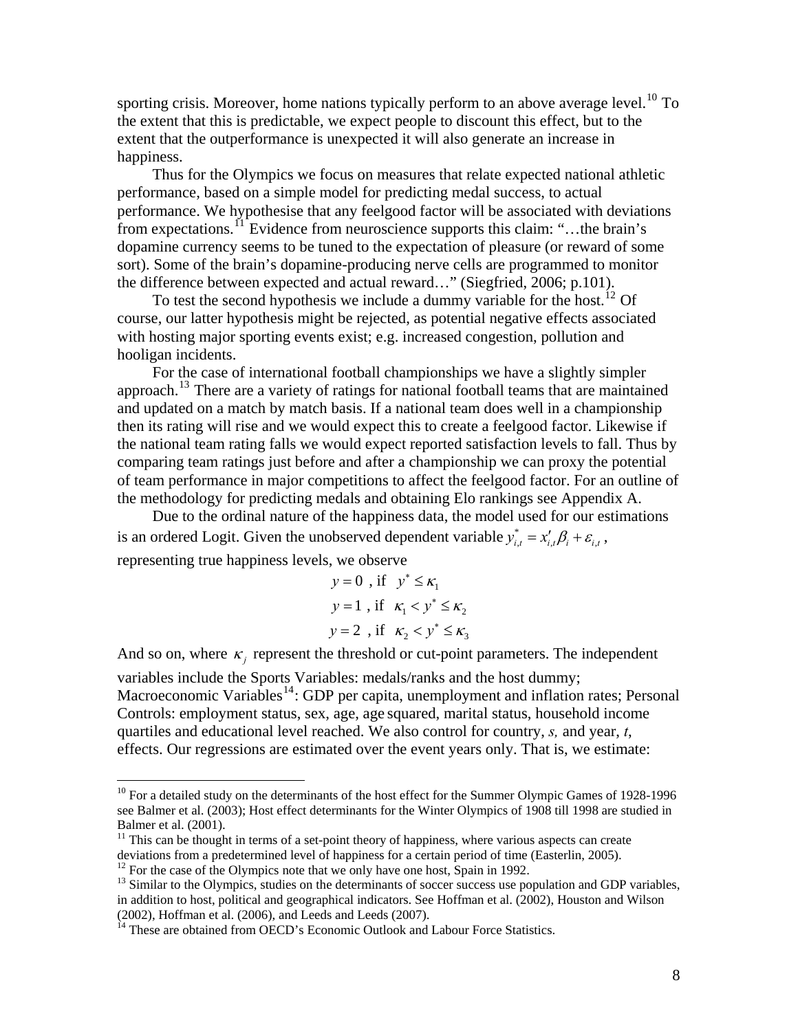sporting crisis. Moreover, home nations typically perform to an above average level.[10] To the extent that this is predictable, we expect people to discount this effect, but to the extent that the outperformance is unexpected it will also generate an increase in happiness.

Thus for the Olympics we focus on measures that relate expected national athletic performance, based on a simple model for predicting medal success, to actual performance. We hypothesise that any feelgood factor will be associated with deviations from expectations.[11] Evidence from neuroscience supports this claim: "…the brain's dopamine currency seems to be tuned to the expectation of pleasure (or reward of some sort). Some of the brain's dopamine-producing nerve cells are programmed to monitor the difference between expected and actual reward…" (Siegfried, 2006; p.101).

To test the second hypothesis we include a dummy variable for the host.[12] Of course, our latter hypothesis might be rejected, as potential negative effects associated with hosting major sporting events exist; e.g. increased congestion, pollution and hooligan incidents.

For the case of international football championships we have a slightly simpler approach.[13] There are a variety of ratings for national football teams that are maintained and updated on a match by match basis. If a national team does well in a championship then its rating will rise and we would expect this to create a feelgood factor. Likewise if the national team rating falls we would expect reported satisfaction levels to fall. Thus by comparing team ratings just before and after a championship we can proxy the potential of team performance in major competitions to affect the feelgood factor. For an outline of the methodology for predicting medals and obtaining Elo rankings see Appendix A.

Due to the ordinal nature of the happiness data, the model used for our estimations is an ordered Logit. Given the unobserved dependent variable $y^*_{i,t} = x'_{i,t}\beta_i + \varepsilon_{i,t}$, representing true happiness levels, we observe

$$y = 0 \text{ , if } \; y^* \leq \kappa_1$$

$$y = 1 \text{ , if } \; \kappa_1 < y^* \leq \kappa_2$$

$$y = 2 \text{ , if } \; \kappa_2 < y^* \leq \kappa_3$$

And so on, where $\kappa_j$ represent the threshold or cut-point parameters. The independent variables include the Sports Variables: medals/ranks and the host dummy; Macroeconomic Variables[14]: GDP per capita, unemployment and inflation rates; Personal Controls: employment status, sex, age, age squared, marital status, household income quartiles and educational level reached. We also control for country, *s,* and year, *t*, effects. Our regressions are estimated over the event years only. That is, we estimate:

---

[10] For a detailed study on the determinants of the host effect for the Summer Olympic Games of 1928-1996 see Balmer et al. (2003); Host effect determinants for the Winter Olympics of 1908 till 1998 are studied in Balmer et al. (2001).

[11] This can be thought in terms of a set-point theory of happiness, where various aspects can create deviations from a predetermined level of happiness for a certain period of time (Easterlin, 2005).

[12] For the case of the Olympics note that we only have one host, Spain in 1992.

[13] Similar to the Olympics, studies on the determinants of soccer success use population and GDP variables, in addition to host, political and geographical indicators. See Hoffman et al. (2002), Houston and Wilson (2002), Hoffman et al. (2006), and Leeds and Leeds (2007).

[14] These are obtained from OECD's Economic Outlook and Labour Force Statistics.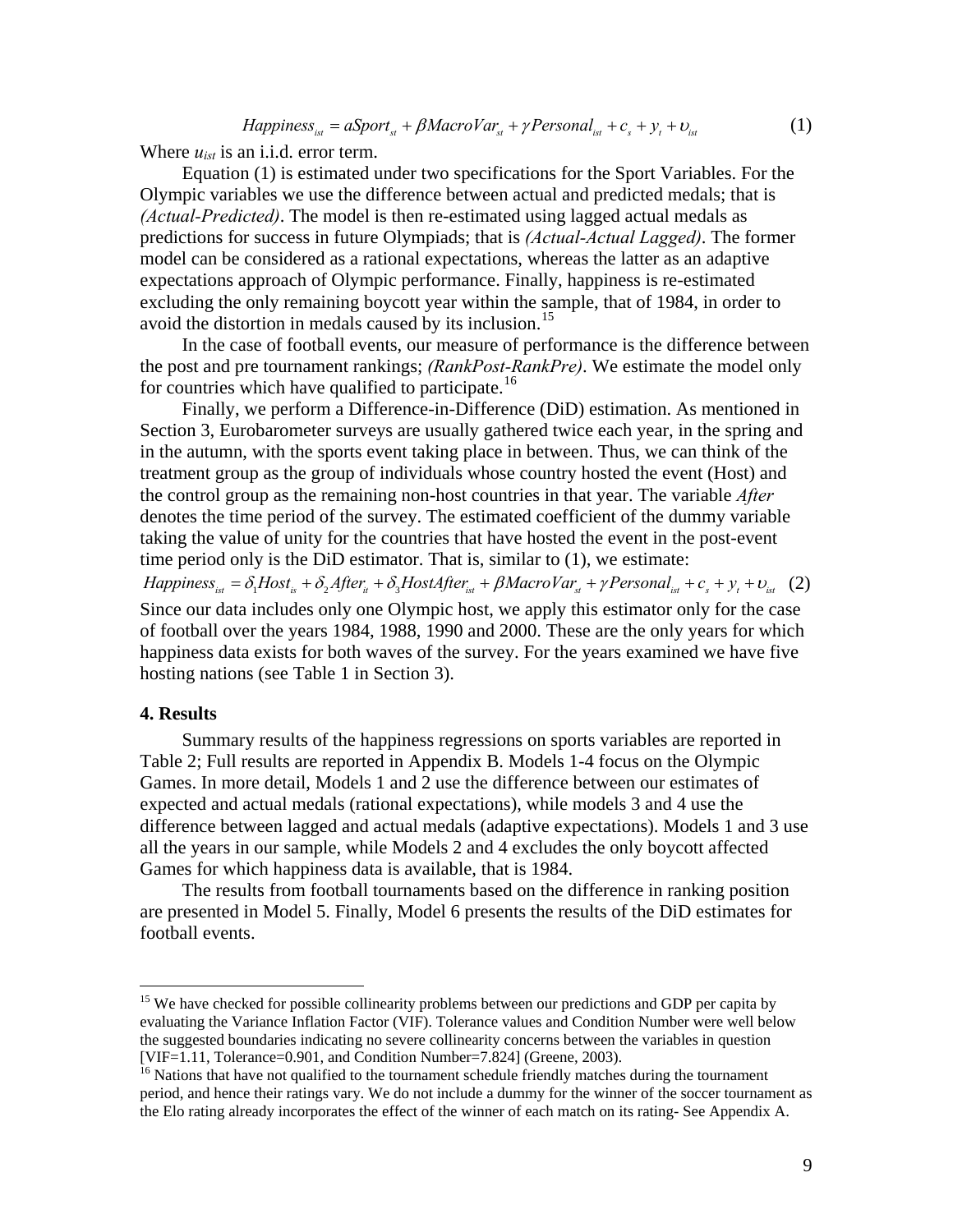$$Happiness_{ist} = aSport_{st} + \beta MacroVar_{st} + \gamma Personal_{ist} + c_s + y_t + \upsilon_{ist} \qquad (1)$$

Where $u_{ist}$ is an i.i.d. error term.

Equation (1) is estimated under two specifications for the Sport Variables. For the Olympic variables we use the difference between actual and predicted medals; that is *(Actual-Predicted)*. The model is then re-estimated using lagged actual medals as predictions for success in future Olympiads; that is *(Actual-Actual Lagged)*. The former model can be considered as a rational expectations, whereas the latter as an adaptive expectations approach of Olympic performance. Finally, happiness is re-estimated excluding the only remaining boycott year within the sample, that of 1984, in order to avoid the distortion in medals caused by its inclusion.[15]

In the case of football events, our measure of performance is the difference between the post and pre tournament rankings; *(RankPost-RankPre)*. We estimate the model only for countries which have qualified to participate.[16]

Finally, we perform a Difference-in-Difference (DiD) estimation. As mentioned in Section 3, Eurobarometer surveys are usually gathered twice each year, in the spring and in the autumn, with the sports event taking place in between. Thus, we can think of the treatment group as the group of individuals whose country hosted the event (Host) and the control group as the remaining non-host countries in that year. The variable *After* denotes the time period of the survey. The estimated coefficient of the dummy variable taking the value of unity for the countries that have hosted the event in the post-event time period only is the DiD estimator. That is, similar to (1), we estimate:

$$Happiness_{ist} = \delta_1 Host_{is} + \delta_2 After_{it} + \delta_3 HostAfter_{ist} + \beta MacroVar_{st} + \gamma Personal_{ist} + c_s + y_t + \upsilon_{ist} \quad (2)$$

Since our data includes only one Olympic host, we apply this estimator only for the case of football over the years 1984, 1988, 1990 and 2000. These are the only years for which happiness data exists for both waves of the survey. For the years examined we have five hosting nations (see Table 1 in Section 3).

## 4. Results

Summary results of the happiness regressions on sports variables are reported in Table 2; Full results are reported in Appendix B. Models 1-4 focus on the Olympic Games. In more detail, Models 1 and 2 use the difference between our estimates of expected and actual medals (rational expectations), while models 3 and 4 use the difference between lagged and actual medals (adaptive expectations). Models 1 and 3 use all the years in our sample, while Models 2 and 4 excludes the only boycott affected Games for which happiness data is available, that is 1984.

The results from football tournaments based on the difference in ranking position are presented in Model 5. Finally, Model 6 presents the results of the DiD estimates for football events.

---

[15] We have checked for possible collinearity problems between our predictions and GDP per capita by evaluating the Variance Inflation Factor (VIF). Tolerance values and Condition Number were well below the suggested boundaries indicating no severe collinearity concerns between the variables in question [VIF=1.11, Tolerance=0.901, and Condition Number=7.824] (Greene, 2003).

[16] Nations that have not qualified to the tournament schedule friendly matches during the tournament period, and hence their ratings vary. We do not include a dummy for the winner of the soccer tournament as the Elo rating already incorporates the effect of the winner of each match on its rating- See Appendix A.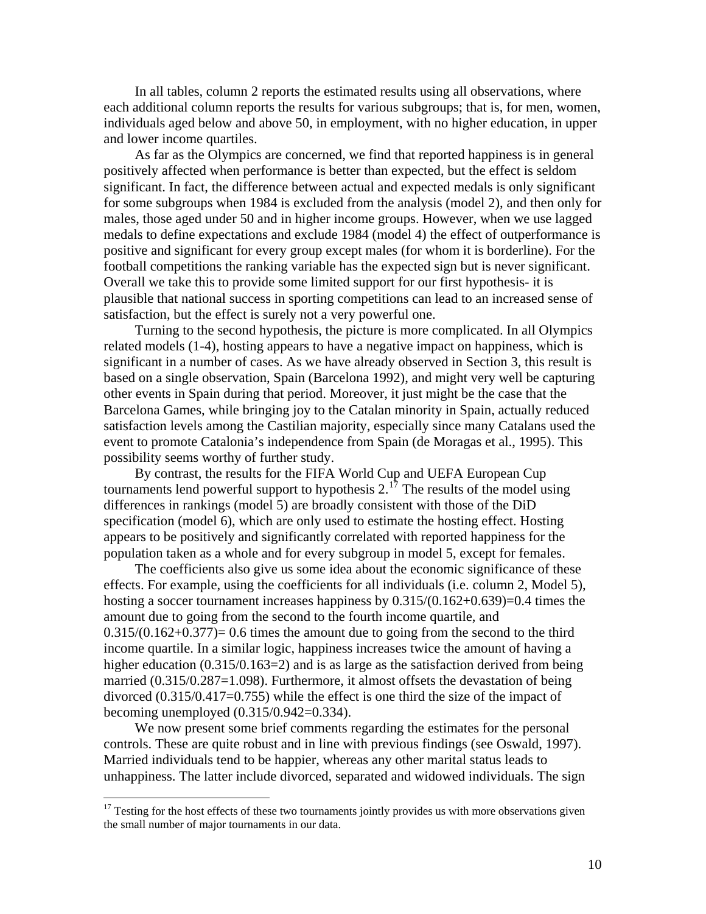In all tables, column 2 reports the estimated results using all observations, where each additional column reports the results for various subgroups; that is, for men, women, individuals aged below and above 50, in employment, with no higher education, in upper and lower income quartiles.

As far as the Olympics are concerned, we find that reported happiness is in general positively affected when performance is better than expected, but the effect is seldom significant. In fact, the difference between actual and expected medals is only significant for some subgroups when 1984 is excluded from the analysis (model 2), and then only for males, those aged under 50 and in higher income groups. However, when we use lagged medals to define expectations and exclude 1984 (model 4) the effect of outperformance is positive and significant for every group except males (for whom it is borderline). For the football competitions the ranking variable has the expected sign but is never significant. Overall we take this to provide some limited support for our first hypothesis- it is plausible that national success in sporting competitions can lead to an increased sense of satisfaction, but the effect is surely not a very powerful one.

Turning to the second hypothesis, the picture is more complicated. In all Olympics related models (1-4), hosting appears to have a negative impact on happiness, which is significant in a number of cases. As we have already observed in Section 3, this result is based on a single observation, Spain (Barcelona 1992), and might very well be capturing other events in Spain during that period. Moreover, it just might be the case that the Barcelona Games, while bringing joy to the Catalan minority in Spain, actually reduced satisfaction levels among the Castilian majority, especially since many Catalans used the event to promote Catalonia's independence from Spain (de Moragas et al., 1995). This possibility seems worthy of further study.

By contrast, the results for the FIFA World Cup and UEFA European Cup tournaments lend powerful support to hypothesis 2.[17] The results of the model using differences in rankings (model 5) are broadly consistent with those of the DiD specification (model 6), which are only used to estimate the hosting effect. Hosting appears to be positively and significantly correlated with reported happiness for the population taken as a whole and for every subgroup in model 5, except for females.

The coefficients also give us some idea about the economic significance of these effects. For example, using the coefficients for all individuals (i.e. column 2, Model 5), hosting a soccer tournament increases happiness by 0.315/(0.162+0.639)=0.4 times the amount due to going from the second to the fourth income quartile, and 0.315/(0.162+0.377)= 0.6 times the amount due to going from the second to the third income quartile. In a similar logic, happiness increases twice the amount of having a higher education (0.315/0.163=2) and is as large as the satisfaction derived from being married (0.315/0.287=1.098). Furthermore, it almost offsets the devastation of being divorced (0.315/0.417=0.755) while the effect is one third the size of the impact of becoming unemployed (0.315/0.942=0.334).

We now present some brief comments regarding the estimates for the personal controls. These are quite robust and in line with previous findings (see Oswald, 1997). Married individuals tend to be happier, whereas any other marital status leads to unhappiness. The latter include divorced, separated and widowed individuals. The sign

[17] Testing for the host effects of these two tournaments jointly provides us with more observations given the small number of major tournaments in our data.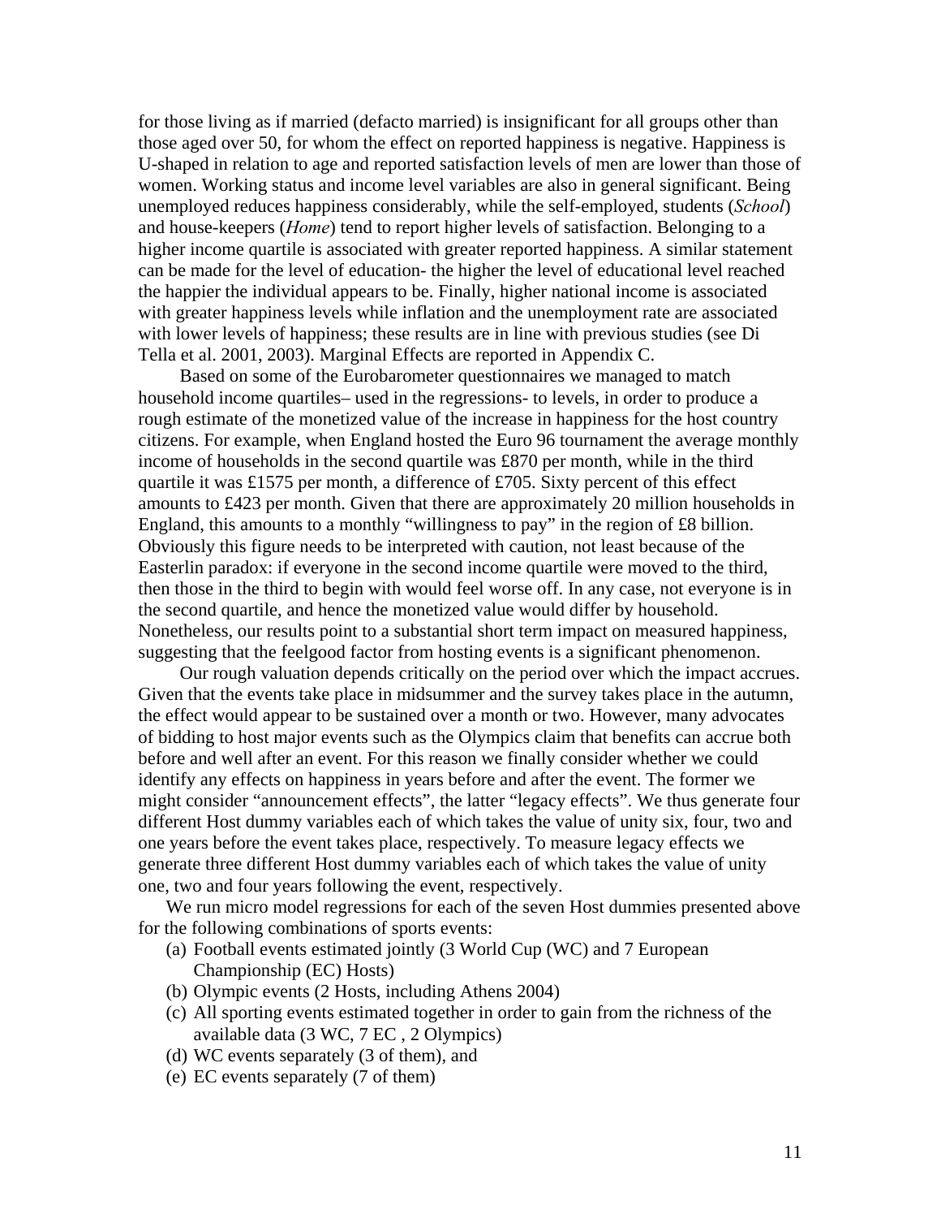for those living as if married (defacto married) is insignificant for all groups other than those aged over 50, for whom the effect on reported happiness is negative. Happiness is U-shaped in relation to age and reported satisfaction levels of men are lower than those of women. Working status and income level variables are also in general significant. Being unemployed reduces happiness considerably, while the self-employed, students (*School*) and house-keepers (*Home*) tend to report higher levels of satisfaction. Belonging to a higher income quartile is associated with greater reported happiness. A similar statement can be made for the level of education- the higher the level of educational level reached the happier the individual appears to be. Finally, higher national income is associated with greater happiness levels while inflation and the unemployment rate are associated with lower levels of happiness; these results are in line with previous studies (see Di Tella et al. 2001, 2003). Marginal Effects are reported in Appendix C.

Based on some of the Eurobarometer questionnaires we managed to match household income quartiles– used in the regressions- to levels, in order to produce a rough estimate of the monetized value of the increase in happiness for the host country citizens. For example, when England hosted the Euro 96 tournament the average monthly income of households in the second quartile was £870 per month, while in the third quartile it was £1575 per month, a difference of £705. Sixty percent of this effect amounts to £423 per month. Given that there are approximately 20 million households in England, this amounts to a monthly "willingness to pay" in the region of £8 billion. Obviously this figure needs to be interpreted with caution, not least because of the Easterlin paradox: if everyone in the second income quartile were moved to the third, then those in the third to begin with would feel worse off. In any case, not everyone is in the second quartile, and hence the monetized value would differ by household. Nonetheless, our results point to a substantial short term impact on measured happiness, suggesting that the feelgood factor from hosting events is a significant phenomenon.

Our rough valuation depends critically on the period over which the impact accrues. Given that the events take place in midsummer and the survey takes place in the autumn, the effect would appear to be sustained over a month or two. However, many advocates of bidding to host major events such as the Olympics claim that benefits can accrue both before and well after an event. For this reason we finally consider whether we could identify any effects on happiness in years before and after the event. The former we might consider "announcement effects", the latter "legacy effects". We thus generate four different Host dummy variables each of which takes the value of unity six, four, two and one years before the event takes place, respectively. To measure legacy effects we generate three different Host dummy variables each of which takes the value of unity one, two and four years following the event, respectively.

We run micro model regressions for each of the seven Host dummies presented above for the following combinations of sports events:

(a) Football events estimated jointly (3 World Cup (WC) and 7 European Championship (EC) Hosts)
(b) Olympic events (2 Hosts, including Athens 2004)
(c) All sporting events estimated together in order to gain from the richness of the available data (3 WC, 7 EC , 2 Olympics)
(d) WC events separately (3 of them), and
(e) EC events separately (7 of them)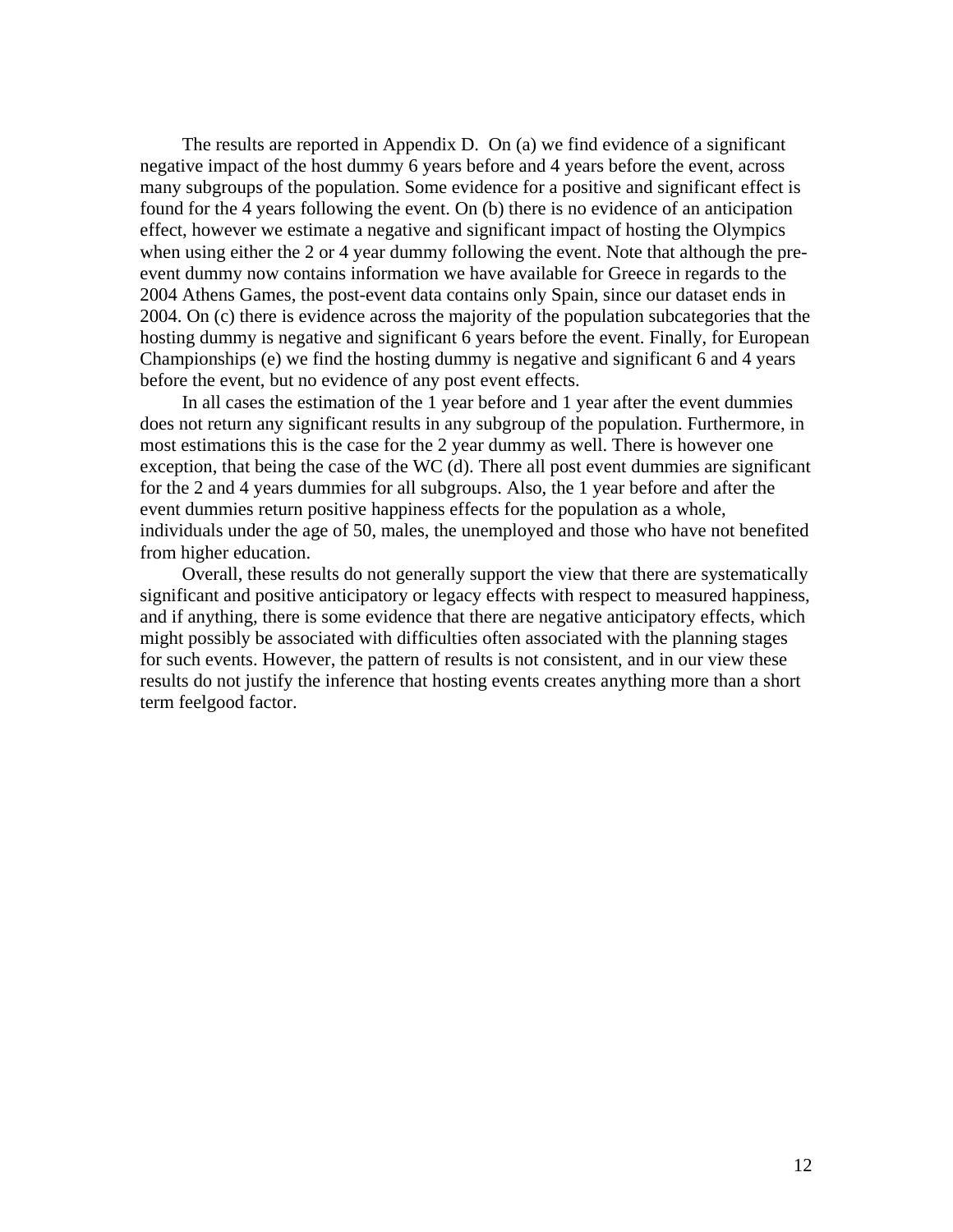The results are reported in Appendix D. On (a) we find evidence of a significant negative impact of the host dummy 6 years before and 4 years before the event, across many subgroups of the population. Some evidence for a positive and significant effect is found for the 4 years following the event. On (b) there is no evidence of an anticipation effect, however we estimate a negative and significant impact of hosting the Olympics when using either the 2 or 4 year dummy following the event. Note that although the pre-event dummy now contains information we have available for Greece in regards to the 2004 Athens Games, the post-event data contains only Spain, since our dataset ends in 2004. On (c) there is evidence across the majority of the population subcategories that the hosting dummy is negative and significant 6 years before the event. Finally, for European Championships (e) we find the hosting dummy is negative and significant 6 and 4 years before the event, but no evidence of any post event effects.

In all cases the estimation of the 1 year before and 1 year after the event dummies does not return any significant results in any subgroup of the population. Furthermore, in most estimations this is the case for the 2 year dummy as well. There is however one exception, that being the case of the WC (d). There all post event dummies are significant for the 2 and 4 years dummies for all subgroups. Also, the 1 year before and after the event dummies return positive happiness effects for the population as a whole, individuals under the age of 50, males, the unemployed and those who have not benefited from higher education.

Overall, these results do not generally support the view that there are systematically significant and positive anticipatory or legacy effects with respect to measured happiness, and if anything, there is some evidence that there are negative anticipatory effects, which might possibly be associated with difficulties often associated with the planning stages for such events. However, the pattern of results is not consistent, and in our view these results do not justify the inference that hosting events creates anything more than a short term feelgood factor.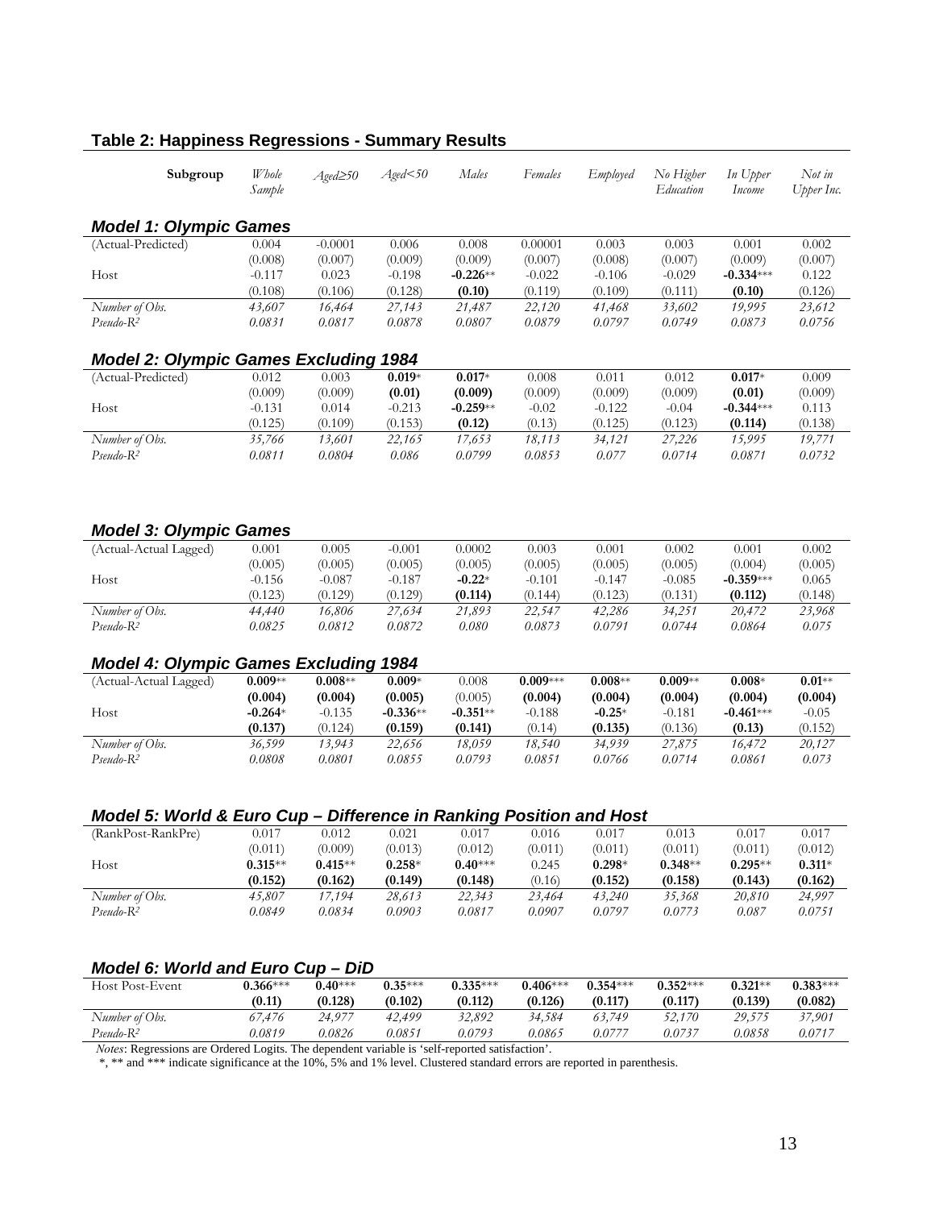## Table 2: Happiness Regressions - Summary Results

| Subgroup | *Whole Sample* | *Aged≥50* | *Aged<50* | *Males* | *Females* | *Employed* | *No Higher Education* | *In Upper Income* | *Not in Upper Inc.* |
|---|---|---|---|---|---|---|---|---|---|
| ***Model 1: Olympic Games*** | | | | | | | | | |
| (Actual-Predicted) | 0.004 | -0.0001 | 0.006 | 0.008 | 0.00001 | 0.003 | 0.003 | 0.001 | 0.002 |
| | (0.008) | (0.007) | (0.009) | (0.009) | (0.007) | (0.008) | (0.007) | (0.009) | (0.007) |
| Host | -0.117 | 0.023 | -0.198 | **-0.226**** | -0.022 | -0.106 | -0.029 | **-0.334***** | 0.122 |
| | (0.108) | (0.106) | (0.128) | **(0.10)** | (0.119) | (0.109) | (0.111) | **(0.10)** | (0.126) |
| *Number of Obs.* | *43,607* | *16,464* | *27,143* | *21,487* | *22,120* | *41,468* | *33,602* | *19,995* | *23,612* |
| *Pseudo-R²* | *0.0831* | *0.0817* | *0.0878* | *0.0807* | *0.0879* | *0.0797* | *0.0749* | *0.0873* | *0.0756* |
| ***Model 2: Olympic Games Excluding 1984*** | | | | | | | | | |
| (Actual-Predicted) | 0.012 | 0.003 | **0.019*** | **0.017*** | 0.008 | 0.011 | 0.012 | **0.017*** | 0.009 |
| | (0.009) | (0.009) | **(0.01)** | **(0.009)** | (0.009) | (0.009) | (0.009) | **(0.01)** | (0.009) |
| Host | -0.131 | 0.014 | -0.213 | **-0.259**** | -0.02 | -0.122 | -0.04 | **-0.344***** | 0.113 |
| | (0.125) | (0.109) | (0.153) | **(0.12)** | (0.13) | (0.125) | (0.123) | **(0.114)** | (0.138) |
| *Number of Obs.* | *35,766* | *13,601* | *22,165* | *17,653* | *18,113* | *34,121* | *27,226* | *15,995* | *19,771* |
| *Pseudo-R²* | *0.0811* | *0.0804* | *0.086* | *0.0799* | *0.0853* | *0.077* | *0.0714* | *0.0871* | *0.0732* |
| ***Model 3: Olympic Games*** | | | | | | | | | |
| (Actual-Actual Lagged) | 0.001 | 0.005 | -0.001 | 0.0002 | 0.003 | 0.001 | 0.002 | 0.001 | 0.002 |
| | (0.005) | (0.005) | (0.005) | (0.005) | (0.005) | (0.005) | (0.005) | (0.004) | (0.005) |
| Host | -0.156 | -0.087 | -0.187 | **-0.22*** | -0.101 | -0.147 | -0.085 | **-0.359***** | 0.065 |
| | (0.123) | (0.129) | (0.129) | **(0.114)** | (0.144) | (0.123) | (0.131) | **(0.112)** | (0.148) |
| *Number of Obs.* | *44,440* | *16,806* | *27,634* | *21,893* | *22,547* | *42,286* | *34,251* | *20,472* | *23,968* |
| *Pseudo-R²* | *0.0825* | *0.0812* | *0.0872* | *0.080* | *0.0873* | *0.0791* | *0.0744* | *0.0864* | *0.075* |
| ***Model 4: Olympic Games Excluding 1984*** | | | | | | | | | |
| (Actual-Actual Lagged) | **0.009**** | **0.008**** | **0.009*** | 0.008 | **0.009***** | **0.008**** | **0.009**** | **0.008*** | **0.01**** |
| | **(0.004)** | **(0.004)** | **(0.005)** | (0.005) | **(0.004)** | **(0.004)** | **(0.004)** | **(0.004)** | **(0.004)** |
| Host | **-0.264*** | -0.135 | **-0.336**** | **-0.351**** | -0.188 | **-0.25*** | -0.181 | **-0.461***** | -0.05 |
| | **(0.137)** | (0.124) | **(0.159)** | **(0.141)** | (0.14) | **(0.135)** | (0.136) | **(0.13)** | (0.152) |
| *Number of Obs.* | *36,599* | *13,943* | *22,656* | *18,059* | *18,540* | *34,939* | *27,875* | *16,472* | *20,127* |
| *Pseudo-R²* | *0.0808* | *0.0801* | *0.0855* | *0.0793* | *0.0851* | *0.0766* | *0.0714* | *0.0861* | *0.073* |
| ***Model 5: World & Euro Cup – Difference in Ranking Position and Host*** | | | | | | | | | |
| (RankPost-RankPre) | 0.017 | 0.012 | 0.021 | 0.017 | 0.016 | 0.017 | 0.013 | 0.017 | 0.017 |
| | (0.011) | (0.009) | (0.013) | (0.012) | (0.011) | (0.011) | (0.011) | (0.011) | (0.012) |
| Host | **0.315**** | **0.415**** | **0.258*** | **0.40***** | 0.245 | **0.298*** | **0.348**** | **0.295**** | **0.311*** |
| | **(0.152)** | **(0.162)** | **(0.149)** | **(0.148)** | (0.16) | **(0.152)** | **(0.158)** | **(0.143)** | **(0.162)** |
| *Number of Obs.* | *45,807* | *17,194* | *28,613* | *22,343* | *23,464* | *43,240* | *35,368* | *20,810* | *24,997* |
| *Pseudo-R²* | *0.0849* | *0.0834* | *0.0903* | *0.0817* | *0.0907* | *0.0797* | *0.0773* | *0.087* | *0.0751* |
| ***Model 6: World and Euro Cup – DiD*** | | | | | | | | | |
| Host Post-Event | **0.366***** | **0.40***** | **0.35***** | **0.335***** | **0.406***** | **0.354***** | **0.352***** | **0.321**** | **0.383***** |
| | **(0.11)** | **(0.128)** | **(0.102)** | **(0.112)** | **(0.126)** | **(0.117)** | **(0.117)** | **(0.139)** | **(0.082)** |
| *Number of Obs.* | *67,476* | *24,977* | *42,499* | *32,892* | *34,584* | *63,749* | *52,170* | *29,575* | *37,901* |
| *Pseudo-R²* | *0.0819* | *0.0826* | *0.0851* | *0.0793* | *0.0865* | *0.0777* | *0.0737* | *0.0858* | *0.0717* |

*Notes*: Regressions are Ordered Logits. The dependent variable is 'self-reported satisfaction'.
*, ** and *** indicate significance at the 10%, 5% and 1% level. Clustered standard errors are reported in parenthesis.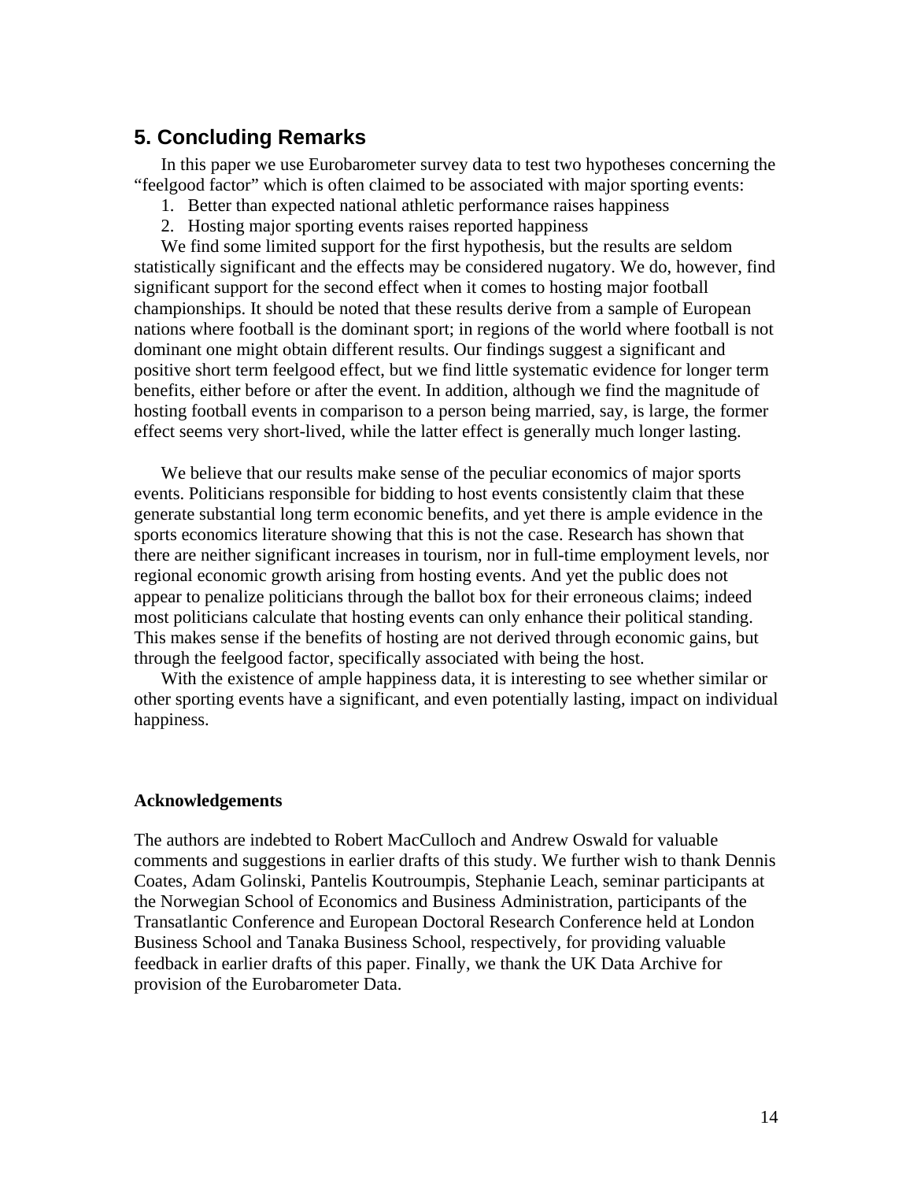## 5. Concluding Remarks

In this paper we use Eurobarometer survey data to test two hypotheses concerning the “feelgood factor” which is often claimed to be associated with major sporting events:

1. Better than expected national athletic performance raises happiness
2. Hosting major sporting events raises reported happiness

We find some limited support for the first hypothesis, but the results are seldom statistically significant and the effects may be considered nugatory. We do, however, find significant support for the second effect when it comes to hosting major football championships. It should be noted that these results derive from a sample of European nations where football is the dominant sport; in regions of the world where football is not dominant one might obtain different results. Our findings suggest a significant and positive short term feelgood effect, but we find little systematic evidence for longer term benefits, either before or after the event. In addition, although we find the magnitude of hosting football events in comparison to a person being married, say, is large, the former effect seems very short-lived, while the latter effect is generally much longer lasting.

We believe that our results make sense of the peculiar economics of major sports events. Politicians responsible for bidding to host events consistently claim that these generate substantial long term economic benefits, and yet there is ample evidence in the sports economics literature showing that this is not the case. Research has shown that there are neither significant increases in tourism, nor in full-time employment levels, nor regional economic growth arising from hosting events. And yet the public does not appear to penalize politicians through the ballot box for their erroneous claims; indeed most politicians calculate that hosting events can only enhance their political standing. This makes sense if the benefits of hosting are not derived through economic gains, but through the feelgood factor, specifically associated with being the host.

With the existence of ample happiness data, it is interesting to see whether similar or other sporting events have a significant, and even potentially lasting, impact on individual happiness.

**Acknowledgements**

The authors are indebted to Robert MacCulloch and Andrew Oswald for valuable comments and suggestions in earlier drafts of this study. We further wish to thank Dennis Coates, Adam Golinski, Pantelis Koutroumpis, Stephanie Leach, seminar participants at the Norwegian School of Economics and Business Administration, participants of the Transatlantic Conference and European Doctoral Research Conference held at London Business School and Tanaka Business School, respectively, for providing valuable feedback in earlier drafts of this paper. Finally, we thank the UK Data Archive for provision of the Eurobarometer Data.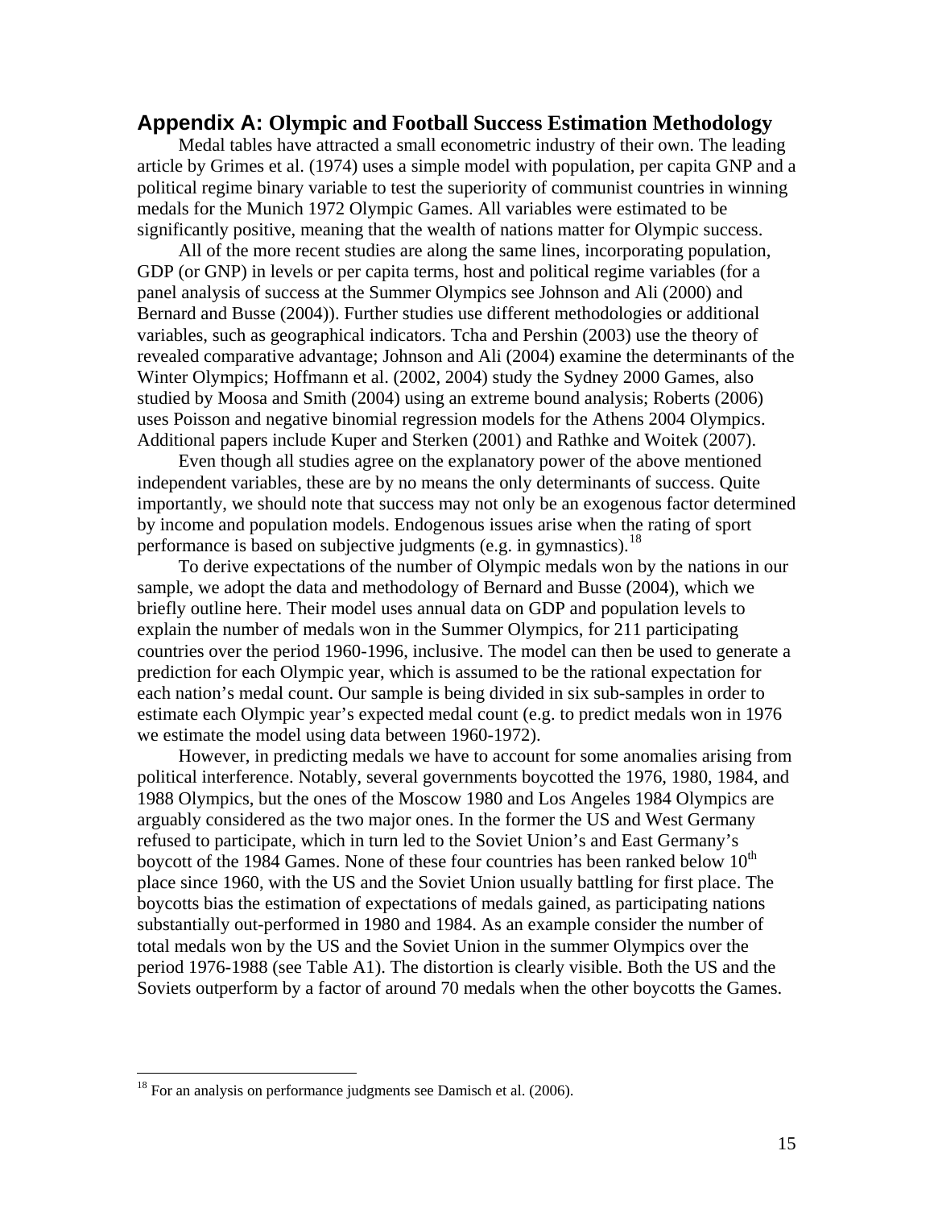## Appendix A: Olympic and Football Success Estimation Methodology

Medal tables have attracted a small econometric industry of their own. The leading article by Grimes et al. (1974) uses a simple model with population, per capita GNP and a political regime binary variable to test the superiority of communist countries in winning medals for the Munich 1972 Olympic Games. All variables were estimated to be significantly positive, meaning that the wealth of nations matter for Olympic success.

All of the more recent studies are along the same lines, incorporating population, GDP (or GNP) in levels or per capita terms, host and political regime variables (for a panel analysis of success at the Summer Olympics see Johnson and Ali (2000) and Bernard and Busse (2004)). Further studies use different methodologies or additional variables, such as geographical indicators. Tcha and Pershin (2003) use the theory of revealed comparative advantage; Johnson and Ali (2004) examine the determinants of the Winter Olympics; Hoffmann et al. (2002, 2004) study the Sydney 2000 Games, also studied by Moosa and Smith (2004) using an extreme bound analysis; Roberts (2006) uses Poisson and negative binomial regression models for the Athens 2004 Olympics. Additional papers include Kuper and Sterken (2001) and Rathke and Woitek (2007).

Even though all studies agree on the explanatory power of the above mentioned independent variables, these are by no means the only determinants of success. Quite importantly, we should note that success may not only be an exogenous factor determined by income and population models. Endogenous issues arise when the rating of sport performance is based on subjective judgments (e.g. in gymnastics).[18]

To derive expectations of the number of Olympic medals won by the nations in our sample, we adopt the data and methodology of Bernard and Busse (2004), which we briefly outline here. Their model uses annual data on GDP and population levels to explain the number of medals won in the Summer Olympics, for 211 participating countries over the period 1960-1996, inclusive. The model can then be used to generate a prediction for each Olympic year, which is assumed to be the rational expectation for each nation's medal count. Our sample is being divided in six sub-samples in order to estimate each Olympic year's expected medal count (e.g. to predict medals won in 1976 we estimate the model using data between 1960-1972).

However, in predicting medals we have to account for some anomalies arising from political interference. Notably, several governments boycotted the 1976, 1980, 1984, and 1988 Olympics, but the ones of the Moscow 1980 and Los Angeles 1984 Olympics are arguably considered as the two major ones. In the former the US and West Germany refused to participate, which in turn led to the Soviet Union's and East Germany's boycott of the 1984 Games. None of these four countries has been ranked below 10th place since 1960, with the US and the Soviet Union usually battling for first place. The boycotts bias the estimation of expectations of medals gained, as participating nations substantially out-performed in 1980 and 1984. As an example consider the number of total medals won by the US and the Soviet Union in the summer Olympics over the period 1976-1988 (see Table A1). The distortion is clearly visible. Both the US and the Soviets outperform by a factor of around 70 medals when the other boycotts the Games.

[18] For an analysis on performance judgments see Damisch et al. (2006).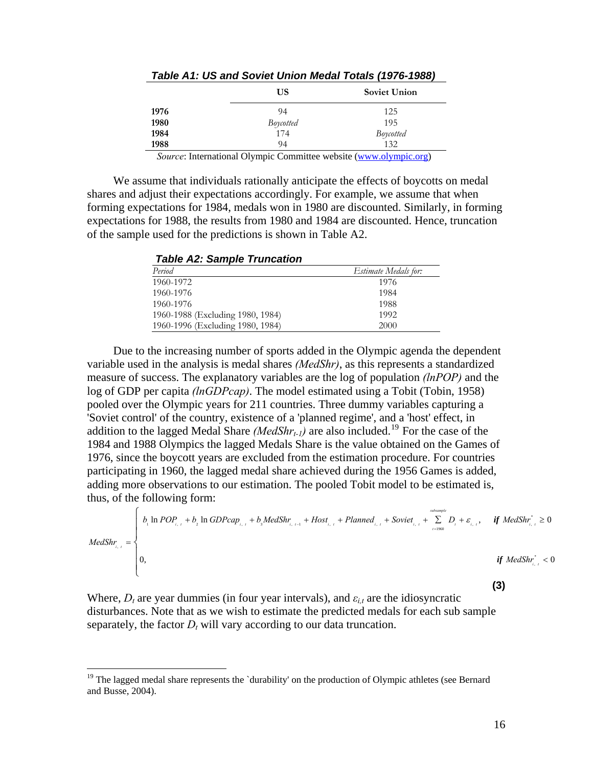**Table A1: US and Soviet Union Medal Totals (1976-1988)**

| | US | Soviet Union |
|---|---|---|
| **1976** | 94 | 125 |
| **1980** | *Boycotted* | 195 |
| **1984** | 174 | *Boycotted* |
| **1988** | 94 | 132 |

*Source*: International Olympic Committee website (www.olympic.org)

We assume that individuals rationally anticipate the effects of boycotts on medal shares and adjust their expectations accordingly. For example, we assume that when forming expectations for 1984, medals won in 1980 are discounted. Similarly, in forming expectations for 1988, the results from 1980 and 1984 are discounted. Hence, truncation of the sample used for the predictions is shown in Table A2.

**Table A2: Sample Truncation**

| *Period* | *Estimate Medals for:* |
|---|---|
| 1960-1972 | 1976 |
| 1960-1976 | 1984 |
| 1960-1976 | 1988 |
| 1960-1988 (Excluding 1980, 1984) | 1992 |
| 1960-1996 (Excluding 1980, 1984) | 2000 |

Due to the increasing number of sports added in the Olympic agenda the dependent variable used in the analysis is medal shares *(MedShr)*, as this represents a standardized measure of success. The explanatory variables are the log of population *(lnPOP)* and the log of GDP per capita *(lnGDPcap)*. The model estimated using a Tobit (Tobin, 1958) pooled over the Olympic years for 211 countries. Three dummy variables capturing a 'Soviet control' of the country, existence of a 'planned regime', and a 'host' effect, in addition to the lagged Medal Share *($MedShr_{t-1}$)* are also included.[19] For the case of the 1984 and 1988 Olympics the lagged Medals Share is the value obtained on the Games of 1976, since the boycott years are excluded from the estimation procedure. For countries participating in 1960, the lagged medal share achieved during the 1956 Games is added, adding more observations to our estimation. The pooled Tobit model to be estimated is, thus, of the following form:

$$MedShr_{i,t} = \begin{cases} b_1 \ln POP_{i,t} + b_2 \ln GDPcap_{i,t} + b_3 MedShr_{i,t-1} + Host_{i,t} + Planned_{i,t} + Soviet_{i,t} + \sum_{t=1960}^{subsample} D_t + \varepsilon_{i,t}, & \textbf{\textit{if}}\ MedShr^*_{i,t} \geq 0 \\ 0, & \textbf{\textit{if}}\ MedShr^*_{i,t} < 0 \end{cases} \quad (3)$$

Where, $D_t$ are year dummies (in four year intervals), and $\varepsilon_{i,t}$ are the idiosyncratic disturbances. Note that as we wish to estimate the predicted medals for each sub sample separately, the factor $D_t$ will vary according to our data truncation.

[19] The lagged medal share represents the `durability' on the production of Olympic athletes (see Bernard and Busse, 2004).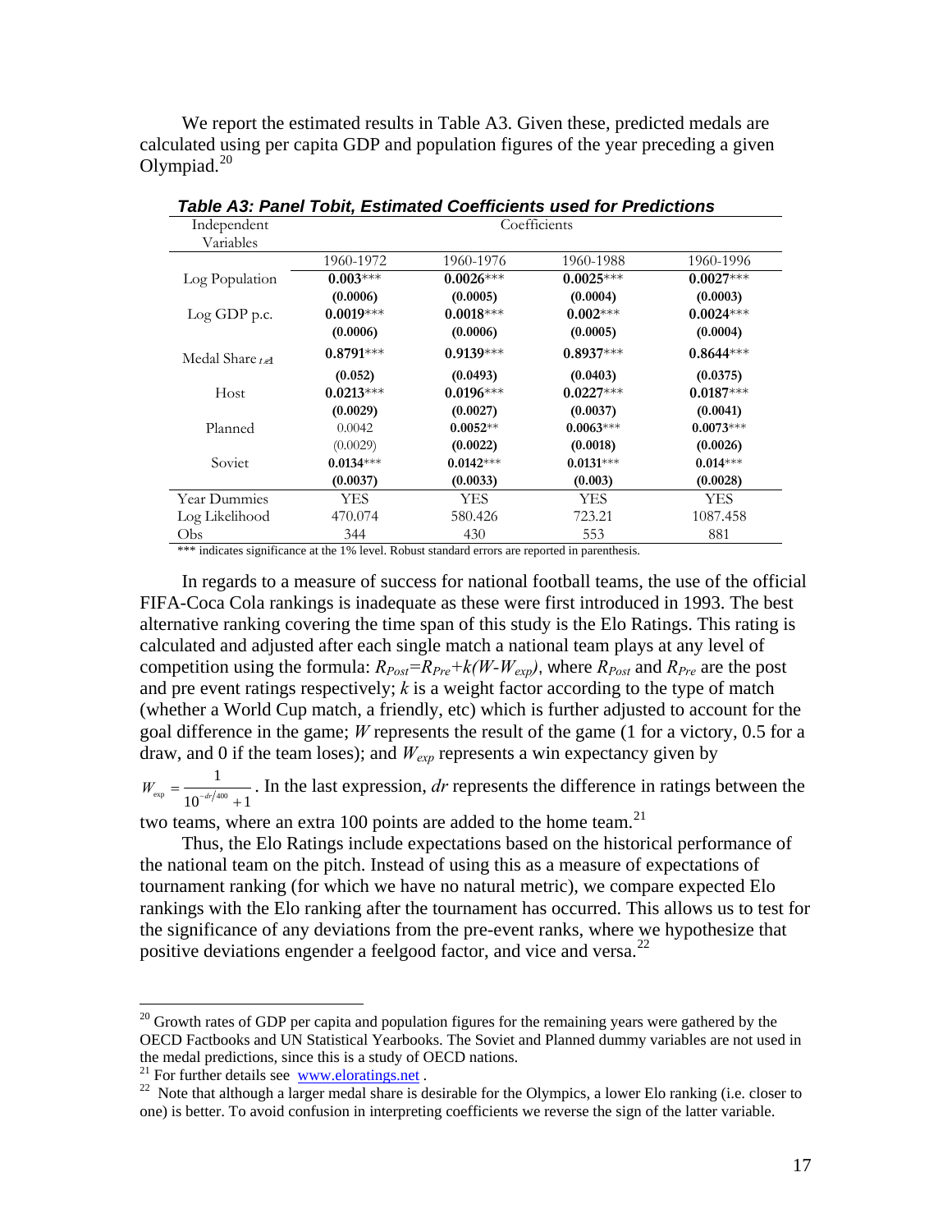We report the estimated results in Table A3. Given these, predicted medals are calculated using per capita GDP and population figures of the year preceding a given Olympiad.[20]

***Table A3: Panel Tobit, Estimated Coefficients used for Predictions***

| Independent Variables | Coefficients | | | |
|---|---|---|---|---|
| | 1960-1972 | 1960-1976 | 1960-1988 | 1960-1996 |
| Log Population | **0.003**\*\*\* | **0.0026**\*\*\* | **0.0025**\*\*\* | **0.0027**\*\*\* |
| | **(0.0006)** | **(0.0005)** | **(0.0004)** | **(0.0003)** |
| Log GDP p.c. | **0.0019**\*\*\* | **0.0018**\*\*\* | **0.002**\*\*\* | **0.0024**\*\*\* |
| | **(0.0006)** | **(0.0006)** | **(0.0005)** | **(0.0004)** |
| Medal Share $_{t-1}$ | **0.8791**\*\*\* | **0.9139**\*\*\* | **0.8937**\*\*\* | **0.8644**\*\*\* |
| | **(0.052)** | **(0.0493)** | **(0.0403)** | **(0.0375)** |
| Host | **0.0213**\*\*\* | **0.0196**\*\*\* | **0.0227**\*\*\* | **0.0187**\*\*\* |
| | **(0.0029)** | **(0.0027)** | **(0.0037)** | **(0.0041)** |
| Planned | 0.0042 | **0.0052**\*\* | **0.0063**\*\*\* | **0.0073**\*\*\* |
| | (0.0029) | **(0.0022)** | **(0.0018)** | **(0.0026)** |
| Soviet | **0.0134**\*\*\* | **0.0142**\*\*\* | **0.0131**\*\*\* | **0.014**\*\*\* |
| | **(0.0037)** | **(0.0033)** | **(0.003)** | **(0.0028)** |
| Year Dummies | YES | YES | YES | YES |
| Log Likelihood | 470.074 | 580.426 | 723.21 | 1087.458 |
| Obs | 344 | 430 | 553 | 881 |

\*\*\* indicates significance at the 1% level. Robust standard errors are reported in parenthesis.

In regards to a measure of success for national football teams, the use of the official FIFA-Coca Cola rankings is inadequate as these were first introduced in 1993. The best alternative ranking covering the time span of this study is the Elo Ratings. This rating is calculated and adjusted after each single match a national team plays at any level of competition using the formula: $R_{Post}=R_{Pre}+k(W-W_{exp})$, where $R_{Post}$ and $R_{Pre}$ are the post and pre event ratings respectively; $k$ is a weight factor according to the type of match (whether a World Cup match, a friendly, etc) which is further adjusted to account for the goal difference in the game; $W$ represents the result of the game (1 for a victory, 0.5 for a draw, and 0 if the team loses); and $W_{exp}$ represents a win expectancy given by $W_{exp} = \frac{1}{10^{-dr/400}+1}$. In the last expression, $dr$ represents the difference in ratings between the two teams, where an extra 100 points are added to the home team.[21]

Thus, the Elo Ratings include expectations based on the historical performance of the national team on the pitch. Instead of using this as a measure of expectations of tournament ranking (for which we have no natural metric), we compare expected Elo rankings with the Elo ranking after the tournament has occurred. This allows us to test for the significance of any deviations from the pre-event ranks, where we hypothesize that positive deviations engender a feelgood factor, and vice and versa.[22]

---

[20] Growth rates of GDP per capita and population figures for the remaining years were gathered by the OECD Factbooks and UN Statistical Yearbooks. The Soviet and Planned dummy variables are not used in the medal predictions, since this is a study of OECD nations.

[21] For further details see www.eloratings.net .

[22] Note that although a larger medal share is desirable for the Olympics, a lower Elo ranking (i.e. closer to one) is better. To avoid confusion in interpreting coefficients we reverse the sign of the latter variable.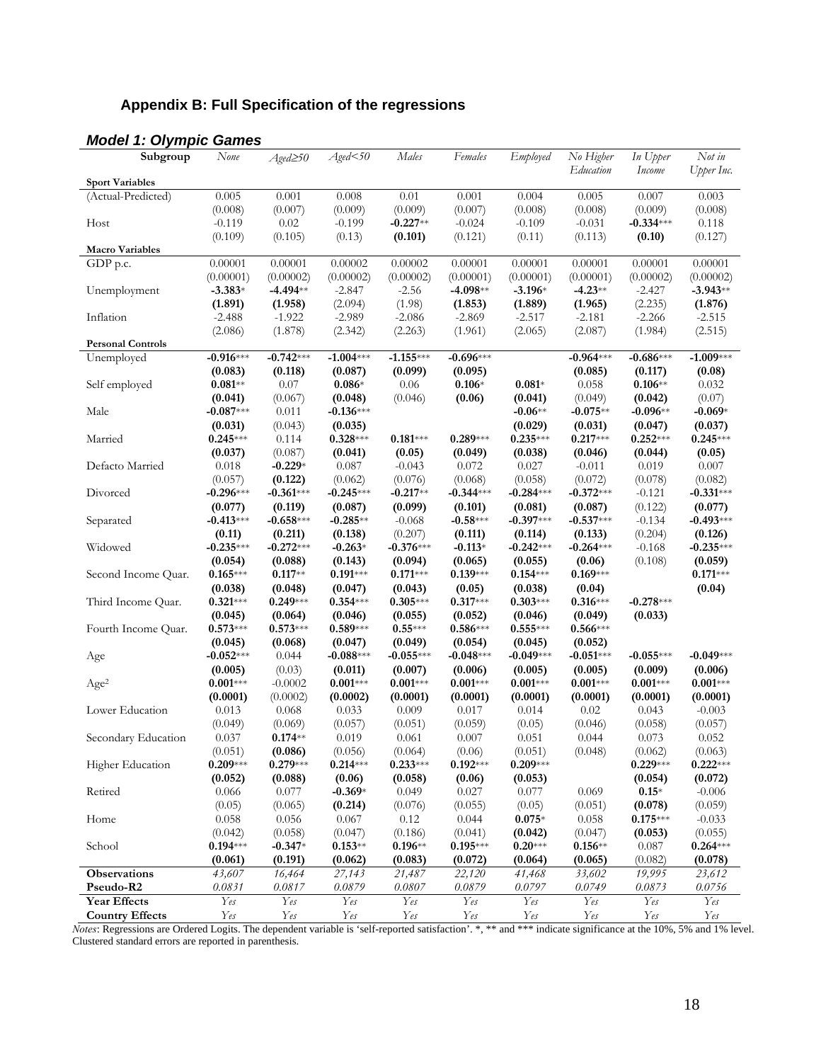## Appendix B: Full Specification of the regressions

### *Model 1: Olympic Games*

| Subgroup | *None* | *Aged≥50* | *Aged<50* | *Males* | *Females* | *Employed* | *No Higher Education* | *In Upper Income* | *Not in Upper Inc.* |
|---|---|---|---|---|---|---|---|---|---|
| **Sport Variables** | | | | | | | | | |
| (Actual-Predicted) | 0.005 | 0.001 | 0.008 | 0.01 | 0.001 | 0.004 | 0.005 | 0.007 | 0.003 |
| | (0.008) | (0.007) | (0.009) | (0.009) | (0.007) | (0.008) | (0.008) | (0.009) | (0.008) |
| Host | -0.119 | 0.02 | -0.199 | **-0.227**** | -0.024 | -0.109 | -0.031 | **-0.334***** | 0.118 |
| | (0.109) | (0.105) | (0.13) | **(0.101)** | (0.121) | (0.11) | (0.113) | **(0.10)** | (0.127) |
| **Macro Variables** | | | | | | | | | |
| GDP p.c. | 0.00001 | 0.00001 | 0.00002 | 0.00002 | 0.00001 | 0.00001 | 0.00001 | 0.00001 | 0.00001 |
| | (0.00001) | (0.00002) | (0.00002) | (0.00002) | (0.00001) | (0.00001) | (0.00001) | (0.00002) | (0.00002) |
| Unemployment | **-3.383*** | **-4.494**** | -2.847 | -2.56 | **-4.098**** | **-3.196*** | **-4.23**** | -2.427 | **-3.943**** |
| | **(1.891)** | **(1.958)** | (2.094) | (1.98) | **(1.853)** | **(1.889)** | **(1.965)** | (2.235) | **(1.876)** |
| Inflation | -2.488 | -1.922 | -2.989 | -2.086 | -2.869 | -2.517 | -2.181 | -2.266 | -2.515 |
| | (2.086) | (1.878) | (2.342) | (2.263) | (1.961) | (2.065) | (2.087) | (1.984) | (2.515) |
| **Personal Controls** | | | | | | | | | |
| Unemployed | **-0.916***** | **-0.742***** | **-1.004***** | **-1.155***** | **-0.696***** | | **-0.964***** | **-0.686***** | **-1.009***** |
| | **(0.083)** | **(0.118)** | **(0.087)** | **(0.099)** | **(0.095)** | | **(0.085)** | **(0.117)** | **(0.08)** |
| Self employed | **0.081**** | 0.07 | **0.086*** | 0.06 | **0.106*** | **0.081*** | 0.058 | **0.106**** | 0.032 |
| | **(0.041)** | (0.067) | **(0.048)** | (0.046) | **(0.06)** | **(0.041)** | (0.049) | **(0.042)** | (0.07) |
| Male | **-0.087***** | 0.011 | **-0.136***** | | | **-0.06**** | **-0.075**** | **-0.096**** | **-0.069*** |
| | **(0.031)** | (0.043) | **(0.035)** | | | **(0.029)** | **(0.031)** | **(0.047)** | **(0.037)** |
| Married | **0.245***** | 0.114 | **0.328***** | **0.181***** | **0.289***** | **0.235***** | **0.217***** | **0.252***** | **0.245***** |
| | **(0.037)** | (0.087) | **(0.041)** | **(0.05)** | **(0.049)** | **(0.038)** | **(0.046)** | **(0.044)** | **(0.05)** |
| Defacto Married | 0.018 | **-0.229*** | 0.087 | -0.043 | 0.072 | 0.027 | -0.011 | 0.019 | 0.007 |
| | (0.057) | **(0.122)** | (0.062) | (0.076) | (0.068) | (0.058) | (0.072) | (0.078) | (0.082) |
| Divorced | **-0.296***** | **-0.361***** | **-0.245***** | **-0.217**** | **-0.344***** | **-0.284***** | **-0.372***** | -0.121 | **-0.331***** |
| | **(0.077)** | **(0.119)** | **(0.087)** | **(0.099)** | **(0.101)** | **(0.081)** | **(0.087)** | (0.122) | **(0.077)** |
| Separated | **-0.413***** | **-0.658***** | **-0.285**** | -0.068 | **-0.58***** | **-0.397***** | **-0.537***** | -0.134 | **-0.493***** |
| | **(0.11)** | **(0.211)** | **(0.138)** | (0.207) | **(0.111)** | **(0.114)** | **(0.133)** | (0.204) | **(0.126)** |
| Widowed | **-0.235***** | **-0.272***** | **-0.263*** | **-0.376***** | **-0.113*** | **-0.242***** | **-0.264***** | -0.168 | **-0.235***** |
| | **(0.054)** | **(0.088)** | **(0.143)** | **(0.094)** | **(0.065)** | **(0.055)** | **(0.06)** | (0.108) | **(0.059)** |
| Second Income Quar. | **0.165***** | **0.117**** | **0.191***** | **0.171***** | **0.139***** | **0.154***** | **0.169***** | | **0.171***** |
| | **(0.038)** | **(0.048)** | **(0.047)** | **(0.043)** | **(0.05)** | **(0.038)** | **(0.04)** | | **(0.04)** |
| Third Income Quar. | **0.321***** | **0.249***** | **0.354***** | **0.305***** | **0.317***** | **0.303***** | **0.316***** | **-0.278***** | |
| | **(0.045)** | **(0.064)** | **(0.046)** | **(0.055)** | **(0.052)** | **(0.046)** | **(0.049)** | **(0.033)** | |
| Fourth Income Quar. | **0.573***** | **0.573***** | **0.589***** | **0.55***** | **0.586***** | **0.555***** | **0.566***** | | |
| | **(0.045)** | **(0.068)** | **(0.047)** | **(0.049)** | **(0.054)** | **(0.045)** | **(0.052)** | | |
| Age | **-0.052***** | 0.044 | **-0.088***** | **-0.055***** | **-0.048***** | **-0.049***** | **-0.051***** | **-0.055***** | **-0.049***** |
| | **(0.005)** | (0.03) | **(0.011)** | **(0.007)** | **(0.006)** | **(0.005)** | **(0.005)** | **(0.009)** | **(0.006)** |
| $Age^2$ | **0.001***** | -0.0002 | **0.001***** | **0.001***** | **0.001***** | **0.001***** | **0.001***** | **0.001***** | **0.001***** |
| | **(0.0001)** | (0.0002) | **(0.0002)** | **(0.0001)** | **(0.0001)** | **(0.0001)** | **(0.0001)** | **(0.0001)** | **(0.0001)** |
| Lower Education | 0.013 | 0.068 | 0.033 | 0.009 | 0.017 | 0.014 | 0.02 | 0.043 | -0.003 |
| | (0.049) | (0.069) | (0.057) | (0.051) | (0.059) | (0.05) | (0.046) | (0.058) | (0.057) |
| Secondary Education | 0.037 | **0.174**** | 0.019 | 0.061 | 0.007 | 0.051 | 0.044 | 0.073 | 0.052 |
| | (0.051) | **(0.086)** | (0.056) | (0.064) | (0.06) | (0.051) | (0.048) | (0.062) | (0.063) |
| Higher Education | **0.209***** | **0.279***** | **0.214***** | **0.233***** | **0.192***** | **0.209***** | | **0.229***** | **0.222***** |
| | **(0.052)** | **(0.088)** | **(0.06)** | **(0.058)** | **(0.06)** | **(0.053)** | | **(0.054)** | **(0.072)** |
| Retired | 0.066 | 0.077 | **-0.369*** | 0.049 | 0.027 | 0.077 | 0.069 | **0.15*** | -0.006 |
| | (0.05) | (0.065) | **(0.214)** | (0.076) | (0.055) | (0.05) | (0.051) | **(0.078)** | (0.059) |
| Home | 0.058 | 0.056 | 0.067 | 0.12 | 0.044 | **0.075*** | 0.058 | **0.175***** | -0.033 |
| | (0.042) | (0.058) | (0.047) | (0.186) | (0.041) | **(0.042)** | (0.047) | **(0.053)** | (0.055) |
| School | **0.194***** | **-0.347*** | **0.153**** | **0.196**** | **0.195***** | **0.20***** | **0.156**** | 0.087 | **0.264***** |
| | **(0.061)** | **(0.191)** | **(0.062)** | **(0.083)** | **(0.072)** | **(0.064)** | **(0.065)** | (0.082) | **(0.078)** |
| **Observations** | *43,607* | *16,464* | *27,143* | *21,487* | *22,120* | *41,468* | *33,602* | *19,995* | *23,612* |
| **Pseudo-R2** | *0.0831* | *0.0817* | *0.0879* | *0.0807* | *0.0879* | *0.0797* | *0.0749* | *0.0873* | *0.0756* |
| **Year Effects** | *Yes* | *Yes* | *Yes* | *Yes* | *Yes* | *Yes* | *Yes* | *Yes* | *Yes* |
| **Country Effects** | *Yes* | *Yes* | *Yes* | *Yes* | *Yes* | *Yes* | *Yes* | *Yes* | *Yes* |

*Notes*: Regressions are Ordered Logits. The dependent variable is 'self-reported satisfaction'. *, ** and *** indicate significance at the 10%, 5% and 1% level. Clustered standard errors are reported in parenthesis.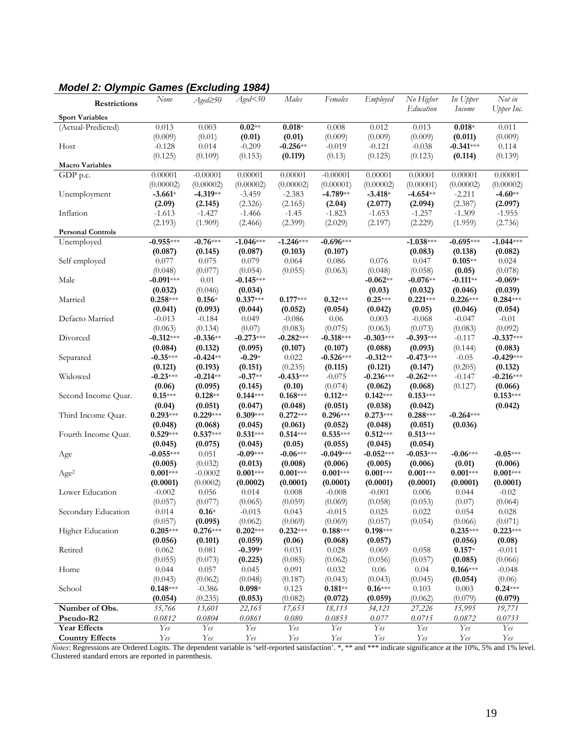### *Model 2: Olympic Games (Excluding 1984)*

| Restrictions | *None* | *Aged≥50* | *Aged<50* | *Males* | *Females* | *Employed* | *No Higher Education* | *In Upper Income* | *Not in Upper Inc.* |
|---|---|---|---|---|---|---|---|---|---|
| **Sport Variables** | | | | | | | | | |
| (Actual-Predicted) | 0.013 | 0.003 | **0.02**** | **0.018*** | 0.008 | 0.012 | 0.013 | **0.018*** | 0.011 |
| | (0.009) | (0.01) | **(0.01)** | **(0.01)** | (0.009) | (0.009) | (0.009) | **(0.011)** | (0.009) |
| Host | -0.128 | 0.014 | -0.209 | **-0.256**** | -0.019 | -0.121 | -0.038 | **-0.341***** | 0.114 |
| | (0.125) | (0.109) | (0.153) | **(0.119)** | (0.13) | (0.125) | (0.123) | **(0.114)** | (0.139) |
| **Macro Variables** | | | | | | | | | |
| GDP p.c. | 0.00001 | -0.00001 | 0.00001 | 0.00001 | -0.00001 | 0.00001 | 0.00001 | 0.00001 | 0.00001 |
| | (0.00002) | (0.00002) | (0.00002) | (0.00002) | (0.00001) | (0.00002) | (0.00001) | (0.00002) | (0.00002) |
| Unemployment | **-3.661*** | **-4.319**** | -3.459 | -2.383 | **-4.789**** | **-3.418*** | **-4.654**** | -2.211 | **-4.60**** |
| | **(2.09)** | **(2.145)** | (2.326) | (2.165) | **(2.04)** | **(2.077)** | **(2.094)** | (2.387) | **(2.097)** |
| Inflation | -1.613 | -1.427 | -1.466 | -1.45 | -1.823 | -1.653 | -1.257 | -1.309 | -1.955 |
| | (2.193) | (1.909) | (2.466) | (2.399) | (2.029) | (2.197) | (2.229) | (1.959) | (2.736) |
| **Personal Controls** | | | | | | | | | |
| Unemployed | **-0.955***** | **-0.76***** | **-1.046***** | **-1.246***** | **-0.696***** | | **-1.038***** | **-0.695***** | **-1.044***** |
| | **(0.087)** | **(0.145)** | **(0.087)** | **(0.103)** | **(0.107)** | | **(0.083)** | **(0.138)** | **(0.082)** |
| Self employed | 0.077 | 0.075 | 0.079 | 0.064 | 0.086 | 0.076 | 0.047 | **0.105**** | 0.024 |
| | (0.048) | (0.077) | (0.054) | (0.055) | (0.063) | (0.048) | (0.058) | **(0.05)** | (0.078) |
| Male | **-0.091***** | 0.01 | **-0.145***** | | | **-0.062**** | **-0.076**** | **-0.111**** | **-0.069*** |
| | **(0.032)** | (0.046) | **(0.034)** | | | **(0.03)** | **(0.032)** | **(0.046)** | **(0.039)** |
| Married | **0.258***** | **0.156*** | **0.337***** | **0.177***** | **0.32***** | **0.25***** | **0.221***** | **0.226***** | **0.284***** |
| | **(0.041)** | **(0.093)** | **(0.044)** | **(0.052)** | **(0.054)** | **(0.042)** | **(0.05)** | **(0.046)** | **(0.054)** |
| Defacto Married | -0.013 | -0.184 | 0.049 | -0.086 | 0.06 | 0.003 | -0.068 | -0.047 | -0.01 |
| | (0.063) | (0.134) | (0.07) | (0.083) | (0.075) | (0.063) | (0.073) | (0.083) | (0.092) |
| Divorced | **-0.312***** | **-0.336**** | **-0.273***** | **-0.282***** | **-0.318***** | **-0.303***** | **-0.393***** | -0.117 | **-0.337***** |
| | **(0.084)** | **(0.132)** | **(0.095)** | **(0.107)** | **(0.107)** | **(0.088)** | **(0.093)** | (0.144) | **(0.083)** |
| Separated | **-0.35***** | **-0.424**** | **-0.29*** | 0.022 | **-0.526***** | **-0.312**** | **-0.473***** | -0.05 | **-0.429***** |
| | **(0.121)** | **(0.193)** | **(0.151)** | (0.235) | **(0.115)** | **(0.121)** | **(0.147)** | (0.205) | **(0.132)** |
| Widowed | **-0.23***** | **-0.214**** | **-0.37**** | **-0.433***** | -0.075 | **-0.236***** | **-0.262***** | -0.147 | **-0.216***** |
| | **(0.06)** | **(0.095)** | **(0.145)** | **(0.10)** | (0.074) | **(0.062)** | **(0.068)** | (0.127) | **(0.066)** |
| Second Income Quar. | **0.15***** | **0.128**** | **0.144***** | **0.168***** | **0.112**** | **0.142***** | **0.153***** | | **0.153***** |
| | **(0.04)** | **(0.051)** | **(0.047)** | **(0.048)** | **(0.051)** | **(0.038)** | **(0.042)** | | **(0.042)** |
| Third Income Quar. | **0.293***** | **0.229***** | **0.309***** | **0.272***** | **0.296***** | **0.273***** | **0.288***** | **-0.264***** | |
| | **(0.048)** | **(0.068)** | **(0.045)** | **(0.061)** | **(0.052)** | **(0.048)** | **(0.051)** | **(0.036)** | |
| Fourth Income Quar. | **0.529***** | **0.537***** | **0.531***** | **0.514***** | **0.535***** | **0.512***** | **0.513***** | | |
| | **(0.045)** | **(0.075)** | **(0.045)** | **(0.05)** | **(0.055)** | **(0.045)** | **(0.054)** | | |
| Age | **-0.055***** | 0.051 | **-0.09***** | **-0.06***** | **-0.049***** | **-0.052***** | **-0.053***** | **-0.06***** | **-0.05***** |
| | **(0.005)** | (0.032) | **(0.013)** | **(0.008)** | **(0.006)** | **(0.005)** | **(0.006)** | **(0.01)** | **(0.006)** |
| Age$^2$ | **0.001***** | -0.0002 | **0.001***** | **0.001***** | **0.001***** | **0.001***** | **0.001***** | **0.001***** | **0.001***** |
| | **(0.0001)** | (0.0002) | **(0.0002)** | **(0.0001)** | **(0.0001)** | **(0.0001)** | **(0.0001)** | **(0.0001)** | **(0.0001)** |
| Lower Education | -0.002 | 0.056 | 0.014 | 0.008 | -0.008 | -0.001 | 0.006 | 0.044 | -0.02 |
| | (0.057) | (0.077) | (0.065) | (0.059) | (0.069) | (0.058) | (0.053) | (0.07) | (0.064) |
| Secondary Education | 0.014 | **0.16*** | -0.015 | 0.043 | -0.015 | 0.025 | 0.022 | 0.054 | 0.028 |
| | (0.057) | **(0.095)** | (0.062) | (0.069) | (0.069) | (0.057) | (0.054) | (0.066) | (0.071) |
| Higher Education | **0.205***** | **0.276***** | **0.202***** | **0.232***** | **0.188***** | **0.198***** | | **0.235***** | **0.223***** |
| | **(0.056)** | **(0.101)** | **(0.059)** | **(0.06)** | **(0.068)** | **(0.057)** | | **(0.056)** | **(0.08)** |
| Retired | 0.062 | 0.081 | **-0.399*** | 0.031 | 0.028 | 0.069 | 0.058 | **0.157*** | -0.011 |
| | (0.055) | (0.073) | **(0.225)** | (0.085) | (0.062) | (0.056) | (0.057) | **(0.085)** | (0.066) |
| Home | 0.044 | 0.057 | 0.045 | 0.091 | 0.032 | 0.06 | 0.04 | **0.166***** | -0.048 |
| | (0.043) | (0.062) | (0.048) | (0.187) | (0.043) | (0.043) | (0.045) | **(0.054)** | (0.06) |
| School | **0.148***** | -0.386 | **0.098*** | 0.123 | **0.181**** | **0.16***** | 0.103 | 0.003 | **0.24***** |
| | **(0.054)** | (0.235) | **(0.053)** | (0.082) | **(0.072)** | **(0.059)** | (0.062) | (0.079) | **(0.079)** |
| **Number of Obs.** | *35,766* | *13,601* | *22,165* | *17,653* | *18,113* | *34,121* | *27,226* | *15,995* | *19,771* |
| **Pseudo-R2** | *0.0812* | *0.0804* | *0.0861* | *0.080* | *0.0853* | *0.077* | *0.0715* | *0.0872* | *0.0733* |
| **Year Effects** | *Yes* | *Yes* | *Yes* | *Yes* | *Yes* | *Yes* | *Yes* | *Yes* | *Yes* |
| **Country Effects** | *Yes* | *Yes* | *Yes* | *Yes* | *Yes* | *Yes* | *Yes* | *Yes* | *Yes* |

*Notes*: Regressions are Ordered Logits. The dependent variable is 'self-reported satisfaction'. *, ** and *** indicate significance at the 10%, 5% and 1% level. Clustered standard errors are reported in parenthesis.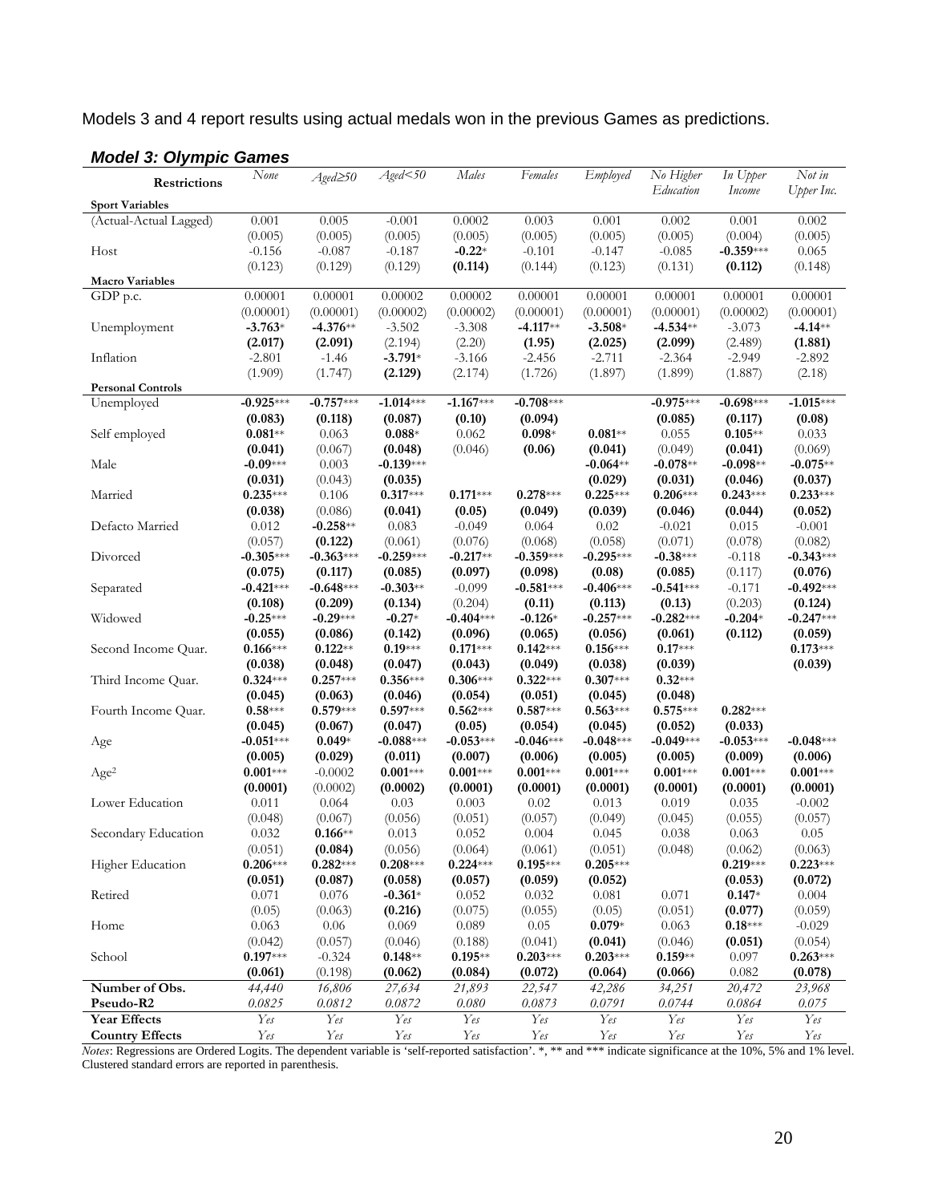Models 3 and 4 report results using actual medals won in the previous Games as predictions.

### *Model 3: Olympic Games*

| Restrictions | *None* | *Aged≥50* | *Aged<50* | *Males* | *Females* | *Employed* | *No Higher Education* | *In Upper Income* | *Not in Upper Inc.* |
|---|---|---|---|---|---|---|---|---|---|
| **Sport Variables** | | | | | | | | | |
| (Actual-Actual Lagged) | 0.001 | 0.005 | -0.001 | 0.0002 | 0.003 | 0.001 | 0.002 | 0.001 | 0.002 |
| | (0.005) | (0.005) | (0.005) | (0.005) | (0.005) | (0.005) | (0.005) | (0.004) | (0.005) |
| Host | -0.156 | -0.087 | -0.187 | **-0.22*** | -0.101 | -0.147 | -0.085 | **-0.359***** | 0.065 |
| | (0.123) | (0.129) | (0.129) | **(0.114)** | (0.144) | (0.123) | (0.131) | **(0.112)** | (0.148) |
| **Macro Variables** | | | | | | | | | |
| GDP p.c. | 0.00001 | 0.00001 | 0.00002 | 0.00002 | 0.00001 | 0.00001 | 0.00001 | 0.00001 | 0.00001 |
| | (0.00001) | (0.00001) | (0.00002) | (0.00002) | (0.00001) | (0.00001) | (0.00001) | (0.00002) | (0.00001) |
| Unemployment | **-3.763*** | **-4.376**** | -3.502 | -3.308 | **-4.117**** | **-3.508*** | **-4.534**** | -3.073 | **-4.14**** |
| | **(2.017)** | **(2.091)** | (2.194) | (2.20) | **(1.95)** | **(2.025)** | **(2.099)** | (2.489) | **(1.881)** |
| Inflation | -2.801 | -1.46 | **-3.791*** | -3.166 | -2.456 | -2.711 | -2.364 | -2.949 | -2.892 |
| | (1.909) | (1.747) | **(2.129)** | (2.174) | (1.726) | (1.897) | (1.899) | (1.887) | (2.18) |
| **Personal Controls** | | | | | | | | | |
| Unemployed | **-0.925***** | **-0.757***** | **-1.014***** | **-1.167***** | **-0.708***** | | **-0.975***** | **-0.698***** | **-1.015***** |
| | **(0.083)** | **(0.118)** | **(0.087)** | **(0.10)** | **(0.094)** | | **(0.085)** | **(0.117)** | **(0.08)** |
| Self employed | **0.081**** | 0.063 | **0.088*** | 0.062 | **0.098*** | **0.081**** | 0.055 | **0.105**** | 0.033 |
| | **(0.041)** | (0.067) | **(0.048)** | (0.046) | **(0.06)** | **(0.041)** | (0.049) | **(0.041)** | (0.069) |
| Male | **-0.09***** | 0.003 | **-0.139***** | | | **-0.064**** | **-0.078**** | **-0.098**** | **-0.075**** |
| | **(0.031)** | (0.043) | **(0.035)** | | | **(0.029)** | **(0.031)** | **(0.046)** | **(0.037)** |
| Married | **0.235***** | 0.106 | **0.317***** | **0.171***** | **0.278***** | **0.225***** | **0.206***** | **0.243***** | **0.233***** |
| | **(0.038)** | (0.086) | **(0.041)** | **(0.05)** | **(0.049)** | **(0.039)** | **(0.046)** | **(0.044)** | **(0.052)** |
| Defacto Married | 0.012 | **-0.258**** | 0.083 | -0.049 | 0.064 | 0.02 | -0.021 | 0.015 | -0.001 |
| | (0.057) | **(0.122)** | (0.061) | (0.076) | (0.068) | (0.058) | (0.071) | (0.078) | (0.082) |
| Divorced | **-0.305***** | **-0.363***** | **-0.259***** | **-0.217**** | **-0.359***** | **-0.295***** | **-0.38***** | -0.118 | **-0.343***** |
| | **(0.075)** | **(0.117)** | **(0.085)** | **(0.097)** | **(0.098)** | **(0.08)** | **(0.085)** | (0.117) | **(0.076)** |
| Separated | **-0.421***** | **-0.648***** | **-0.303**** | -0.099 | **-0.581***** | **-0.406***** | **-0.541***** | -0.171 | **-0.492***** |
| | **(0.108)** | **(0.209)** | **(0.134)** | (0.204) | **(0.11)** | **(0.113)** | **(0.13)** | (0.203) | **(0.124)** |
| Widowed | **-0.25***** | **-0.29***** | **-0.27*** | **-0.404***** | **-0.126*** | **-0.257***** | **-0.282***** | **-0.204*** | **-0.247***** |
| | **(0.055)** | **(0.086)** | **(0.142)** | **(0.096)** | **(0.065)** | **(0.056)** | **(0.061)** | **(0.112)** | **(0.059)** |
| Second Income Quar. | **0.166***** | **0.122**** | **0.19***** | **0.171***** | **0.142***** | **0.156***** | **0.17***** | | **0.173***** |
| | **(0.038)** | **(0.048)** | **(0.047)** | **(0.043)** | **(0.049)** | **(0.038)** | **(0.039)** | | **(0.039)** |
| Third Income Quar. | **0.324***** | **0.257***** | **0.356***** | **0.306***** | **0.322***** | **0.307***** | **0.32***** | | |
| | **(0.045)** | **(0.063)** | **(0.046)** | **(0.054)** | **(0.051)** | **(0.045)** | **(0.048)** | | |
| Fourth Income Quar. | **0.58***** | **0.579***** | **0.597***** | **0.562***** | **0.587***** | **0.563***** | **0.575***** | **0.282***** | |
| | **(0.045)** | **(0.067)** | **(0.047)** | **(0.05)** | **(0.054)** | **(0.045)** | **(0.052)** | **(0.033)** | |
| Age | **-0.051***** | **0.049*** | **-0.088***** | **-0.053***** | **-0.046***** | **-0.048***** | **-0.049***** | **-0.053***** | **-0.048***** |
| | **(0.005)** | **(0.029)** | **(0.011)** | **(0.007)** | **(0.006)** | **(0.005)** | **(0.005)** | **(0.009)** | **(0.006)** |
| $Age^2$ | **0.001***** | -0.0002 | **0.001***** | **0.001***** | **0.001***** | **0.001***** | **0.001***** | **0.001***** | **0.001***** |
| | **(0.0001)** | (0.0002) | **(0.0002)** | **(0.0001)** | **(0.0001)** | **(0.0001)** | **(0.0001)** | **(0.0001)** | **(0.0001)** |
| Lower Education | 0.011 | 0.064 | 0.03 | 0.003 | 0.02 | 0.013 | 0.019 | 0.035 | -0.002 |
| | (0.048) | (0.067) | (0.056) | (0.051) | (0.057) | (0.049) | (0.045) | (0.055) | (0.057) |
| Secondary Education | 0.032 | **0.166**** | 0.013 | 0.052 | 0.004 | 0.045 | 0.038 | 0.063 | 0.05 |
| | (0.051) | **(0.084)** | (0.056) | (0.064) | (0.061) | (0.051) | (0.048) | (0.062) | (0.063) |
| Higher Education | **0.206***** | **0.282***** | **0.208***** | **0.224***** | **0.195***** | **0.205***** | | **0.219***** | **0.223***** |
| | **(0.051)** | **(0.087)** | **(0.058)** | **(0.057)** | **(0.059)** | **(0.052)** | | **(0.053)** | **(0.072)** |
| Retired | 0.071 | 0.076 | **-0.361*** | 0.052 | 0.032 | 0.081 | 0.071 | **0.147*** | 0.004 |
| | (0.05) | (0.063) | **(0.216)** | (0.075) | (0.055) | (0.05) | (0.051) | **(0.077)** | (0.059) |
| Home | 0.063 | 0.06 | 0.069 | 0.089 | 0.05 | **0.079*** | 0.063 | **0.18***** | -0.029 |
| | (0.042) | (0.057) | (0.046) | (0.188) | (0.041) | **(0.041)** | (0.046) | **(0.051)** | (0.054) |
| School | **0.197***** | -0.324 | **0.148**** | **0.195**** | **0.203***** | **0.203***** | **0.159**** | 0.097 | **0.263***** |
| | **(0.061)** | (0.198) | **(0.062)** | **(0.084)** | **(0.072)** | **(0.064)** | **(0.066)** | 0.082 | **(0.078)** |
| **Number of Obs.** | *44,440* | *16,806* | *27,634* | *21,893* | *22,547* | *42,286* | *34,251* | *20,472* | *23,968* |
| **Pseudo-R2** | *0.0825* | *0.0812* | *0.0872* | *0.080* | *0.0873* | *0.0791* | *0.0744* | *0.0864* | *0.075* |
| **Year Effects** | *Yes* | *Yes* | *Yes* | *Yes* | *Yes* | *Yes* | *Yes* | *Yes* | *Yes* |
| **Country Effects** | *Yes* | *Yes* | *Yes* | *Yes* | *Yes* | *Yes* | *Yes* | *Yes* | *Yes* |

*Notes*: Regressions are Ordered Logits. The dependent variable is 'self-reported satisfaction'. *, ** and *** indicate significance at the 10%, 5% and 1% level. Clustered standard errors are reported in parenthesis.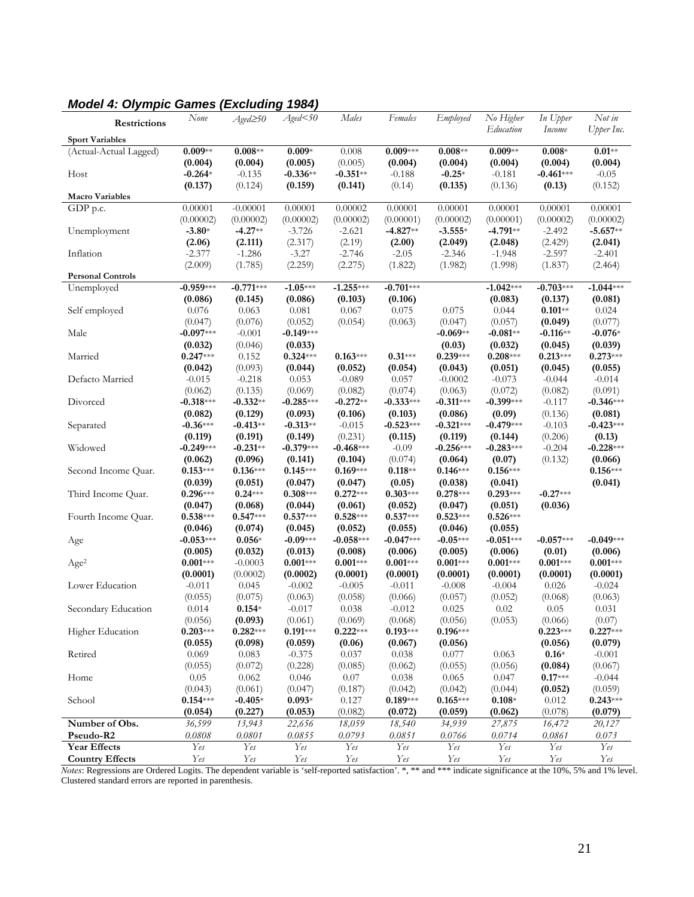### *Model 4: Olympic Games (Excluding 1984)*

| Restrictions | *None* | *Aged≥50* | *Aged<50* | *Males* | *Females* | *Employed* | *No Higher Education* | *In Upper Income* | *Not in Upper Inc.* |
|---|---|---|---|---|---|---|---|---|---|
| **Sport Variables** | | | | | | | | | |
| (Actual-Actual Lagged) | **0.009**** | **0.008**** | **0.009*** | 0.008 | **0.009***** | **0.008**** | **0.009**** | **0.008*** | **0.01**** |
| | **(0.004)** | **(0.004)** | **(0.005)** | (0.005) | **(0.004)** | **(0.004)** | **(0.004)** | **(0.004)** | **(0.004)** |
| Host | **-0.264*** | -0.135 | **-0.336**** | **-0.351**** | -0.188 | **-0.25*** | -0.181 | **-0.461***** | -0.05 |
| | **(0.137)** | (0.124) | **(0.159)** | **(0.141)** | (0.14) | **(0.135)** | (0.136) | **(0.13)** | (0.152) |
| **Macro Variables** | | | | | | | | | |
| GDP p.c. | 0.00001 | -0.00001 | 0.00001 | 0.00002 | 0.00001 | 0.00001 | 0.00001 | 0.00001 | 0.00001 |
| | (0.00002) | (0.00002) | (0.00002) | (0.00002) | (0.00001) | (0.00002) | (0.00001) | (0.00002) | (0.00002) |
| Unemployment | **-3.80*** | **-4.27**** | -3.726 | -2.621 | **-4.827**** | **-3.555*** | **-4.791**** | -2.492 | **-5.657**** |
| | **(2.06)** | **(2.111)** | (2.317) | (2.19) | **(2.00)** | **(2.049)** | **(2.048)** | (2.429) | **(2.041)** |
| Inflation | -2.377 | -1.286 | -3.27 | -2.746 | -2.05 | -2.346 | -1.948 | -2.597 | -2.401 |
| | (2.009) | (1.785) | (2.259) | (2.275) | (1.822) | (1.982) | (1.998) | (1.837) | (2.464) |
| **Personal Controls** | | | | | | | | | |
| Unemployed | **-0.959***** | **-0.771***** | **-1.05***** | **-1.255***** | **-0.701***** | | **-1.042***** | **-0.703***** | **-1.044***** |
| | **(0.086)** | **(0.145)** | **(0.086)** | **(0.103)** | **(0.106)** | | **(0.083)** | **(0.137)** | **(0.081)** |
| Self employed | 0.076 | 0.063 | 0.081 | 0.067 | 0.075 | 0.075 | 0.044 | **0.101**** | 0.024 |
| | (0.047) | (0.076) | (0.052) | (0.054) | (0.063) | (0.047) | (0.057) | **(0.049)** | (0.077) |
| Male | **-0.097***** | -0.001 | **-0.149***** | | | **-0.069**** | **-0.081**** | **-0.116**** | **-0.076*** |
| | **(0.032)** | (0.046) | **(0.033)** | | | **(0.03)** | **(0.032)** | **(0.045)** | **(0.039)** |
| Married | **0.247***** | 0.152 | **0.324***** | **0.163***** | **0.31***** | **0.239***** | **0.208***** | **0.213***** | **0.273***** |
| | **(0.042)** | (0.093) | **(0.044)** | **(0.052)** | **(0.054)** | **(0.043)** | **(0.051)** | **(0.045)** | **(0.055)** |
| Defacto Married | -0.015 | -0.218 | 0.053 | -0.089 | 0.057 | -0.0002 | -0.073 | -0.044 | -0.014 |
| | (0.062) | (0.135) | (0.069) | (0.082) | (0.074) | (0.063) | (0.072) | (0.082) | (0.091) |
| Divorced | **-0.318***** | **-0.332**** | **-0.285***** | **-0.272**** | **-0.333***** | **-0.311***** | **-0.399***** | -0.117 | **-0.346***** |
| | **(0.082)** | **(0.129)** | **(0.093)** | **(0.106)** | **(0.103)** | **(0.086)** | **(0.09)** | (0.136) | **(0.081)** |
| Separated | **-0.36***** | **-0.413**** | **-0.313**** | -0.015 | **-0.523***** | **-0.321***** | **-0.479***** | -0.103 | **-0.423***** |
| | **(0.119)** | **(0.191)** | **(0.149)** | (0.231) | **(0.115)** | **(0.119)** | **(0.144)** | (0.206) | **(0.13)** |
| Widowed | **-0.249***** | **-0.231**** | **-0.379***** | **-0.468***** | -0.09 | **-0.256***** | **-0.283***** | -0.204 | **-0.228***** |
| | **(0.062)** | **(0.096)** | **(0.141)** | **(0.104)** | (0.074) | **(0.064)** | **(0.07)** | (0.132) | **(0.066)** |
| Second Income Quar. | **0.153***** | **0.136***** | **0.145***** | **0.169***** | **0.118**** | **0.146***** | **0.156***** | | **0.156***** |
| | **(0.039)** | **(0.051)** | **(0.047)** | **(0.047)** | **(0.05)** | **(0.038)** | **(0.041)** | | **(0.041)** |
| Third Income Quar. | **0.296***** | **0.24***** | **0.308***** | **0.272***** | **0.303***** | **0.278***** | **0.293***** | **-0.27***** | |
| | **(0.047)** | **(0.068)** | **(0.044)** | **(0.061)** | **(0.052)** | **(0.047)** | **(0.051)** | **(0.036)** | |
| Fourth Income Quar. | **0.538***** | **0.547***** | **0.537***** | **0.528***** | **0.537***** | **0.523***** | **0.526***** | | |
| | **(0.046)** | **(0.074)** | **(0.045)** | **(0.052)** | **(0.055)** | **(0.046)** | **(0.055)** | | |
| Age | **-0.053***** | **0.056*** | **-0.09***** | **-0.058***** | **-0.047***** | **-0.05***** | **-0.051***** | **-0.057***** | **-0.049***** |
| | **(0.005)** | **(0.032)** | **(0.013)** | **(0.008)** | **(0.006)** | **(0.005)** | **(0.006)** | **(0.01)** | **(0.006)** |
| Age² | **0.001***** | -0.0003 | **0.001***** | **0.001***** | **0.001***** | **0.001***** | **0.001***** | **0.001***** | **0.001***** |
| | **(0.0001)** | (0.0002) | **(0.0002)** | **(0.0001)** | **(0.0001)** | **(0.0001)** | **(0.0001)** | **(0.0001)** | **(0.0001)** |
| Lower Education | -0.011 | 0.045 | -0.002 | -0.005 | -0.011 | -0.008 | -0.004 | 0.026 | -0.024 |
| | (0.055) | (0.075) | (0.063) | (0.058) | (0.066) | (0.057) | (0.052) | (0.068) | (0.063) |
| Secondary Education | 0.014 | **0.154*** | -0.017 | 0.038 | -0.012 | 0.025 | 0.02 | 0.05 | 0.031 |
| | (0.056) | **(0.093)** | (0.061) | (0.069) | (0.068) | (0.056) | (0.053) | (0.066) | (0.07) |
| Higher Education | **0.203***** | **0.282***** | **0.191***** | **0.222***** | **0.193***** | **0.196***** | | **0.223***** | **0.227***** |
| | **(0.055)** | **(0.098)** | **(0.059)** | **(0.06)** | **(0.067)** | **(0.056)** | | **(0.056)** | **(0.079)** |
| Retired | 0.069 | 0.083 | -0.375 | 0.037 | 0.038 | 0.077 | 0.063 | **0.16*** | -0.001 |
| | (0.055) | (0.072) | (0.228) | (0.085) | (0.062) | (0.055) | (0.056) | **(0.084)** | (0.067) |
| Home | 0.05 | 0.062 | 0.046 | 0.07 | 0.038 | 0.065 | 0.047 | **0.17***** | -0.044 |
| | (0.043) | (0.061) | (0.047) | (0.187) | (0.042) | (0.042) | (0.044) | **(0.052)** | (0.059) |
| School | **0.154***** | **-0.405*** | **0.093*** | 0.127 | **0.189***** | **0.165***** | **0.108*** | 0.012 | **0.243***** |
| | **(0.054)** | **(0.227)** | **(0.053)** | (0.082) | **(0.072)** | **(0.059)** | **(0.062)** | (0.078) | **(0.079)** |
| **Number of Obs.** | *36,599* | *13,943* | *22,656* | *18,059* | *18,540* | *34,939* | *27,875* | *16,472* | *20,127* |
| **Pseudo-R2** | *0.0808* | *0.0801* | *0.0855* | *0.0793* | *0.0851* | *0.0766* | *0.0714* | *0.0861* | *0.073* |
| **Year Effects** | *Yes* | *Yes* | *Yes* | *Yes* | *Yes* | *Yes* | *Yes* | *Yes* | *Yes* |
| **Country Effects** | *Yes* | *Yes* | *Yes* | *Yes* | *Yes* | *Yes* | *Yes* | *Yes* | *Yes* |

*Notes*: Regressions are Ordered Logits. The dependent variable is 'self-reported satisfaction'. *, ** and *** indicate significance at the 10%, 5% and 1% level. Clustered standard errors are reported in parenthesis.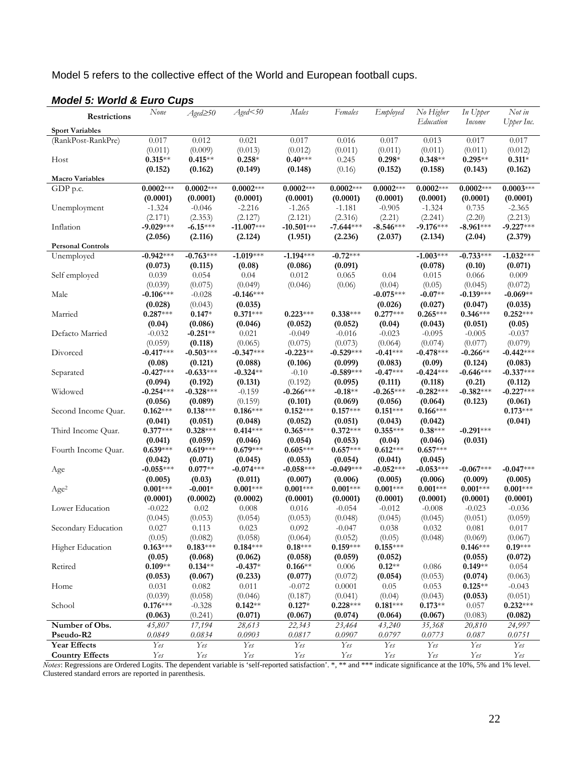Model 5 refers to the collective effect of the World and European football cups.

### *Model 5: World & Euro Cups*

| Restrictions | *None* | *Aged≥50* | *Aged<50* | *Males* | *Females* | *Employed* | *No Higher Education* | *In Upper Income* | *Not in Upper Inc.* |
|---|---|---|---|---|---|---|---|---|---|
| **Sport Variables** | | | | | | | | | |
| (RankPost-RankPre) | 0.017 | 0.012 | 0.021 | 0.017 | 0.016 | 0.017 | 0.013 | 0.017 | 0.017 |
| | (0.011) | (0.009) | (0.013) | (0.012) | (0.011) | (0.011) | (0.011) | (0.011) | (0.012) |
| Host | **0.315**** | **0.415**** | **0.258*** | **0.40***** | 0.245 | **0.298*** | **0.348**** | **0.295**** | **0.311*** |
| | **(0.152)** | **(0.162)** | **(0.149)** | **(0.148)** | (0.16) | **(0.152)** | **(0.158)** | **(0.143)** | **(0.162)** |
| **Macro Variables** | | | | | | | | | |
| GDP p.c. | **0.0002***** | **0.0002***** | **0.0002***** | **0.0002***** | **0.0002***** | **0.0002***** | **0.0002***** | **0.0002***** | **0.0003***** |
| | **(0.0001)** | **(0.0001)** | **(0.0001)** | **(0.0001)** | **(0.0001)** | **(0.0001)** | **(0.0001)** | **(0.0001)** | **(0.0001)** |
| Unemployment | -1.324 | -0.046 | -2.216 | -1.265 | -1.181 | -0.905 | -1.324 | 0.735 | -2.365 |
| | (2.171) | (2.353) | (2.127) | (2.121) | (2.316) | (2.21) | (2.241) | (2.20) | (2.213) |
| Inflation | **-9.029***** | **-6.15***** | **-11.007***** | **-10.501***** | **-7.644***** | **-8.546***** | **-9.176***** | **-8.961***** | **-9.227***** |
| | **(2.056)** | **(2.116)** | **(2.124)** | **(1.951)** | **(2.236)** | **(2.037)** | **(2.134)** | **(2.04)** | **(2.379)** |
| **Personal Controls** | | | | | | | | | |
| Unemployed | **-0.942***** | **-0.763***** | **-1.019***** | **-1.194***** | **-0.72***** | | **-1.003***** | **-0.733***** | **-1.032***** |
| | **(0.073)** | **(0.115)** | **(0.08)** | **(0.086)** | **(0.091)** | | **(0.078)** | **(0.10)** | **(0.071)** |
| Self employed | 0.039 | 0.054 | 0.04 | 0.012 | 0.065 | 0.04 | 0.015 | 0.066 | 0.009 |
| | (0.039) | (0.075) | (0.049) | (0.046) | (0.06) | (0.04) | (0.05) | (0.045) | (0.072) |
| Male | **-0.106***** | -0.028 | **-0.146***** | | | **-0.075***** | **-0.07**** | **-0.139***** | **-0.069**** |
| | **(0.028)** | (0.043) | **(0.035)** | | | **(0.026)** | **(0.027)** | **(0.047)** | **(0.035)** |
| Married | **0.287***** | **0.147*** | **0.371***** | **0.223***** | **0.338***** | **0.277***** | **0.265***** | **0.346***** | **0.252***** |
| | **(0.04)** | **(0.086)** | **(0.046)** | **(0.052)** | **(0.052)** | **(0.04)** | **(0.043)** | **(0.051)** | **(0.05)** |
| Defacto Married | -0.032 | **-0.251**** | 0.021 | -0.049 | -0.016 | -0.023 | -0.095 | -0.005 | -0.037 |
| | (0.059) | **(0.118)** | (0.065) | (0.075) | (0.073) | (0.064) | (0.074) | (0.077) | (0.079) |
| Divorced | **-0.417***** | **-0.503***** | **-0.347***** | **-0.223**** | **-0.529***** | **-0.41***** | **-0.478***** | **-0.266**** | **-0.442***** |
| | **(0.08)** | **(0.121)** | **(0.088)** | **(0.106)** | **(0.099)** | **(0.083)** | **(0.09)** | **(0.124)** | **(0.083)** |
| Separated | **-0.427***** | **-0.633***** | **-0.324**** | -0.10 | **-0.589***** | **-0.47***** | **-0.424***** | **-0.646***** | **-0.337***** |
| | **(0.094)** | **(0.192)** | **(0.131)** | (0.192) | **(0.095)** | **(0.111)** | **(0.118)** | **(0.21)** | **(0.112)** |
| Widowed | **-0.254***** | **-0.328***** | -0.159 | **-0.266***** | **-0.18**** | **-0.265***** | **-0.282***** | **-0.382***** | **-0.227***** |
| | **(0.056)** | **(0.089)** | (0.159) | **(0.101)** | **(0.069)** | **(0.056)** | **(0.064)** | **(0.123)** | **(0.061)** |
| Second Income Quar. | **0.162***** | **0.138***** | **0.186***** | **0.152***** | **0.157***** | **0.151***** | **0.166***** | | **0.173***** |
| | **(0.041)** | **(0.051)** | **(0.048)** | **(0.052)** | **(0.051)** | **(0.043)** | **(0.042)** | | **(0.041)** |
| Third Income Quar. | **0.377***** | **0.328***** | **0.414***** | **0.365***** | **0.372***** | **0.355***** | **0.38***** | **-0.291***** | |
| | **(0.041)** | **(0.059)** | **(0.046)** | **(0.054)** | **(0.053)** | **(0.04)** | **(0.046)** | **(0.031)** | |
| Fourth Income Quar. | **0.639***** | **0.619***** | **0.679***** | **0.605***** | **0.657***** | **0.612***** | **0.657***** | | |
| | **(0.042)** | **(0.071)** | **(0.045)** | **(0.053)** | **(0.054)** | **(0.041)** | **(0.045)** | | |
| Age | **-0.055***** | **0.077**** | **-0.074***** | **-0.058***** | **-0.049***** | **-0.052***** | **-0.053***** | **-0.067***** | **-0.047***** |
| | **(0.005)** | **(0.03)** | **(0.011)** | **(0.007)** | **(0.006)** | **(0.005)** | **(0.006)** | **(0.009)** | **(0.005)** |
| Age$^2$ | **0.001***** | **-0.001*** | **0.001***** | **0.001***** | **0.001***** | **0.001***** | **0.001***** | **0.001***** | **0.001***** |
| | **(0.0001)** | **(0.0002)** | **(0.0002)** | **(0.0001)** | **(0.0001)** | **(0.0001)** | **(0.0001)** | **(0.0001)** | **(0.0001)** |
| Lower Education | -0.022 | 0.02 | 0.008 | 0.016 | -0.054 | -0.012 | -0.008 | -0.023 | -0.036 |
| | (0.045) | (0.053) | (0.054) | (0.053) | (0.048) | (0.045) | (0.045) | (0.051) | (0.059) |
| Secondary Education | 0.027 | 0.113 | 0.023 | 0.092 | -0.047 | 0.038 | 0.032 | 0.081 | 0.017 |
| | (0.05) | (0.082) | (0.058) | (0.064) | (0.052) | (0.05) | (0.048) | (0.069) | (0.067) |
| Higher Education | **0.163***** | **0.183***** | **0.184***** | **0.18***** | **0.159***** | **0.155***** | | **0.146***** | **0.19***** |
| | **(0.05)** | **(0.068)** | **(0.062)** | **(0.058)** | **(0.059)** | **(0.052)** | | **(0.055)** | **(0.072)** |
| Retired | **0.109**** | **0.134**** | **-0.437*** | **0.166**** | 0.006 | **0.12**** | 0.086 | **0.149**** | 0.054 |
| | **(0.053)** | **(0.067)** | **(0.233)** | **(0.077)** | (0.072) | **(0.054)** | (0.053) | **(0.074)** | (0.063) |
| Home | 0.031 | 0.082 | 0.011 | -0.072 | 0.0001 | 0.05 | 0.053 | **0.125**** | -0.043 |
| | (0.039) | (0.058) | (0.046) | (0.187) | (0.041) | (0.04) | (0.043) | **(0.053)** | (0.051) |
| School | **0.176***** | -0.328 | **0.142**** | **0.127*** | **0.228***** | **0.181***** | **0.173**** | 0.057 | **0.232***** |
| | **(0.063)** | (0.241) | **(0.071)** | **(0.067)** | **(0.074)** | **(0.064)** | **(0.067)** | (0.083) | **(0.082)** |
| **Number of Obs.** | *45,807* | *17,194* | *28,613* | *22,343* | *23,464* | *43,240* | *35,368* | *20,810* | *24,997* |
| **Pseudo-R2** | *0.0849* | *0.0834* | *0.0903* | *0.0817* | *0.0907* | *0.0797* | *0.0773* | *0.087* | *0.0751* |
| **Year Effects** | *Yes* | *Yes* | *Yes* | *Yes* | *Yes* | *Yes* | *Yes* | *Yes* | *Yes* |
| **Country Effects** | *Yes* | *Yes* | *Yes* | *Yes* | *Yes* | *Yes* | *Yes* | *Yes* | *Yes* |

*Notes*: Regressions are Ordered Logits. The dependent variable is 'self-reported satisfaction'. *, ** and *** indicate significance at the 10%, 5% and 1% level. Clustered standard errors are reported in parenthesis.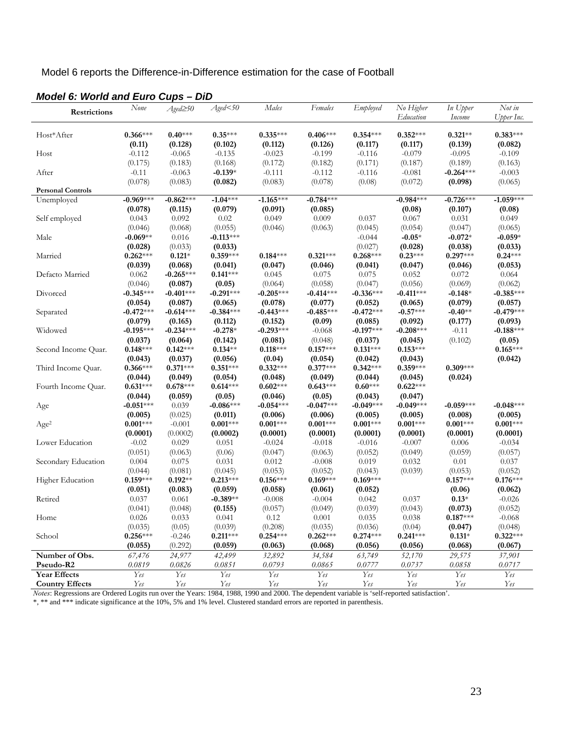Model 6 reports the Difference-in-Difference estimation for the case of Football

***Model 6: World and Euro Cups – DiD***

| Restrictions | *None* | *Aged≥50* | *Aged<50* | *Males* | *Females* | *Employed* | *No Higher Education* | *In Upper Income* | *Not in Upper Inc.* |
|---|---|---|---|---|---|---|---|---|---|
| Host*After | **0.366**\*\*\* | **0.40**\*\*\* | **0.35**\*\*\* | **0.335**\*\*\* | **0.406**\*\*\* | **0.354**\*\*\* | **0.352**\*\*\* | **0.321**\*\* | **0.383**\*\*\* |
| | **(0.11)** | **(0.128)** | **(0.102)** | **(0.112)** | **(0.126)** | **(0.117)** | **(0.117)** | **(0.139)** | **(0.082)** |
| Host | -0.112 | -0.065 | -0.135 | -0.023 | -0.199 | -0.116 | -0.079 | -0.095 | -0.109 |
| | (0.175) | (0.183) | (0.168) | (0.172) | (0.182) | (0.171) | (0.187) | (0.189) | (0.163) |
| After | -0.11 | -0.063 | **-0.139**\* | -0.111 | -0.112 | -0.116 | -0.081 | **-0.264**\*\*\* | -0.003 |
| | (0.078) | (0.083) | **(0.082)** | (0.083) | (0.078) | (0.08) | (0.072) | **(0.098)** | (0.065) |
| **Personal Controls** | | | | | | | | | |
| Unemployed | **-0.969**\*\*\* | **-0.862**\*\*\* | **-1.04**\*\*\* | **-1.165**\*\*\* | **-0.784**\*\*\* | | **-0.984**\*\*\* | **-0.726**\*\*\* | **-1.059**\*\*\* |
| | **(0.078)** | **(0.115)** | **(0.079)** | **(0.091)** | **(0.085)** | | **(0.08)** | **(0.107)** | **(0.08)** |
| Self employed | 0.043 | 0.092 | 0.02 | 0.049 | 0.009 | 0.037 | 0.067 | 0.031 | 0.049 |
| | (0.046) | (0.068) | (0.055) | (0.046) | (0.063) | (0.045) | (0.054) | (0.047) | (0.065) |
| Male | **-0.069**\*\* | 0.016 | **-0.113**\*\*\* | | | -0.044 | **-0.05**\* | **-0.072**\* | **-0.059**\* |
| | **(0.028)** | (0.033) | **(0.033)** | | | (0.027) | **(0.028)** | **(0.038)** | **(0.033)** |
| Married | **0.262**\*\*\* | **0.121**\* | **0.359**\*\*\* | **0.184**\*\*\* | **0.321**\*\*\* | **0.268**\*\*\* | **0.23**\*\*\* | **0.297**\*\*\* | **0.24**\*\*\* |
| | **(0.039)** | **(0.068)** | **(0.041)** | **(0.047)** | **(0.046)** | **(0.041)** | **(0.047)** | **(0.046)** | **(0.053)** |
| Defacto Married | 0.062 | **-0.265**\*\*\* | **0.141**\*\*\* | 0.045 | 0.075 | 0.075 | 0.052 | 0.072 | 0.064 |
| | (0.046) | **(0.087)** | **(0.05)** | (0.064) | (0.058) | (0.047) | (0.056) | (0.069) | (0.062) |
| Divorced | **-0.345**\*\*\* | **-0.401**\*\*\* | **-0.291**\*\*\* | **-0.205**\*\*\* | **-0.414**\*\*\* | **-0.336**\*\*\* | **-0.411**\*\*\* | **-0.148**\* | **-0.385**\*\*\* |
| | **(0.054)** | **(0.087)** | **(0.065)** | **(0.078)** | **(0.077)** | **(0.052)** | **(0.065)** | **(0.079)** | **(0.057)** |
| Separated | **-0.472**\*\*\* | **-0.614**\*\*\* | **-0.384**\*\*\* | **-0.443**\*\*\* | **-0.485**\*\*\* | **-0.472**\*\*\* | **-0.57**\*\*\* | **-0.40**\*\* | **-0.479**\*\*\* |
| | **(0.079)** | **(0.165)** | **(0.112)** | **(0.152)** | **(0.09)** | **(0.085)** | **(0.092)** | **(0.177)** | **(0.093)** |
| Widowed | **-0.195**\*\*\* | **-0.234**\*\*\* | **-0.278**\* | **-0.293**\*\*\* | -0.068 | **-0.197**\*\*\* | **-0.208**\*\*\* | -0.11 | **-0.188**\*\*\* |
| | **(0.037)** | **(0.064)** | **(0.142)** | **(0.081)** | (0.048) | **(0.037)** | **(0.045)** | (0.102) | **(0.05)** |
| Second Income Quar. | **0.148**\*\*\* | **0.142**\*\*\* | **0.134**\*\* | **0.118**\*\*\* | **0.157**\*\*\* | **0.131**\*\*\* | **0.153**\*\*\* | | **0.165**\*\*\* |
| | **(0.043)** | **(0.037)** | **(0.056)** | **(0.04)** | **(0.054)** | **(0.042)** | **(0.043)** | | **(0.042)** |
| Third Income Quar. | **0.366**\*\*\* | **0.371**\*\*\* | **0.351**\*\*\* | **0.332**\*\*\* | **0.377**\*\*\* | **0.342**\*\*\* | **0.359**\*\*\* | **0.309**\*\*\* | |
| | **(0.044)** | **(0.049)** | **(0.054)** | **(0.048)** | **(0.049)** | **(0.044)** | **(0.045)** | **(0.024)** | |
| Fourth Income Quar. | **0.631**\*\*\* | **0.678**\*\*\* | **0.614**\*\*\* | **0.602**\*\*\* | **0.643**\*\*\* | **0.60**\*\*\* | **0.622**\*\*\* | | |
| | **(0.044)** | **(0.059)** | **(0.05)** | **(0.046)** | **(0.05)** | **(0.043)** | **(0.047)** | | |
| Age | **-0.051**\*\*\* | 0.039 | **-0.086**\*\*\* | **-0.054**\*\*\* | **-0.047**\*\*\* | **-0.049**\*\*\* | **-0.049**\*\*\* | **-0.059**\*\*\* | **-0.048**\*\*\* |
| | **(0.005)** | (0.025) | **(0.011)** | **(0.006)** | **(0.006)** | **(0.005)** | **(0.005)** | **(0.008)** | **(0.005)** |
| Age$^2$ | **0.001**\*\*\* | -0.001 | **0.001**\*\*\* | **0.001**\*\*\* | **0.001**\*\*\* | **0.001**\*\*\* | **0.001**\*\*\* | **0.001**\*\*\* | **0.001**\*\*\* |
| | **(0.0001)** | (0.0002) | **(0.0002)** | **(0.0001)** | **(0.0001)** | **(0.0001)** | **(0.0001)** | **(0.0001)** | **(0.0001)** |
| Lower Education | -0.02 | 0.029 | 0.051 | -0.024 | -0.018 | -0.016 | -0.007 | 0.006 | -0.034 |
| | (0.051) | (0.063) | (0.06) | (0.047) | (0.063) | (0.052) | (0.049) | (0.059) | (0.057) |
| Secondary Education | 0.004 | 0.075 | 0.031 | 0.012 | -0.008 | 0.019 | 0.032 | 0.01 | 0.037 |
| | (0.044) | (0.081) | (0.045) | (0.053) | (0.052) | (0.043) | (0.039) | (0.053) | (0.052) |
| Higher Education | **0.159**\*\*\* | **0.192**\*\* | **0.213**\*\*\* | **0.156**\*\*\* | **0.169**\*\*\* | **0.169**\*\*\* | | **0.157**\*\*\* | **0.176**\*\*\* |
| | **(0.051)** | **(0.083)** | **(0.059)** | **(0.058)** | **(0.061)** | **(0.052)** | | **(0.06)** | **(0.062)** |
| Retired | 0.037 | 0.061 | **-0.389**\*\* | -0.008 | -0.004 | 0.042 | 0.037 | **0.13**\* | -0.026 |
| | (0.041) | (0.048) | **(0.155)** | (0.057) | (0.049) | (0.039) | (0.043) | **(0.073)** | (0.052) |
| Home | 0.026 | 0.033 | 0.041 | 0.12 | 0.001 | 0.035 | 0.038 | **0.187**\*\*\* | -0.068 |
| | (0.035) | (0.05) | (0.039) | (0.208) | (0.035) | (0.036) | (0.04) | **(0.047)** | (0.048) |
| School | **0.256**\*\*\* | -0.246 | **0.211**\*\*\* | **0.254**\*\*\* | **0.262**\*\*\* | **0.274**\*\*\* | **0.241**\*\*\* | **0.131**\* | **0.322**\*\*\* |
| | **(0.055)** | (0.292) | **(0.059)** | **(0.063)** | **(0.068)** | **(0.056)** | **(0.056)** | **(0.068)** | **(0.067)** |
| **Number of Obs.** | *67,476* | *24,977* | *42,499* | *32,892* | *34,584* | *63,749* | *52,170* | *29,575* | *37,901* |
| **Pseudo-R2** | *0.0819* | *0.0826* | *0.0851* | *0.0793* | *0.0865* | *0.0777* | *0.0737* | *0.0858* | *0.0717* |
| **Year Effects** | *Yes* | *Yes* | *Yes* | *Yes* | *Yes* | *Yes* | *Yes* | *Yes* | *Yes* |
| **Country Effects** | *Yes* | *Yes* | *Yes* | *Yes* | *Yes* | *Yes* | *Yes* | *Yes* | *Yes* |

*Notes*: Regressions are Ordered Logits run over the Years: 1984, 1988, 1990 and 2000. The dependent variable is 'self-reported satisfaction'.
*, ** and *** indicate significance at the 10%, 5% and 1% level. Clustered standard errors are reported in parenthesis.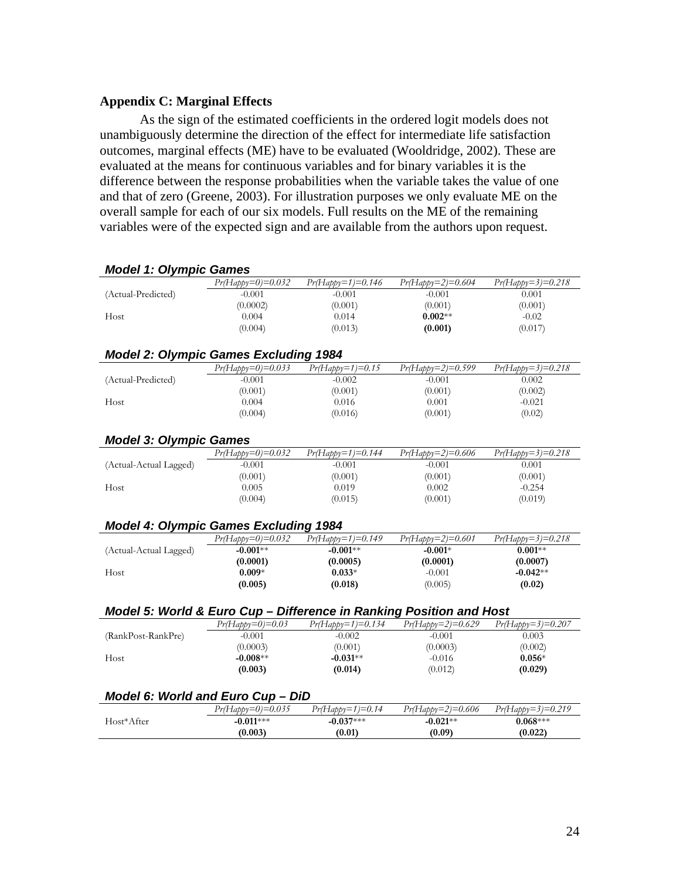## Appendix C: Marginal Effects

As the sign of the estimated coefficients in the ordered logit models does not unambiguously determine the direction of the effect for intermediate life satisfaction outcomes, marginal effects (ME) have to be evaluated (Wooldridge, 2002). These are evaluated at the means for continuous variables and for binary variables it is the difference between the response probabilities when the variable takes the value of one and that of zero (Greene, 2003). For illustration purposes we only evaluate ME on the overall sample for each of our six models. Full results on the ME of the remaining variables were of the expected sign and are available from the authors upon request.

### *Model 1: Olympic Games*

| | *Pr(Happy=0)=0.032* | *Pr(Happy=1)=0.146* | *Pr(Happy=2)=0.604* | *Pr(Happy=3)=0.218* |
|---|---|---|---|---|
| (Actual-Predicted) | -0.001 | -0.001 | -0.001 | 0.001 |
| | (0.0002) | (0.001) | (0.001) | (0.001) |
| Host | 0.004 | 0.014 | **0.002**** | -0.02 |
| | (0.004) | (0.013) | **(0.001)** | (0.017) |

### *Model 2: Olympic Games Excluding 1984*

| | *Pr(Happy=0)=0.033* | *Pr(Happy=1)=0.15* | *Pr(Happy=2)=0.599* | *Pr(Happy=3)=0.218* |
|---|---|---|---|---|
| (Actual-Predicted) | -0.001 | -0.002 | -0.001 | 0.002 |
| | (0.001) | (0.001) | (0.001) | (0.002) |
| Host | 0.004 | 0.016 | 0.001 | -0.021 |
| | (0.004) | (0.016) | (0.001) | (0.02) |

### *Model 3: Olympic Games*

| | *Pr(Happy=0)=0.032* | *Pr(Happy=1)=0.144* | *Pr(Happy=2)=0.606* | *Pr(Happy=3)=0.218* |
|---|---|---|---|---|
| (Actual-Actual Lagged) | -0.001 | -0.001 | -0.001 | 0.001 |
| | (0.001) | (0.001) | (0.001) | (0.001) |
| Host | 0.005 | 0.019 | 0.002 | -0.254 |
| | (0.004) | (0.015) | (0.001) | (0.019) |

### *Model 4: Olympic Games Excluding 1984*

| | *Pr(Happy=0)=0.032* | *Pr(Happy=1)=0.149* | *Pr(Happy=2)=0.601* | *Pr(Happy=3)=0.218* |
|---|---|---|---|---|
| (Actual-Actual Lagged) | **-0.001**** | **-0.001**** | **-0.001*** | **0.001**** |
| | **(0.0001)** | **(0.0005)** | **(0.0001)** | **(0.0007)** |
| Host | **0.009*** | **0.033*** | -0.001 | **-0.042**** |
| | **(0.005)** | **(0.018)** | (0.005) | **(0.02)** |

### *Model 5: World & Euro Cup – Difference in Ranking Position and Host*

| | *Pr(Happy=0)=0.03* | *Pr(Happy=1)=0.134* | *Pr(Happy=2)=0.629* | *Pr(Happy=3)=0.207* |
|---|---|---|---|---|
| (RankPost-RankPre) | -0.001 | -0.002 | -0.001 | 0.003 |
| | (0.0003) | (0.001) | (0.0003) | (0.002) |
| Host | **-0.008**** | **-0.031**** | -0.016 | **0.056*** |
| | **(0.003)** | **(0.014)** | (0.012) | **(0.029)** |

### *Model 6: World and Euro Cup – DiD*

| | *Pr(Happy=0)=0.035* | *Pr(Happy=1)=0.14* | *Pr(Happy=2)=0.606* | *Pr(Happy=3)=0.219* |
|---|---|---|---|---|
| Host*After | **-0.011***** | **-0.037***** | **-0.021**** | **0.068***** |
| | **(0.003)** | **(0.01)** | **(0.09)** | **(0.022)** |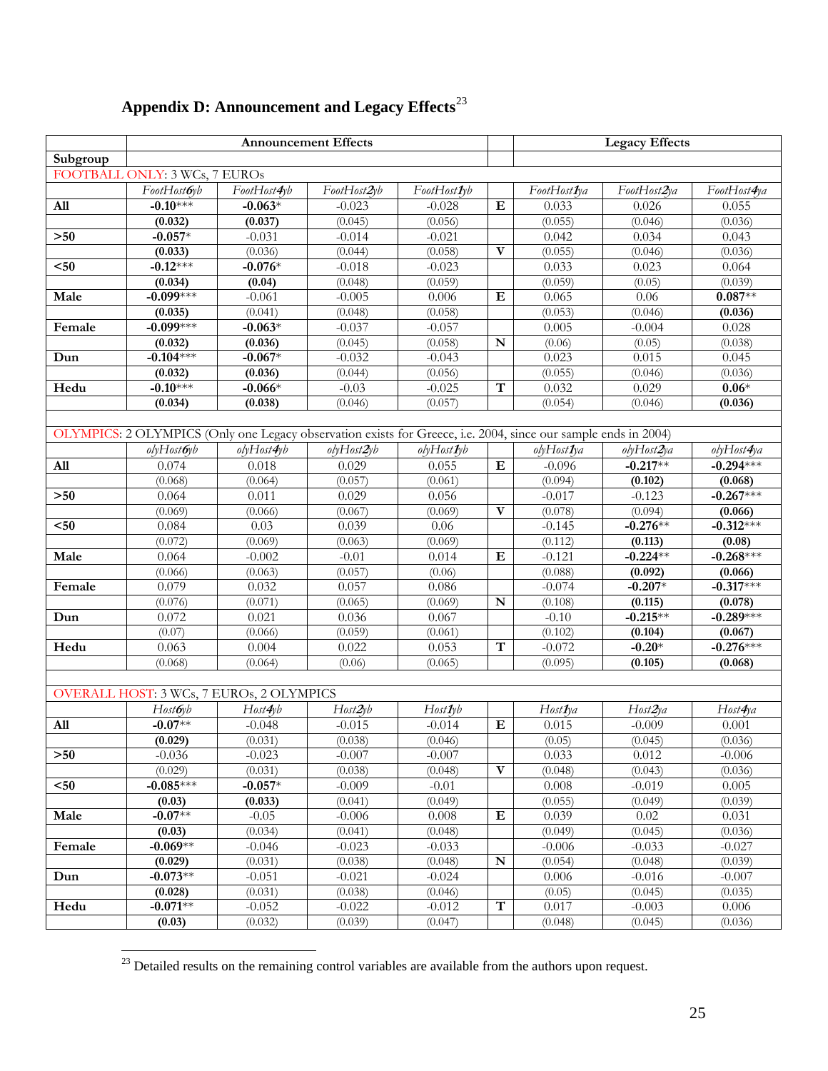## Appendix D: Announcement and Legacy Effects[23]

| | Announcement Effects | | | | | Legacy Effects | | |
|---|---|---|---|---|---|---|---|---|
| **Subgroup** | | | | | | | | |
| FOOTBALL ONLY: 3 WCs, 7 EUROs | | | | | | | | |
| | *FootHost6yb* | *FootHost4yb* | *FootHost2yb* | *FootHost1yb* | | *FootHost1ya* | *FootHost2ya* | *FootHost4ya* |
| **All** | **-0.10***** | **-0.063*** | -0.023 | -0.028 | **E** | 0.033 | 0.026 | 0.055 |
| | **(0.032)** | **(0.037)** | (0.045) | (0.056) | | (0.055) | (0.046) | (0.036) |
| **>50** | **-0.057*** | -0.031 | -0.014 | -0.021 | | 0.042 | 0.034 | 0.043 |
| | **(0.033)** | (0.036) | (0.044) | (0.058) | **V** | (0.055) | (0.046) | (0.036) |
| **<50** | **-0.12***** | **-0.076*** | -0.018 | -0.023 | | 0.033 | 0.023 | 0.064 |
| | **(0.034)** | **(0.04)** | (0.048) | (0.059) | | (0.059) | (0.05) | (0.039) |
| **Male** | **-0.099***** | -0.061 | -0.005 | 0.006 | **E** | 0.065 | 0.06 | **0.087**** |
| | **(0.035)** | (0.041) | (0.048) | (0.058) | | (0.053) | (0.046) | **(0.036)** |
| **Female** | **-0.099***** | **-0.063*** | -0.037 | -0.057 | | 0.005 | -0.004 | 0.028 |
| | **(0.032)** | **(0.036)** | (0.045) | (0.058) | **N** | (0.06) | (0.05) | (0.038) |
| **Dun** | **-0.104***** | **-0.067*** | -0.032 | -0.043 | | 0.023 | 0.015 | 0.045 |
| | **(0.032)** | **(0.036)** | (0.044) | (0.056) | | (0.055) | (0.046) | (0.036) |
| **Hedu** | **-0.10***** | **-0.066*** | -0.03 | -0.025 | **T** | 0.032 | 0.029 | **0.06*** |
| | **(0.034)** | **(0.038)** | (0.046) | (0.057) | | (0.054) | (0.046) | **(0.036)** |
| | | | | | | | | |
| OLYMPICS: 2 OLYMPICS (Only one Legacy observation exists for Greece, i.e. 2004, since our sample ends in 2004) | | | | | | | | |
| | *olyHost6yb* | *olyHost4yb* | *olyHost2yb* | *olyHost1yb* | | *olyHost1ya* | *olyHost2ya* | *olyHost4ya* |
| **All** | 0.074 | 0.018 | 0.029 | 0.055 | **E** | -0.096 | **-0.217**** | **-0.294***** |
| | (0.068) | (0.064) | (0.057) | (0.061) | | (0.094) | **(0.102)** | **(0.068)** |
| **>50** | 0.064 | 0.011 | 0.029 | 0.056 | | -0.017 | -0.123 | **-0.267***** |
| | (0.069) | (0.066) | (0.067) | (0.069) | **V** | (0.078) | (0.094) | **(0.066)** |
| **<50** | 0.084 | 0.03 | 0.039 | 0.06 | | -0.145 | **-0.276**** | **-0.312***** |
| | (0.072) | (0.069) | (0.063) | (0.069) | | (0.112) | **(0.113)** | **(0.08)** |
| **Male** | 0.064 | -0.002 | -0.01 | 0.014 | **E** | -0.121 | **-0.224**** | **-0.268***** |
| | (0.066) | (0.063) | (0.057) | (0.06) | | (0.088) | **(0.092)** | **(0.066)** |
| **Female** | 0.079 | 0.032 | 0.057 | 0.086 | | -0.074 | **-0.207*** | **-0.317***** |
| | (0.076) | (0.071) | (0.065) | (0.069) | **N** | (0.108) | **(0.115)** | **(0.078)** |
| **Dun** | 0.072 | 0.021 | 0.036 | 0.067 | | -0.10 | **-0.215**** | **-0.289***** |
| | (0.07) | (0.066) | (0.059) | (0.061) | | (0.102) | **(0.104)** | **(0.067)** |
| **Hedu** | 0.063 | 0.004 | 0.022 | 0.053 | **T** | -0.072 | **-0.20*** | **-0.276***** |
| | (0.068) | (0.064) | (0.06) | (0.065) | | (0.095) | **(0.105)** | **(0.068)** |
| | | | | | | | | |
| OVERALL HOST: 3 WCs, 7 EUROs, 2 OLYMPICS | | | | | | | | |
| | *Host6yb* | *Host4yb* | *Host2yb* | *Host1yb* | | *Host1ya* | *Host2ya* | *Host4ya* |
| **All** | **-0.07**** | -0.048 | -0.015 | -0.014 | **E** | 0.015 | -0.009 | 0.001 |
| | **(0.029)** | (0.031) | (0.038) | (0.046) | | (0.05) | (0.045) | (0.036) |
| **>50** | -0.036 | -0.023 | -0.007 | -0.007 | | 0.033 | 0.012 | -0.006 |
| | (0.029) | (0.031) | (0.038) | (0.048) | **V** | (0.048) | (0.043) | (0.036) |
| **<50** | **-0.085***** | **-0.057*** | -0.009 | -0.01 | | 0.008 | -0.019 | 0.005 |
| | **(0.03)** | **(0.033)** | (0.041) | (0.049) | | (0.055) | (0.049) | (0.039) |
| **Male** | **-0.07**** | -0.05 | -0.006 | 0.008 | **E** | 0.039 | 0.02 | 0.031 |
| | **(0.03)** | (0.034) | (0.041) | (0.048) | | (0.049) | (0.045) | (0.036) |
| **Female** | **-0.069**** | -0.046 | -0.023 | -0.033 | | -0.006 | -0.033 | -0.027 |
| | **(0.029)** | (0.031) | (0.038) | (0.048) | **N** | (0.054) | (0.048) | (0.039) |
| **Dun** | **-0.073**** | -0.051 | -0.021 | -0.024 | | 0.006 | -0.016 | -0.007 |
| | **(0.028)** | (0.031) | (0.038) | (0.046) | | (0.05) | (0.045) | (0.035) |
| **Hedu** | **-0.071**** | -0.052 | -0.022 | -0.012 | **T** | 0.017 | -0.003 | 0.006 |
| | **(0.03)** | (0.032) | (0.039) | (0.047) | | (0.048) | (0.045) | (0.036) |

[23] Detailed results on the remaining control variables are available from the authors upon request.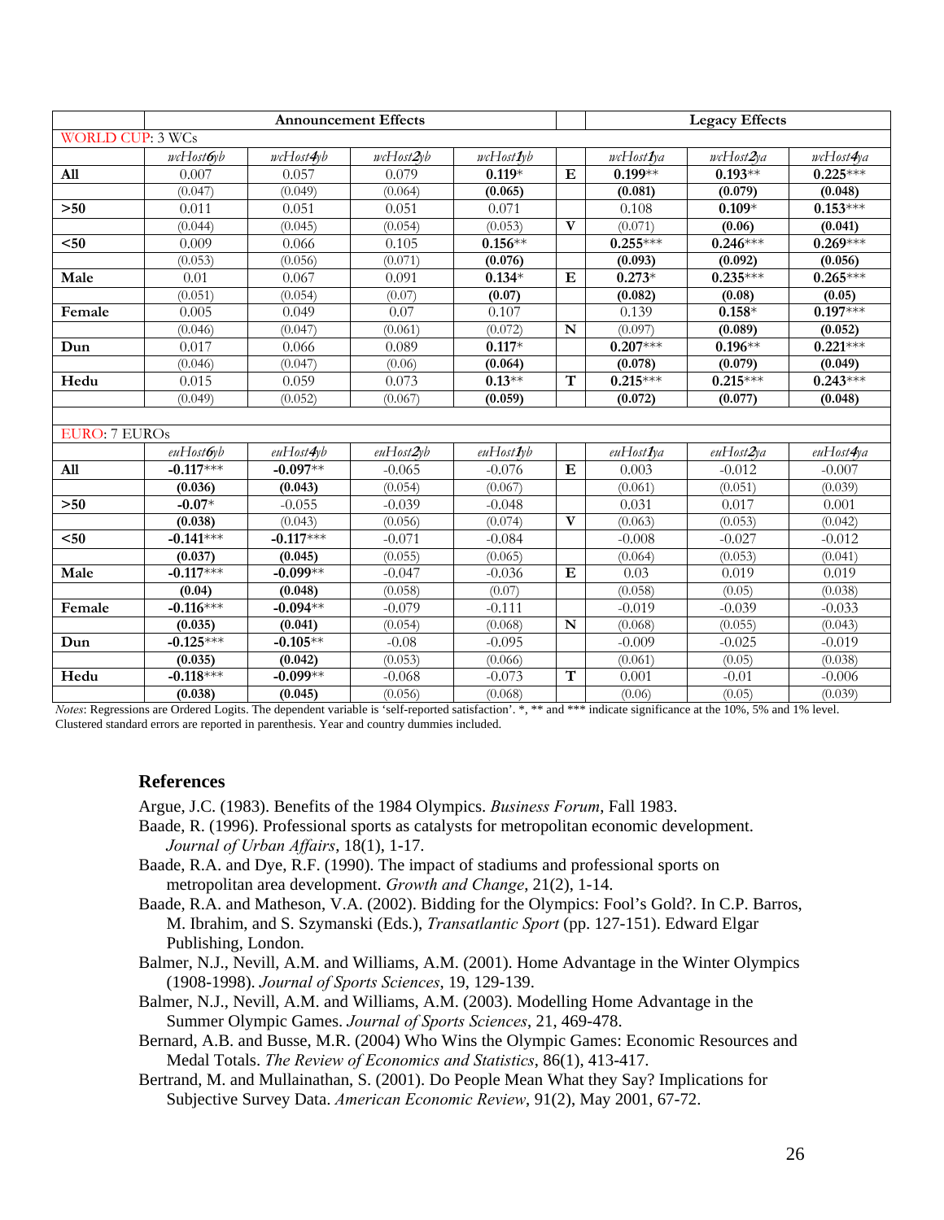| | Announcement Effects | | | | | Legacy Effects | | |
|---|---|---|---|---|---|---|---|---|
| WORLD CUP: 3 WCs | | | | | | | | |
| | *wcHost6yb* | *wcHost4yb* | *wcHost2yb* | *wcHost1yb* | | *wcHost1ya* | *wcHost2ya* | *wcHost4ya* |
| **All** | 0.007 | 0.057 | 0.079 | **0.119*** | **E** | **0.199**** | **0.193**** | **0.225***** |
| | (0.047) | (0.049) | (0.064) | **(0.065)** | | **(0.081)** | **(0.079)** | **(0.048)** |
| **>50** | 0.011 | 0.051 | 0.051 | 0.071 | | 0.108 | **0.109*** | **0.153***** |
| | (0.044) | (0.045) | (0.054) | (0.053) | **V** | (0.071) | **(0.06)** | **(0.041)** |
| **<50** | 0.009 | 0.066 | 0.105 | **0.156**** | | **0.255***** | **0.246***** | **0.269***** |
| | (0.053) | (0.056) | (0.071) | **(0.076)** | | **(0.093)** | **(0.092)** | **(0.056)** |
| **Male** | 0.01 | 0.067 | 0.091 | **0.134*** | **E** | **0.273*** | **0.235***** | **0.265***** |
| | (0.051) | (0.054) | (0.07) | **(0.07)** | | **(0.082)** | **(0.08)** | **(0.05)** |
| **Female** | 0.005 | 0.049 | 0.07 | 0.107 | | 0.139 | **0.158*** | **0.197***** |
| | (0.046) | (0.047) | (0.061) | (0.072) | **N** | (0.097) | **(0.089)** | **(0.052)** |
| **Dun** | 0.017 | 0.066 | 0.089 | **0.117*** | | **0.207***** | **0.196**** | **0.221***** |
| | (0.046) | (0.047) | (0.06) | **(0.064)** | | **(0.078)** | **(0.079)** | **(0.049)** |
| **Hedu** | 0.015 | 0.059 | 0.073 | **0.13**** | **T** | **0.215***** | **0.215***** | **0.243***** |
| | (0.049) | (0.052) | (0.067) | **(0.059)** | | **(0.072)** | **(0.077)** | **(0.048)** |
| | | | | | | | | |
| EURO: 7 EUROs | | | | | | | | |
| | *euHost6yb* | *euHost4yb* | *euHost2yb* | *euHost1yb* | | *euHost1ya* | *euHost2ya* | *euHost4ya* |
| **All** | **-0.117***** | **-0.097**** | -0.065 | -0.076 | **E** | 0.003 | -0.012 | -0.007 |
| | **(0.036)** | **(0.043)** | (0.054) | (0.067) | | (0.061) | (0.051) | (0.039) |
| **>50** | **-0.07*** | -0.055 | -0.039 | -0.048 | | 0.031 | 0.017 | 0.001 |
| | **(0.038)** | (0.043) | (0.056) | (0.074) | **V** | (0.063) | (0.053) | (0.042) |
| **<50** | **-0.141***** | **-0.117***** | -0.071 | -0.084 | | -0.008 | -0.027 | -0.012 |
| | **(0.037)** | **(0.045)** | (0.055) | (0.065) | | (0.064) | (0.053) | (0.041) |
| **Male** | **-0.117***** | **-0.099**** | -0.047 | -0.036 | **E** | 0.03 | 0.019 | 0.019 |
| | **(0.04)** | **(0.048)** | (0.058) | (0.07) | | (0.058) | (0.05) | (0.038) |
| **Female** | **-0.116***** | **-0.094**** | -0.079 | -0.111 | | -0.019 | -0.039 | -0.033 |
| | **(0.035)** | **(0.041)** | (0.054) | (0.068) | **N** | (0.068) | (0.055) | (0.043) |
| **Dun** | **-0.125***** | **-0.105**** | -0.08 | -0.095 | | -0.009 | -0.025 | -0.019 |
| | **(0.035)** | **(0.042)** | (0.053) | (0.066) | | (0.061) | (0.05) | (0.038) |
| **Hedu** | **-0.118***** | **-0.099**** | -0.068 | -0.073 | **T** | 0.001 | -0.01 | -0.006 |
| | **(0.038)** | **(0.045)** | (0.056) | (0.068) | | (0.06) | (0.05) | (0.039) |

*Notes*: Regressions are Ordered Logits. The dependent variable is 'self-reported satisfaction'. *, ** and *** indicate significance at the 10%, 5% and 1% level. Clustered standard errors are reported in parenthesis. Year and country dummies included.

## References

Argue, J.C. (1983). Benefits of the 1984 Olympics. *Business Forum*, Fall 1983.

Baade, R. (1996). Professional sports as catalysts for metropolitan economic development. *Journal of Urban Affairs*, 18(1), 1-17.

Baade, R.A. and Dye, R.F. (1990). The impact of stadiums and professional sports on metropolitan area development. *Growth and Change*, 21(2), 1-14.

Baade, R.A. and Matheson, V.A. (2002). Bidding for the Olympics: Fool's Gold?. In C.P. Barros, M. Ibrahim, and S. Szymanski (Eds.), *Transatlantic Sport* (pp. 127-151). Edward Elgar Publishing, London.

Balmer, N.J., Nevill, A.M. and Williams, A.M. (2001). Home Advantage in the Winter Olympics (1908-1998). *Journal of Sports Sciences*, 19, 129-139.

Balmer, N.J., Nevill, A.M. and Williams, A.M. (2003). Modelling Home Advantage in the Summer Olympic Games. *Journal of Sports Sciences*, 21, 469-478.

Bernard, A.B. and Busse, M.R. (2004) Who Wins the Olympic Games: Economic Resources and Medal Totals. *The Review of Economics and Statistics*, 86(1), 413-417.

Bertrand, M. and Mullainathan, S. (2001). Do People Mean What they Say? Implications for Subjective Survey Data. *American Economic Review*, 91(2), May 2001, 67-72.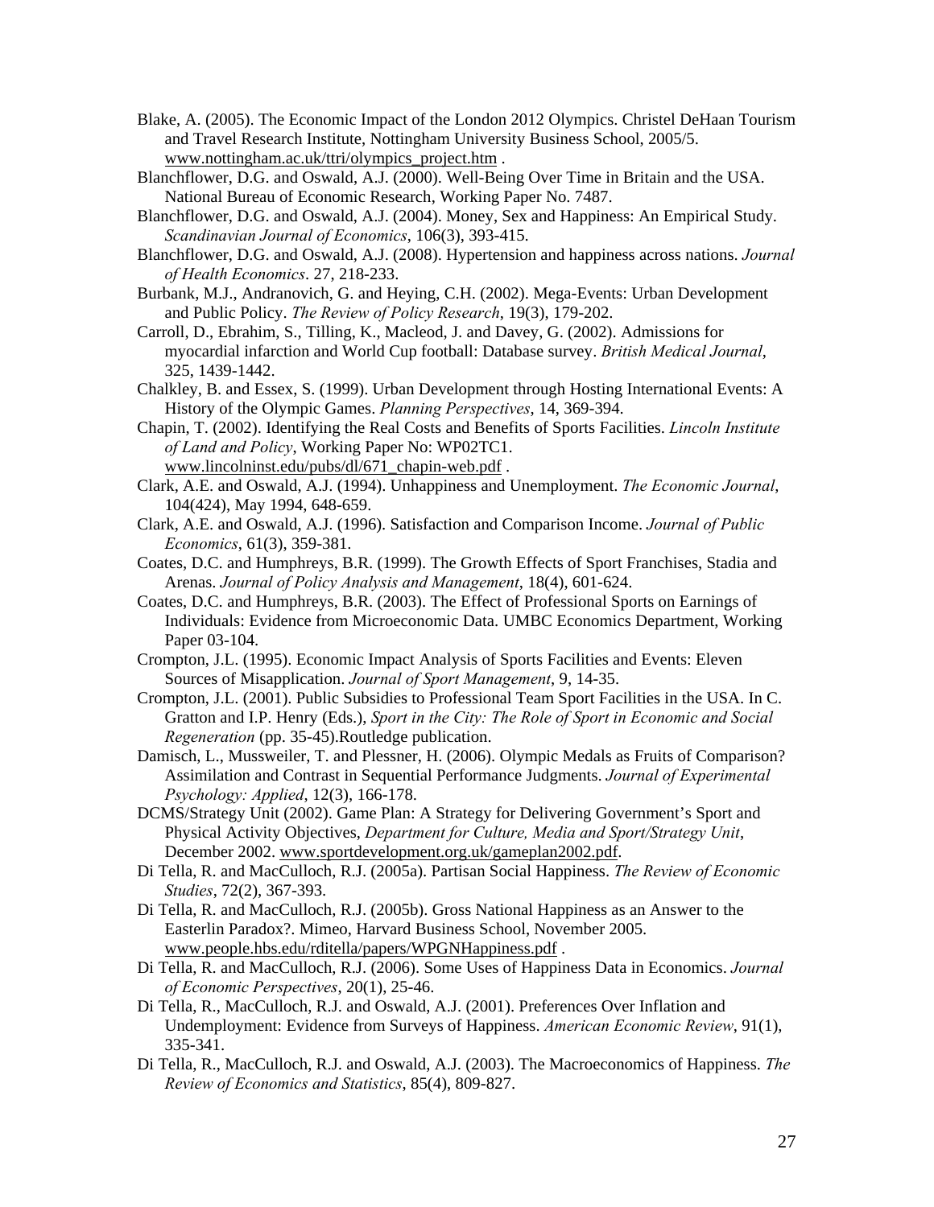Blake, A. (2005). The Economic Impact of the London 2012 Olympics. Christel DeHaan Tourism and Travel Research Institute, Nottingham University Business School, 2005/5. www.nottingham.ac.uk/ttri/olympics_project.htm .

Blanchflower, D.G. and Oswald, A.J. (2000). Well-Being Over Time in Britain and the USA. National Bureau of Economic Research, Working Paper No. 7487.

Blanchflower, D.G. and Oswald, A.J. (2004). Money, Sex and Happiness: An Empirical Study. *Scandinavian Journal of Economics*, 106(3), 393-415.

Blanchflower, D.G. and Oswald, A.J. (2008). Hypertension and happiness across nations. *Journal of Health Economics*. 27, 218-233.

Burbank, M.J., Andranovich, G. and Heying, C.H. (2002). Mega-Events: Urban Development and Public Policy. *The Review of Policy Research*, 19(3), 179-202.

Carroll, D., Ebrahim, S., Tilling, K., Macleod, J. and Davey, G. (2002). Admissions for myocardial infarction and World Cup football: Database survey. *British Medical Journal*, 325, 1439-1442.

Chalkley, B. and Essex, S. (1999). Urban Development through Hosting International Events: A History of the Olympic Games. *Planning Perspectives*, 14, 369-394.

Chapin, T. (2002). Identifying the Real Costs and Benefits of Sports Facilities. *Lincoln Institute of Land and Policy*, Working Paper No: WP02TC1. www.lincolninst.edu/pubs/dl/671_chapin-web.pdf .

Clark, A.E. and Oswald, A.J. (1994). Unhappiness and Unemployment. *The Economic Journal*, 104(424), May 1994, 648-659.

Clark, A.E. and Oswald, A.J. (1996). Satisfaction and Comparison Income. *Journal of Public Economics*, 61(3), 359-381.

Coates, D.C. and Humphreys, B.R. (1999). The Growth Effects of Sport Franchises, Stadia and Arenas. *Journal of Policy Analysis and Management*, 18(4), 601-624.

Coates, D.C. and Humphreys, B.R. (2003). The Effect of Professional Sports on Earnings of Individuals: Evidence from Microeconomic Data. UMBC Economics Department, Working Paper 03-104.

Crompton, J.L. (1995). Economic Impact Analysis of Sports Facilities and Events: Eleven Sources of Misapplication. *Journal of Sport Management*, 9, 14-35.

Crompton, J.L. (2001). Public Subsidies to Professional Team Sport Facilities in the USA. In C. Gratton and I.P. Henry (Eds.), *Sport in the City: The Role of Sport in Economic and Social Regeneration* (pp. 35-45).Routledge publication.

Damisch, L., Mussweiler, T. and Plessner, H. (2006). Olympic Medals as Fruits of Comparison? Assimilation and Contrast in Sequential Performance Judgments. *Journal of Experimental Psychology: Applied*, 12(3), 166-178.

DCMS/Strategy Unit (2002). Game Plan: A Strategy for Delivering Government's Sport and Physical Activity Objectives, *Department for Culture, Media and Sport/Strategy Unit*, December 2002. www.sportdevelopment.org.uk/gameplan2002.pdf.

Di Tella, R. and MacCulloch, R.J. (2005a). Partisan Social Happiness. *The Review of Economic Studies*, 72(2), 367-393.

Di Tella, R. and MacCulloch, R.J. (2005b). Gross National Happiness as an Answer to the Easterlin Paradox?. Mimeo, Harvard Business School, November 2005. www.people.hbs.edu/rditella/papers/WPGNHappiness.pdf .

Di Tella, R. and MacCulloch, R.J. (2006). Some Uses of Happiness Data in Economics. *Journal of Economic Perspectives*, 20(1), 25-46.

Di Tella, R., MacCulloch, R.J. and Oswald, A.J. (2001). Preferences Over Inflation and Undemployment: Evidence from Surveys of Happiness. *American Economic Review*, 91(1), 335-341.

Di Tella, R., MacCulloch, R.J. and Oswald, A.J. (2003). The Macroeconomics of Happiness. *The Review of Economics and Statistics*, 85(4), 809-827.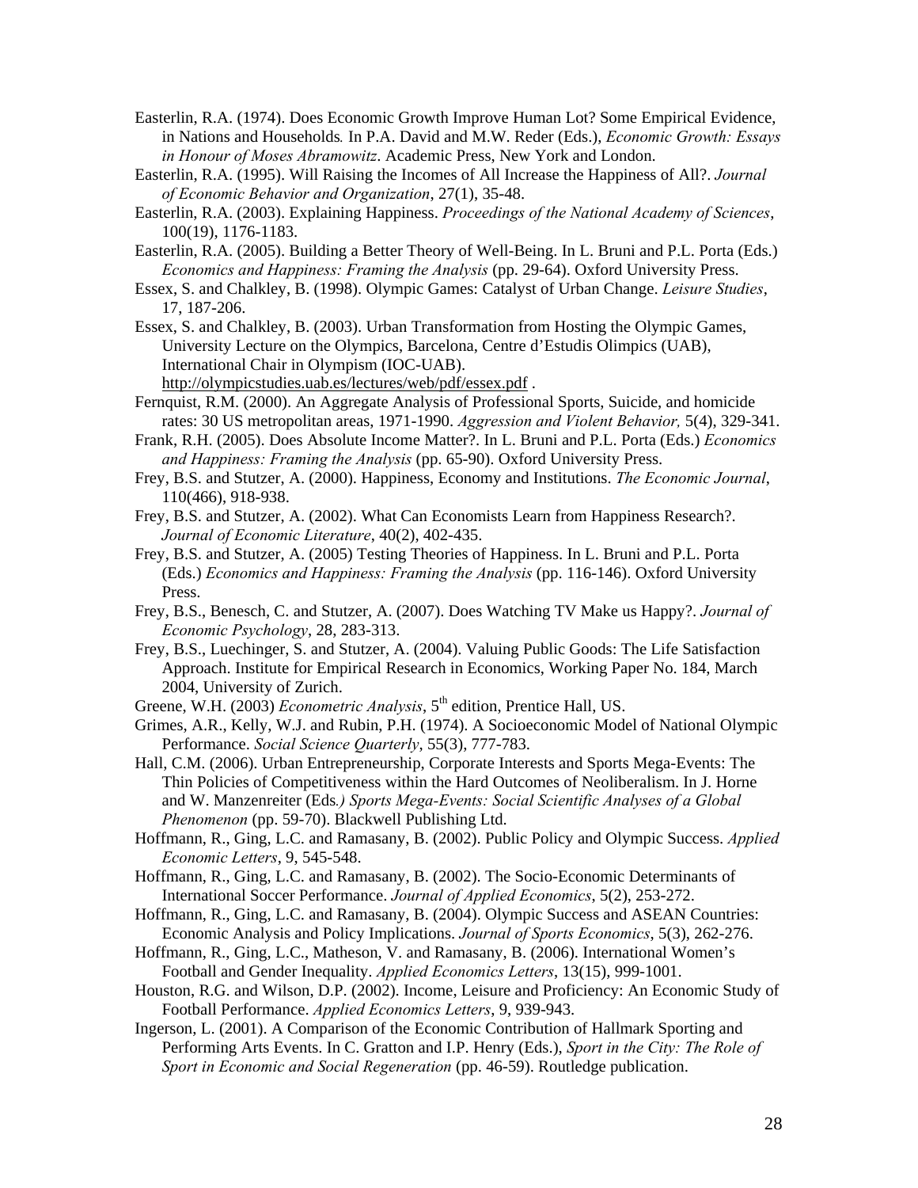Easterlin, R.A. (1974). Does Economic Growth Improve Human Lot? Some Empirical Evidence, in Nations and Households*.* In P.A. David and M.W. Reder (Eds.), *Economic Growth: Essays in Honour of Moses Abramowitz*. Academic Press, New York and London.

Easterlin, R.A. (1995). Will Raising the Incomes of All Increase the Happiness of All?. *Journal of Economic Behavior and Organization*, 27(1), 35-48.

Easterlin, R.A. (2003). Explaining Happiness. *Proceedings of the National Academy of Sciences*, 100(19), 1176-1183.

Easterlin, R.A. (2005). Building a Better Theory of Well-Being. In L. Bruni and P.L. Porta (Eds.) *Economics and Happiness: Framing the Analysis* (pp. 29-64). Oxford University Press.

Essex, S. and Chalkley, B. (1998). Olympic Games: Catalyst of Urban Change. *Leisure Studies*, 17, 187-206.

Essex, S. and Chalkley, B. (2003). Urban Transformation from Hosting the Olympic Games, University Lecture on the Olympics, Barcelona, Centre d'Estudis Olimpics (UAB), International Chair in Olympism (IOC-UAB). http://olympicstudies.uab.es/lectures/web/pdf/essex.pdf .

Fernquist, R.M. (2000). An Aggregate Analysis of Professional Sports, Suicide, and homicide rates: 30 US metropolitan areas, 1971-1990. *Aggression and Violent Behavior,* 5(4), 329-341.

Frank, R.H. (2005). Does Absolute Income Matter?. In L. Bruni and P.L. Porta (Eds.) *Economics and Happiness: Framing the Analysis* (pp. 65-90). Oxford University Press.

Frey, B.S. and Stutzer, A. (2000). Happiness, Economy and Institutions. *The Economic Journal*, 110(466), 918-938.

Frey, B.S. and Stutzer, A. (2002). What Can Economists Learn from Happiness Research?. *Journal of Economic Literature*, 40(2), 402-435.

Frey, B.S. and Stutzer, A. (2005) Testing Theories of Happiness. In L. Bruni and P.L. Porta (Eds.) *Economics and Happiness: Framing the Analysis* (pp. 116-146). Oxford University Press.

Frey, B.S., Benesch, C. and Stutzer, A. (2007). Does Watching TV Make us Happy?. *Journal of Economic Psychology*, 28, 283-313.

Frey, B.S., Luechinger, S. and Stutzer, A. (2004). Valuing Public Goods: The Life Satisfaction Approach. Institute for Empirical Research in Economics, Working Paper No. 184, March 2004, University of Zurich.

Greene, W.H. (2003) *Econometric Analysis*, 5th edition, Prentice Hall, US.

Grimes, A.R., Kelly, W.J. and Rubin, P.H. (1974). A Socioeconomic Model of National Olympic Performance. *Social Science Quarterly*, 55(3), 777-783.

Hall, C.M. (2006). Urban Entrepreneurship, Corporate Interests and Sports Mega-Events: The Thin Policies of Competitiveness within the Hard Outcomes of Neoliberalism. In J. Horne and W. Manzenreiter (Eds*.) Sports Mega-Events: Social Scientific Analyses of a Global Phenomenon* (pp. 59-70). Blackwell Publishing Ltd.

Hoffmann, R., Ging, L.C. and Ramasany, B. (2002). Public Policy and Olympic Success. *Applied Economic Letters*, 9, 545-548.

Hoffmann, R., Ging, L.C. and Ramasany, B. (2002). The Socio-Economic Determinants of International Soccer Performance. *Journal of Applied Economics*, 5(2), 253-272.

Hoffmann, R., Ging, L.C. and Ramasany, B. (2004). Olympic Success and ASEAN Countries: Economic Analysis and Policy Implications. *Journal of Sports Economics*, 5(3), 262-276.

Hoffmann, R., Ging, L.C., Matheson, V. and Ramasany, B. (2006). International Women's Football and Gender Inequality. *Applied Economics Letters*, 13(15), 999-1001.

Houston, R.G. and Wilson, D.P. (2002). Income, Leisure and Proficiency: An Economic Study of Football Performance. *Applied Economics Letters*, 9, 939-943.

Ingerson, L. (2001). A Comparison of the Economic Contribution of Hallmark Sporting and Performing Arts Events. In C. Gratton and I.P. Henry (Eds.), *Sport in the City: The Role of Sport in Economic and Social Regeneration* (pp. 46-59). Routledge publication.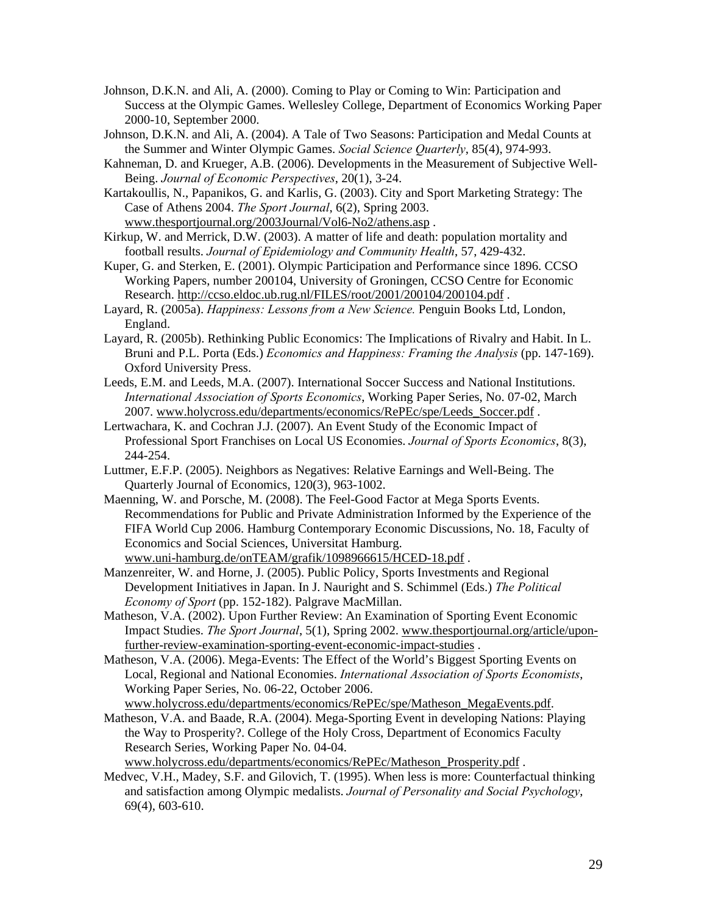Johnson, D.K.N. and Ali, A. (2000). Coming to Play or Coming to Win: Participation and Success at the Olympic Games. Wellesley College, Department of Economics Working Paper 2000-10, September 2000.

Johnson, D.K.N. and Ali, A. (2004). A Tale of Two Seasons: Participation and Medal Counts at the Summer and Winter Olympic Games. *Social Science Quarterly*, 85(4), 974-993.

Kahneman, D. and Krueger, A.B. (2006). Developments in the Measurement of Subjective Well-Being. *Journal of Economic Perspectives*, 20(1), 3-24.

Kartakoullis, N., Papanikos, G. and Karlis, G. (2003). City and Sport Marketing Strategy: The Case of Athens 2004. *The Sport Journal*, 6(2), Spring 2003. www.thesportjournal.org/2003Journal/Vol6-No2/athens.asp .

Kirkup, W. and Merrick, D.W. (2003). A matter of life and death: population mortality and football results. *Journal of Epidemiology and Community Health*, 57, 429-432.

Kuper, G. and Sterken, E. (2001). Olympic Participation and Performance since 1896. CCSO Working Papers, number 200104, University of Groningen, CCSO Centre for Economic Research. http://ccso.eldoc.ub.rug.nl/FILES/root/2001/200104/200104.pdf .

Layard, R. (2005a). *Happiness: Lessons from a New Science.* Penguin Books Ltd, London, England.

Layard, R. (2005b). Rethinking Public Economics: The Implications of Rivalry and Habit. In L. Bruni and P.L. Porta (Eds.) *Economics and Happiness: Framing the Analysis* (pp. 147-169). Oxford University Press.

Leeds, E.M. and Leeds, M.A. (2007). International Soccer Success and National Institutions. *International Association of Sports Economics*, Working Paper Series, No. 07-02, March 2007. www.holycross.edu/departments/economics/RePEc/spe/Leeds_Soccer.pdf .

Lertwachara, K. and Cochran J.J. (2007). An Event Study of the Economic Impact of Professional Sport Franchises on Local US Economies. *Journal of Sports Economics*, 8(3), 244-254.

Luttmer, E.F.P. (2005). Neighbors as Negatives: Relative Earnings and Well-Being. The Quarterly Journal of Economics, 120(3), 963-1002.

Maenning, W. and Porsche, M. (2008). The Feel-Good Factor at Mega Sports Events. Recommendations for Public and Private Administration Informed by the Experience of the FIFA World Cup 2006. Hamburg Contemporary Economic Discussions, No. 18, Faculty of Economics and Social Sciences, Universitat Hamburg. www.uni-hamburg.de/onTEAM/grafik/1098966615/HCED-18.pdf .

Manzenreiter, W. and Horne, J. (2005). Public Policy, Sports Investments and Regional Development Initiatives in Japan. In J. Nauright and S. Schimmel (Eds.) *The Political Economy of Sport* (pp. 152-182). Palgrave MacMillan.

Matheson, V.A. (2002). Upon Further Review: An Examination of Sporting Event Economic Impact Studies. *The Sport Journal*, 5(1), Spring 2002. www.thesportjournal.org/article/upon-further-review-examination-sporting-event-economic-impact-studies .

Matheson, V.A. (2006). Mega-Events: The Effect of the World's Biggest Sporting Events on Local, Regional and National Economies. *International Association of Sports Economists*, Working Paper Series, No. 06-22, October 2006. www.holycross.edu/departments/economics/RePEc/spe/Matheson_MegaEvents.pdf.

Matheson, V.A. and Baade, R.A. (2004). Mega-Sporting Event in developing Nations: Playing the Way to Prosperity?. College of the Holy Cross, Department of Economics Faculty Research Series, Working Paper No. 04-04. www.holycross.edu/departments/economics/RePEc/Matheson_Prosperity.pdf .

Medvec, V.H., Madey, S.F. and Gilovich, T. (1995). When less is more: Counterfactual thinking and satisfaction among Olympic medalists. *Journal of Personality and Social Psychology*, 69(4), 603-610.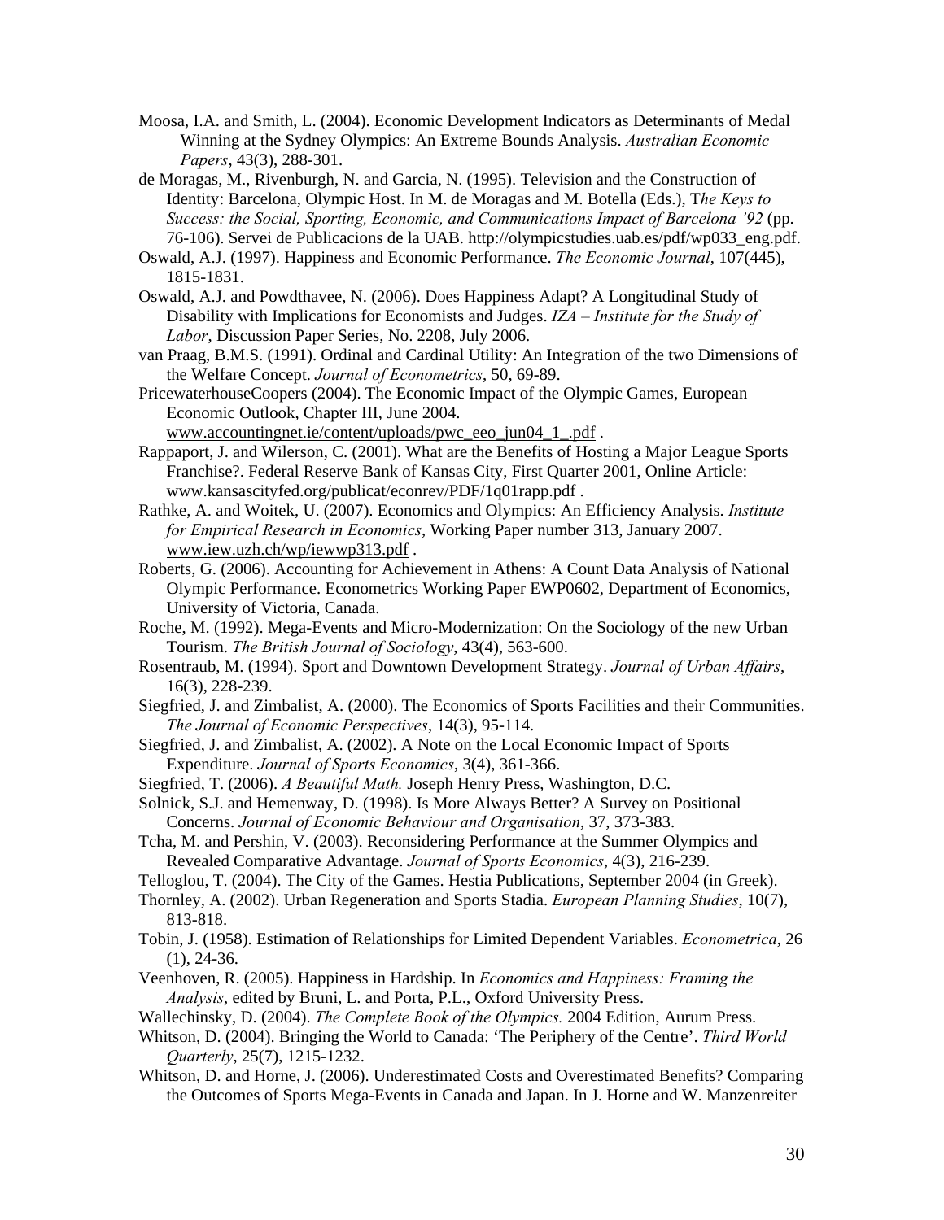Moosa, I.A. and Smith, L. (2004). Economic Development Indicators as Determinants of Medal Winning at the Sydney Olympics: An Extreme Bounds Analysis. *Australian Economic Papers*, 43(3), 288-301.

de Moragas, M., Rivenburgh, N. and Garcia, N. (1995). Television and the Construction of Identity: Barcelona, Olympic Host. In M. de Moragas and M. Botella (Eds.), T*he Keys to Success: the Social, Sporting, Economic, and Communications Impact of Barcelona '92* (pp. 76-106). Servei de Publicacions de la UAB. http://olympicstudies.uab.es/pdf/wp033_eng.pdf.

Oswald, A.J. (1997). Happiness and Economic Performance. *The Economic Journal*, 107(445), 1815-1831.

Oswald, A.J. and Powdthavee, N. (2006). Does Happiness Adapt? A Longitudinal Study of Disability with Implications for Economists and Judges. *IZA – Institute for the Study of Labor*, Discussion Paper Series, No. 2208, July 2006.

van Praag, B.M.S. (1991). Ordinal and Cardinal Utility: An Integration of the two Dimensions of the Welfare Concept. *Journal of Econometrics*, 50, 69-89.

PricewaterhouseCoopers (2004). The Economic Impact of the Olympic Games, European Economic Outlook, Chapter III, June 2004. www.accountingnet.ie/content/uploads/pwc_eeo_jun04_1_.pdf .

Rappaport, J. and Wilerson, C. (2001). What are the Benefits of Hosting a Major League Sports Franchise?. Federal Reserve Bank of Kansas City, First Quarter 2001, Online Article: www.kansascityfed.org/publicat/econrev/PDF/1q01rapp.pdf .

Rathke, A. and Woitek, U. (2007). Economics and Olympics: An Efficiency Analysis. *Institute for Empirical Research in Economics*, Working Paper number 313, January 2007. www.iew.uzh.ch/wp/iewwp313.pdf .

Roberts, G. (2006). Accounting for Achievement in Athens: A Count Data Analysis of National Olympic Performance. Econometrics Working Paper EWP0602, Department of Economics, University of Victoria, Canada.

Roche, M. (1992). Mega-Events and Micro-Modernization: On the Sociology of the new Urban Tourism. *The British Journal of Sociology*, 43(4), 563-600.

Rosentraub, M. (1994). Sport and Downtown Development Strategy. *Journal of Urban Affairs*, 16(3), 228-239.

Siegfried, J. and Zimbalist, A. (2000). The Economics of Sports Facilities and their Communities. *The Journal of Economic Perspectives*, 14(3), 95-114.

Siegfried, J. and Zimbalist, A. (2002). A Note on the Local Economic Impact of Sports Expenditure. *Journal of Sports Economics*, 3(4), 361-366.

Siegfried, T. (2006). *A Beautiful Math.* Joseph Henry Press, Washington, D.C.

Solnick, S.J. and Hemenway, D. (1998). Is More Always Better? A Survey on Positional Concerns. *Journal of Economic Behaviour and Organisation*, 37, 373-383.

Tcha, M. and Pershin, V. (2003). Reconsidering Performance at the Summer Olympics and Revealed Comparative Advantage. *Journal of Sports Economics*, 4(3), 216-239.

Telloglou, T. (2004). The City of the Games. Hestia Publications, September 2004 (in Greek).

Thornley, A. (2002). Urban Regeneration and Sports Stadia. *European Planning Studies*, 10(7), 813-818.

Tobin, J. (1958). Estimation of Relationships for Limited Dependent Variables. *Econometrica*, 26 (1), 24-36.

Veenhoven, R. (2005). Happiness in Hardship. In *Economics and Happiness: Framing the Analysis*, edited by Bruni, L. and Porta, P.L., Oxford University Press.

Wallechinsky, D. (2004). *The Complete Book of the Olympics.* 2004 Edition, Aurum Press.

Whitson, D. (2004). Bringing the World to Canada: 'The Periphery of the Centre'. *Third World Quarterly*, 25(7), 1215-1232.

Whitson, D. and Horne, J. (2006). Underestimated Costs and Overestimated Benefits? Comparing the Outcomes of Sports Mega-Events in Canada and Japan. In J. Horne and W. Manzenreiter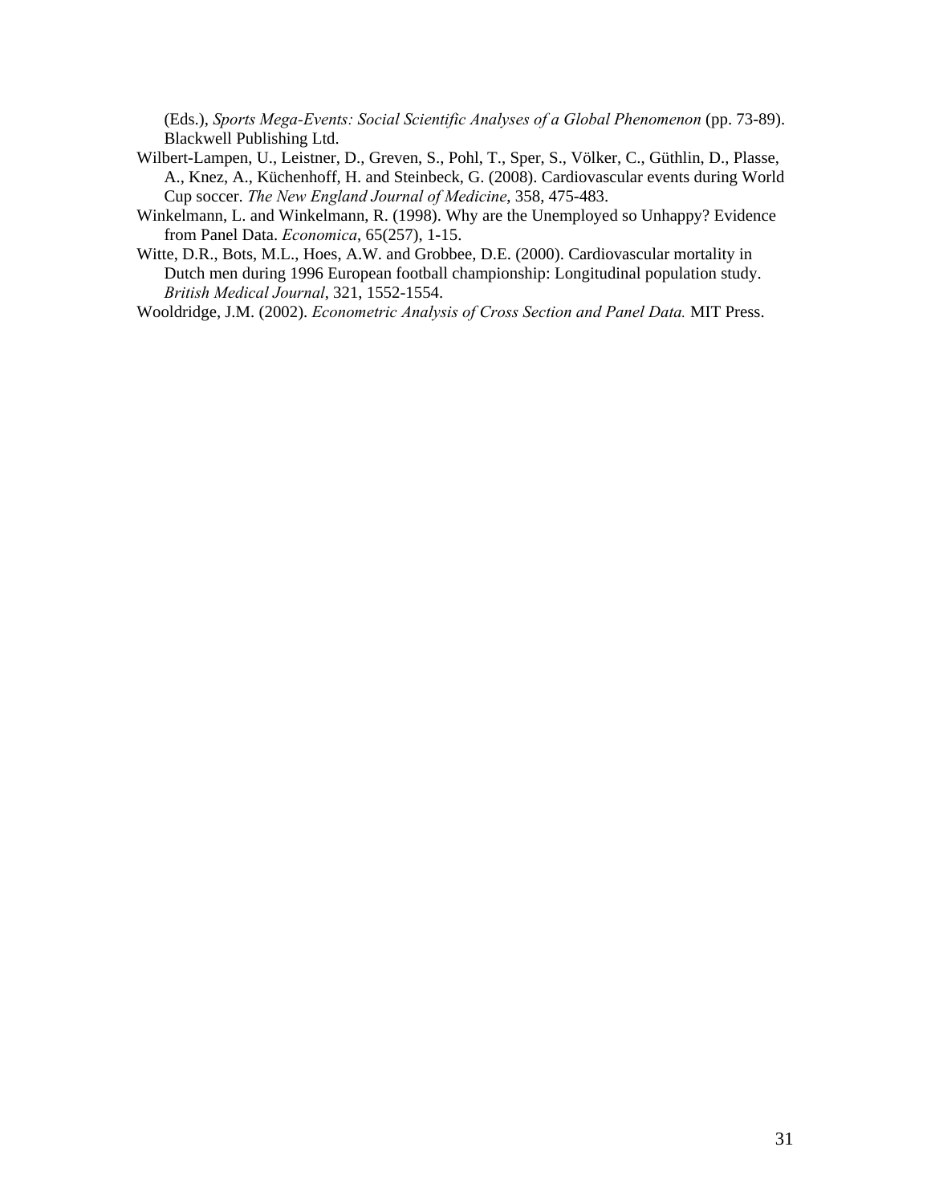(Eds.), *Sports Mega-Events: Social Scientific Analyses of a Global Phenomenon* (pp. 73-89). Blackwell Publishing Ltd.

Wilbert-Lampen, U., Leistner, D., Greven, S., Pohl, T., Sper, S., Völker, C., Güthlin, D., Plasse, A., Knez, A., Küchenhoff, H. and Steinbeck, G. (2008). Cardiovascular events during World Cup soccer. *The New England Journal of Medicine*, 358, 475-483.

Winkelmann, L. and Winkelmann, R. (1998). Why are the Unemployed so Unhappy? Evidence from Panel Data. *Economica*, 65(257), 1-15.

Witte, D.R., Bots, M.L., Hoes, A.W. and Grobbee, D.E. (2000). Cardiovascular mortality in Dutch men during 1996 European football championship: Longitudinal population study. *British Medical Journal*, 321, 1552-1554.

Wooldridge, J.M. (2002). *Econometric Analysis of Cross Section and Panel Data.* MIT Press.